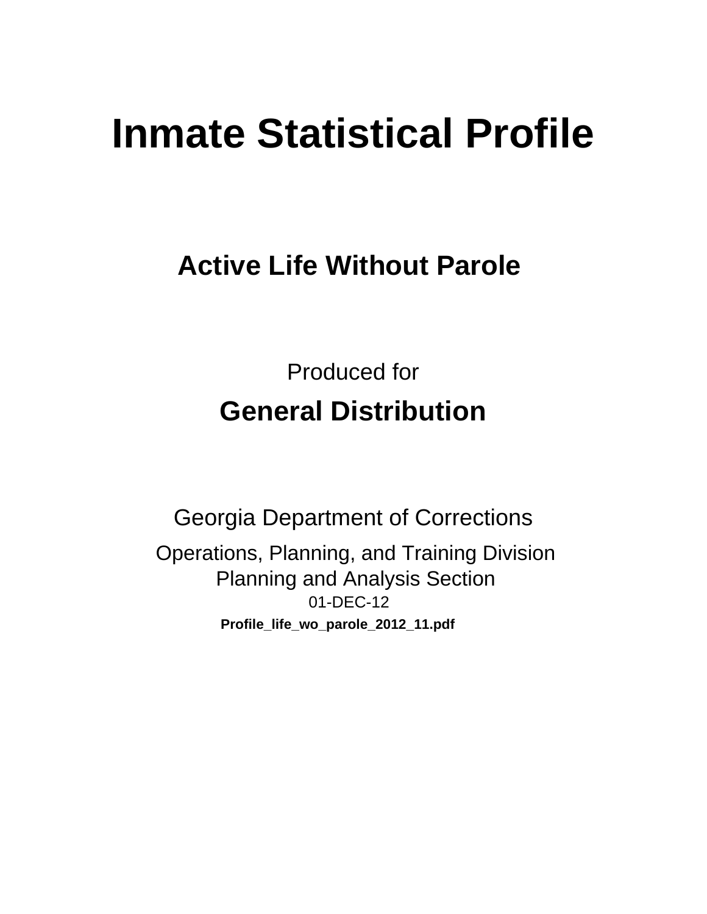# Inmate Statistical Profile

## Active Life Without Parole

Produced for

**General Distribution**

Georgia Department of Corrections

Operations, Planning, and Training Division
Planning and Analysis Section
01-DEC-12

**Profile_life_wo_parole_2012_11.pdf**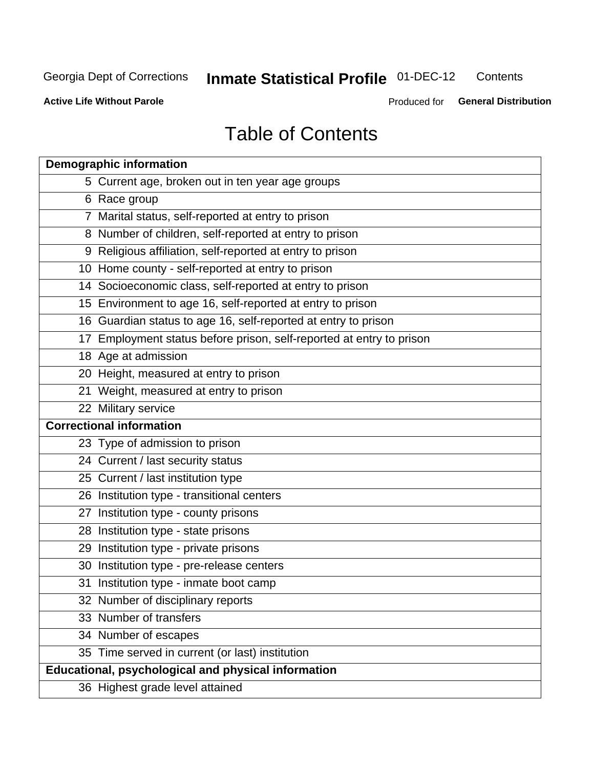# Table of Contents

| Page | Demographic information |
|---|---|
| 5 | Current age, broken out in ten year age groups |
| 6 | Race group |
| 7 | Marital status, self-reported at entry to prison |
| 8 | Number of children, self-reported at entry to prison |
| 9 | Religious affiliation, self-reported at entry to prison |
| 10 | Home county - self-reported at entry to prison |
| 14 | Socioeconomic class, self-reported at entry to prison |
| 15 | Environment to age 16, self-reported at entry to prison |
| 16 | Guardian status to age 16, self-reported at entry to prison |
| 17 | Employment status before prison, self-reported at entry to prison |
| 18 | Age at admission |
| 20 | Height, measured at entry to prison |
| 21 | Weight, measured at entry to prison |
| 22 | Military service |
| | **Correctional information** |
| 23 | Type of admission to prison |
| 24 | Current / last security status |
| 25 | Current / last institution type |
| 26 | Institution type - transitional centers |
| 27 | Institution type - county prisons |
| 28 | Institution type - state prisons |
| 29 | Institution type - private prisons |
| 30 | Institution type - pre-release centers |
| 31 | Institution type - inmate boot camp |
| 32 | Number of disciplinary reports |
| 33 | Number of transfers |
| 34 | Number of escapes |
| 35 | Time served in current (or last) institution |
| | **Educational, psychological and physical information** |
| 36 | Highest grade level attained |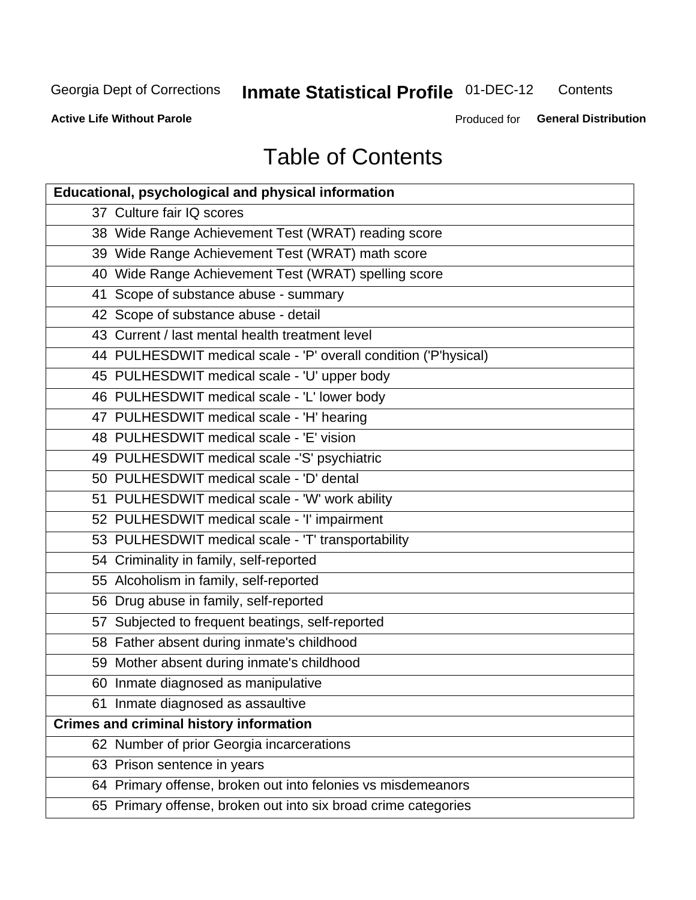Georgia Dept of Corrections **Inmate Statistical Profile** 01-DEC-12 Contents

**Active Life Without Parole** Produced for **General Distribution**

# Table of Contents

| **Educational, psychological and physical information** | |
|---|---|
| 37 | Culture fair IQ scores |
| 38 | Wide Range Achievement Test (WRAT) reading score |
| 39 | Wide Range Achievement Test (WRAT) math score |
| 40 | Wide Range Achievement Test (WRAT) spelling score |
| 41 | Scope of substance abuse - summary |
| 42 | Scope of substance abuse - detail |
| 43 | Current / last mental health treatment level |
| 44 | PULHESDWIT medical scale - 'P' overall condition ('P'hysical) |
| 45 | PULHESDWIT medical scale - 'U' upper body |
| 46 | PULHESDWIT medical scale - 'L' lower body |
| 47 | PULHESDWIT medical scale - 'H' hearing |
| 48 | PULHESDWIT medical scale - 'E' vision |
| 49 | PULHESDWIT medical scale -'S' psychiatric |
| 50 | PULHESDWIT medical scale - 'D' dental |
| 51 | PULHESDWIT medical scale - 'W' work ability |
| 52 | PULHESDWIT medical scale - 'I' impairment |
| 53 | PULHESDWIT medical scale - 'T' transportability |
| 54 | Criminality in family, self-reported |
| 55 | Alcoholism in family, self-reported |
| 56 | Drug abuse in family, self-reported |
| 57 | Subjected to frequent beatings, self-reported |
| 58 | Father absent during inmate's childhood |
| 59 | Mother absent during inmate's childhood |
| 60 | Inmate diagnosed as manipulative |
| 61 | Inmate diagnosed as assaultive |
| **Crimes and criminal history information** | |
| 62 | Number of prior Georgia incarcerations |
| 63 | Prison sentence in years |
| 64 | Primary offense, broken out into felonies vs misdemeanors |
| 65 | Primary offense, broken out into six broad crime categories |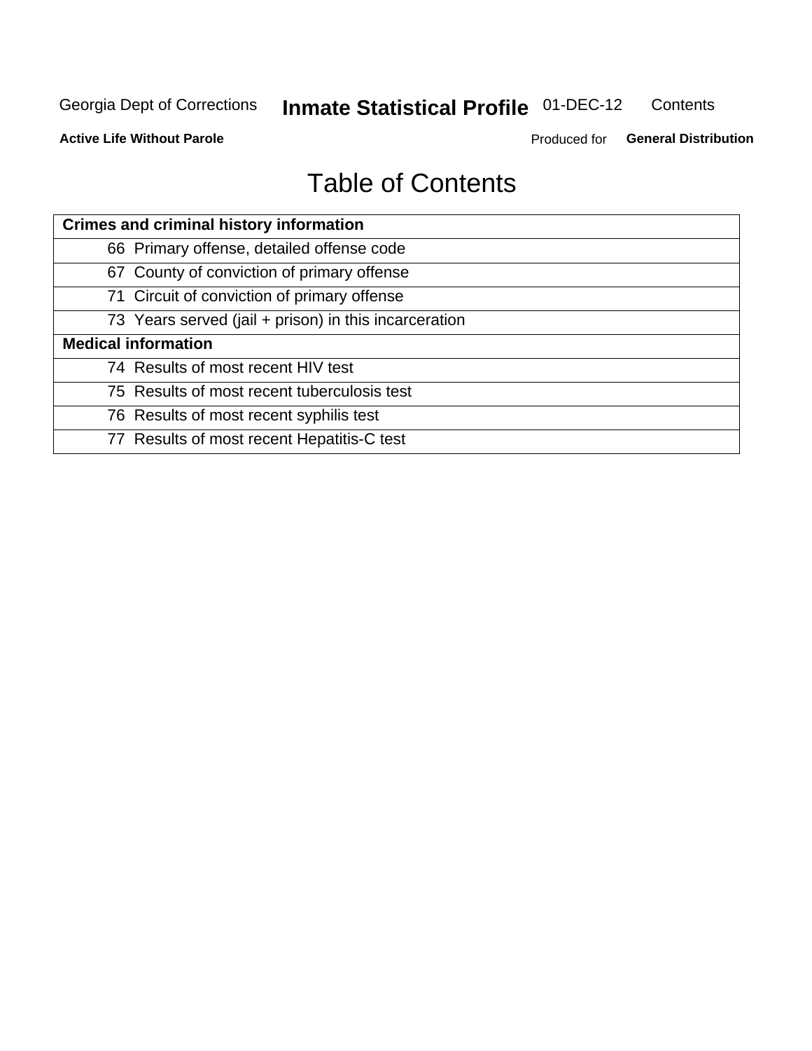# Table of Contents

| Crimes and criminal history information |
|---|
| 66 Primary offense, detailed offense code |
| 67 County of conviction of primary offense |
| 71 Circuit of conviction of primary offense |
| 73 Years served (jail + prison) in this incarceration |
| **Medical information** |
| 74 Results of most recent HIV test |
| 75 Results of most recent tuberculosis test |
| 76 Results of most recent syphilis test |
| 77 Results of most recent Hepatitis-C test |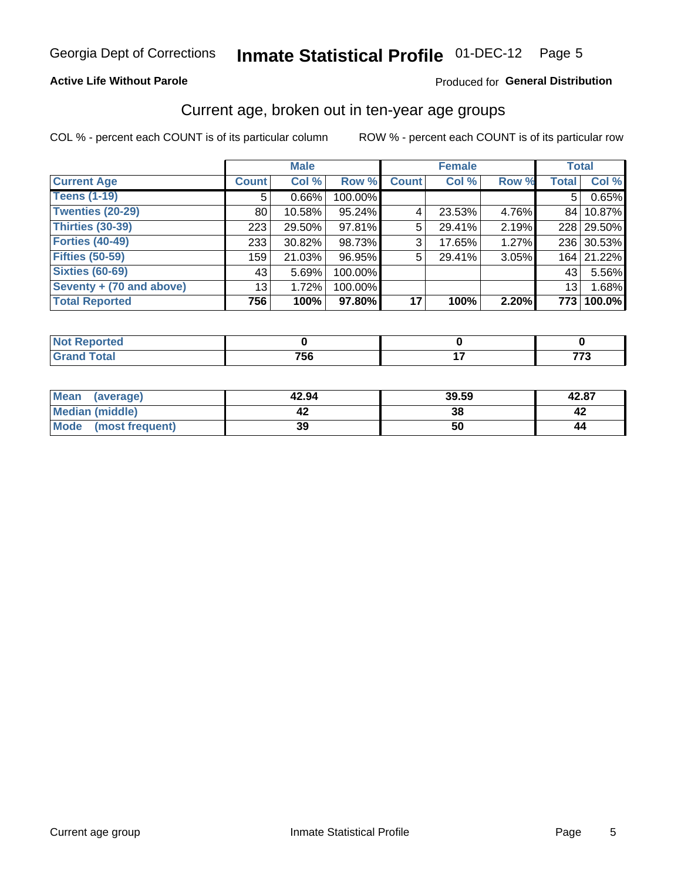Georgia Dept of Corrections **Inmate Statistical Profile** 01-DEC-12

**Active Life Without Parole**

Produced for **General Distribution**

## Current age, broken out in ten-year age groups

COL % - percent each COUNT is of its particular column

ROW % - percent each COUNT is of its particular row

| | Male | | | Female | | | Total | |
|---|---|---|---|---|---|---|---|---|
| **Current Age** | **Count** | **Col %** | **Row %** | **Count** | **Col %** | **Row %** | **Total** | **Col %** |
| **Teens (1-19)** | 5 | 0.66% | 100.00% | | | | 5 | 0.65% |
| **Twenties (20-29)** | 80 | 10.58% | 95.24% | 4 | 23.53% | 4.76% | 84 | 10.87% |
| **Thirties (30-39)** | 223 | 29.50% | 97.81% | 5 | 29.41% | 2.19% | 228 | 29.50% |
| **Forties (40-49)** | 233 | 30.82% | 98.73% | 3 | 17.65% | 1.27% | 236 | 30.53% |
| **Fifties (50-59)** | 159 | 21.03% | 96.95% | 5 | 29.41% | 3.05% | 164 | 21.22% |
| **Sixties (60-69)** | 43 | 5.69% | 100.00% | | | | 43 | 5.56% |
| **Seventy + (70 and above)** | 13 | 1.72% | 100.00% | | | | 13 | 1.68% |
| **Total Reported** | **756** | **100%** | **97.80%** | **17** | **100%** | **2.20%** | **773** | **100.0%** |

| | Male | Female | Total |
|---|---|---|---|
| **Not Reported** | **0** | **0** | **0** |
| **Grand Total** | **756** | **17** | **773** |

| | Male | Female | Total |
|---|---|---|---|
| **Mean (average)** | **42.94** | **39.59** | **42.87** |
| **Median (middle)** | **42** | **38** | **42** |
| **Mode (most frequent)** | **39** | **50** | **44** |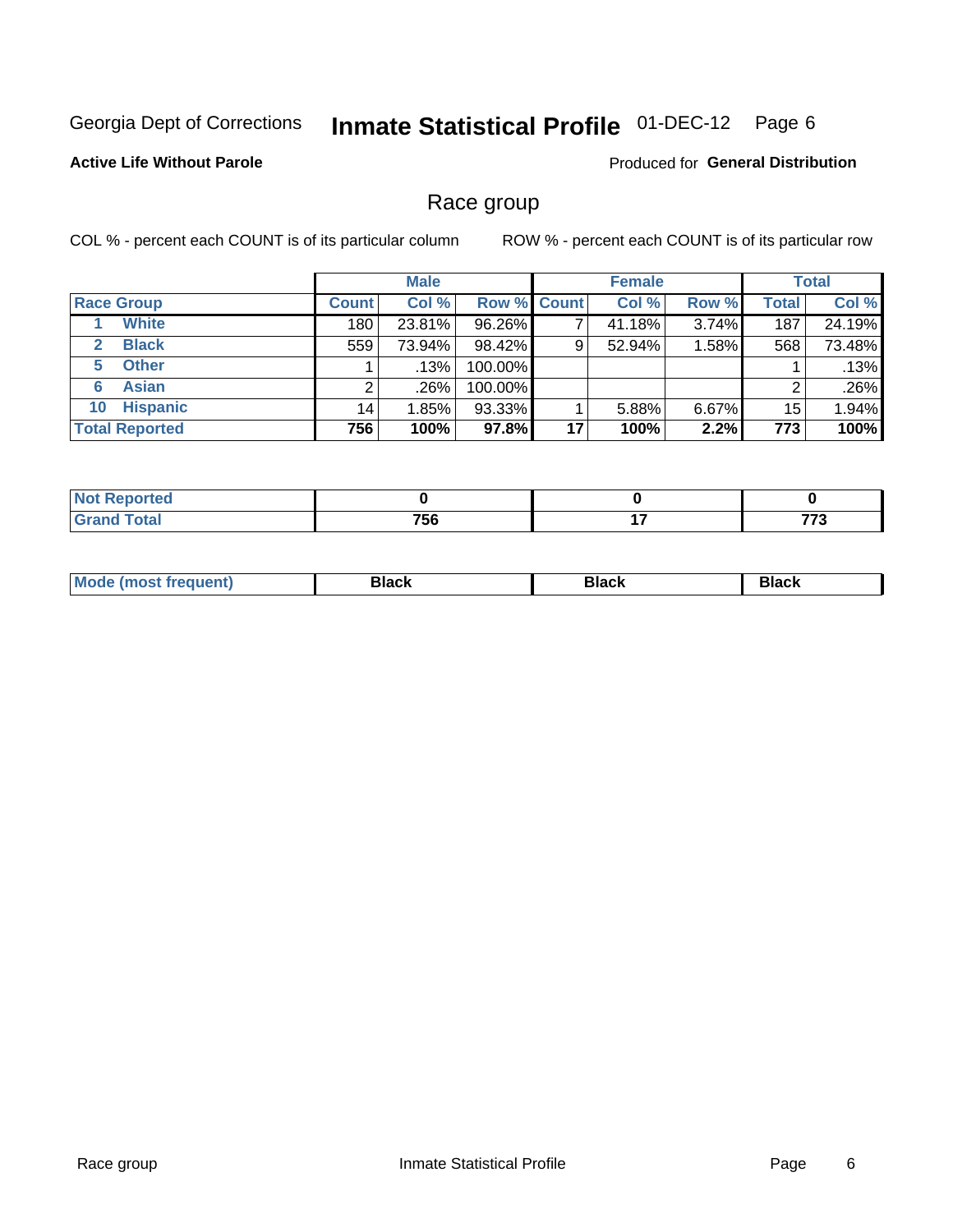Georgia Dept of Corrections **Inmate Statistical Profile** 01-DEC-12

**Active Life Without Parole**

Produced for **General Distribution**

## Race group

COL % - percent each COUNT is of its particular column ROW % - percent each COUNT is of its particular row

| | Male | | | Female | | | Total | |
|---|---|---|---|---|---|---|---|---|
| **Race Group** | **Count** | **Col %** | **Row %** | **Count** | **Col %** | **Row %** | **Total** | **Col %** |
| 1 **White** | 180 | 23.81% | 96.26% | 7 | 41.18% | 3.74% | 187 | 24.19% |
| 2 **Black** | 559 | 73.94% | 98.42% | 9 | 52.94% | 1.58% | 568 | 73.48% |
| 5 **Other** | 1 | .13% | 100.00% | | | | 1 | .13% |
| 6 **Asian** | 2 | .26% | 100.00% | | | | 2 | .26% |
| 10 **Hispanic** | 14 | 1.85% | 93.33% | 1 | 5.88% | 6.67% | 15 | 1.94% |
| **Total Reported** | **756** | **100%** | **97.8%** | **17** | **100%** | **2.2%** | **773** | **100%** |

| | Male | Female | Total |
|---|---|---|---|
| **Not Reported** | **0** | **0** | **0** |
| **Grand Total** | **756** | **17** | **773** |

| | Male | Female | Total |
|---|---|---|---|
| **Mode (most frequent)** | **Black** | **Black** | **Black** |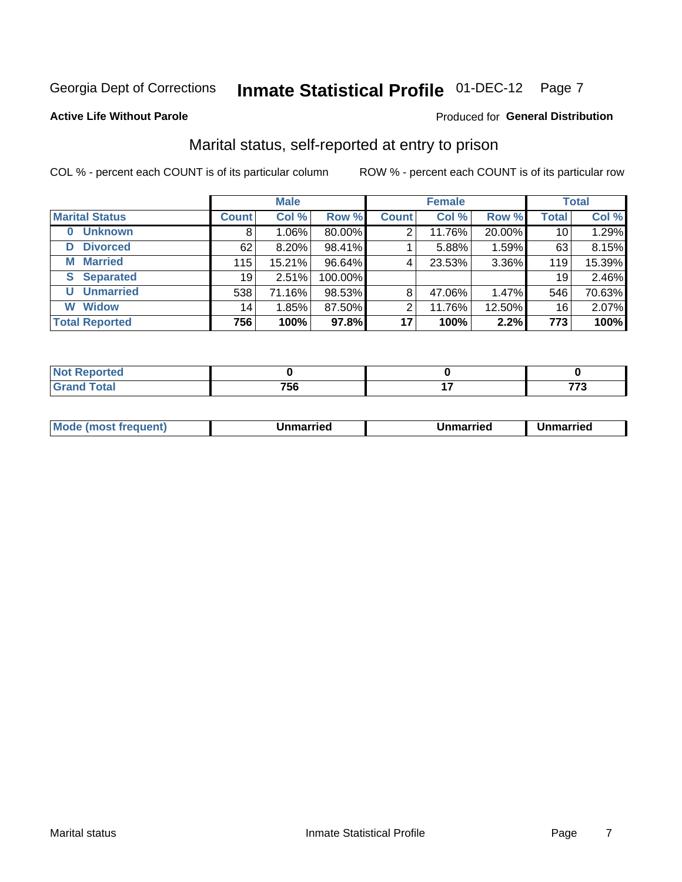Georgia Dept of Corrections **Inmate Statistical Profile** 01-DEC-12 Page 7

**Active Life Without Parole**

Produced for **General Distribution**

## Marital status, self-reported at entry to prison

COL % - percent each COUNT is of its particular column

ROW % - percent each COUNT is of its particular row

| | Male | | | Female | | | Total | |
|---|---|---|---|---|---|---|---|---|
| **Marital Status** | **Count** | **Col %** | **Row %** | **Count** | **Col %** | **Row %** | **Total** | **Col %** |
| **0 Unknown** | 8 | 1.06% | 80.00% | 2 | 11.76% | 20.00% | 10 | 1.29% |
| **D Divorced** | 62 | 8.20% | 98.41% | 1 | 5.88% | 1.59% | 63 | 8.15% |
| **M Married** | 115 | 15.21% | 96.64% | 4 | 23.53% | 3.36% | 119 | 15.39% |
| **S Separated** | 19 | 2.51% | 100.00% | | | | 19 | 2.46% |
| **U Unmarried** | 538 | 71.16% | 98.53% | 8 | 47.06% | 1.47% | 546 | 70.63% |
| **W Widow** | 14 | 1.85% | 87.50% | 2 | 11.76% | 12.50% | 16 | 2.07% |
| **Total Reported** | **756** | **100%** | **97.8%** | **17** | **100%** | **2.2%** | **773** | **100%** |

| | Male | Female | Total |
|---|---|---|---|
| **Not Reported** | **0** | **0** | **0** |
| **Grand Total** | **756** | **17** | **773** |

| | Male | Female | Total |
|---|---|---|---|
| **Mode (most frequent)** | **Unmarried** | **Unmarried** | **Unmarried** |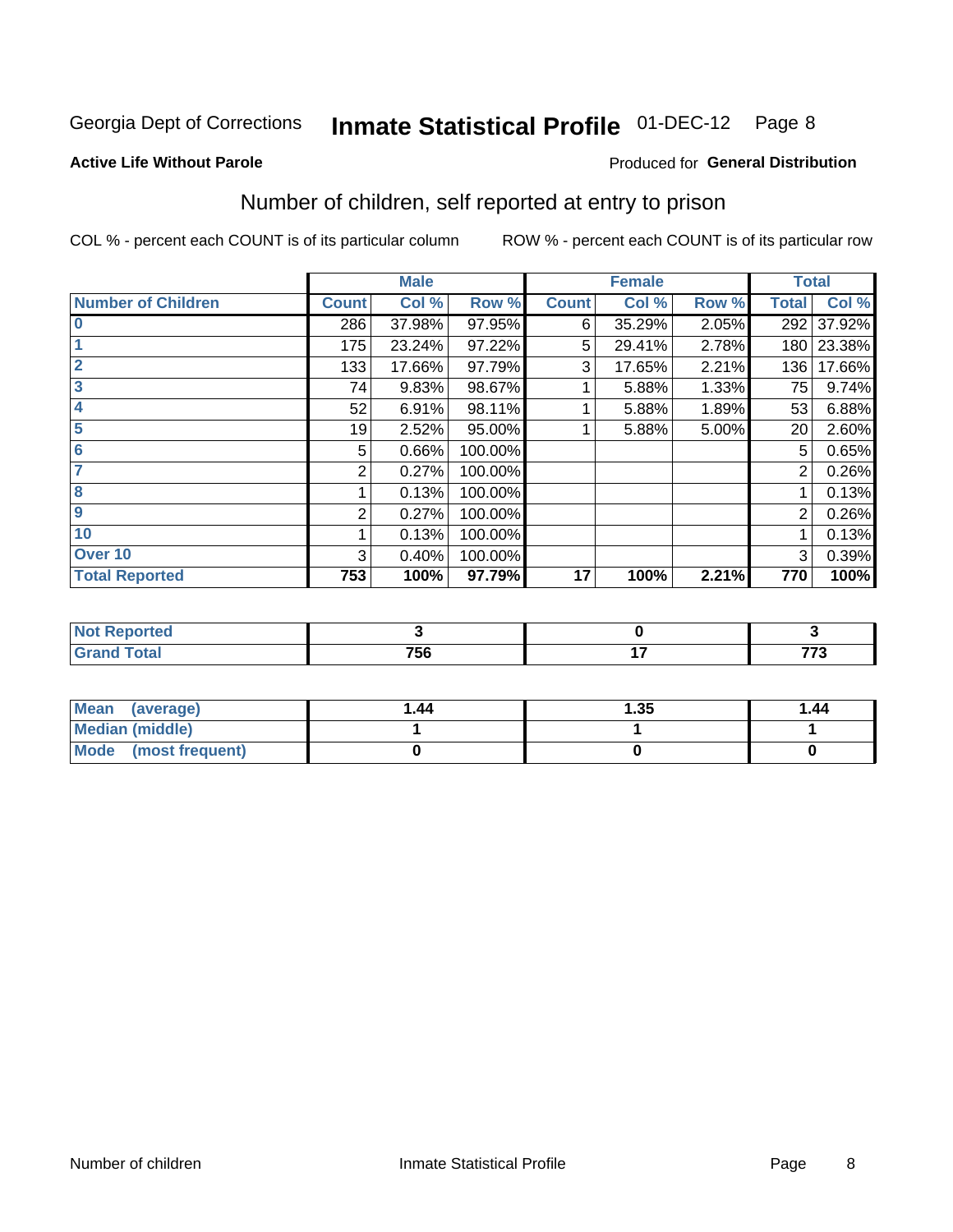Georgia Dept of Corrections **Inmate Statistical Profile** 01-DEC-12

**Active Life Without Parole**

Produced for **General Distribution**

## Number of children, self reported at entry to prison

COL % - percent each COUNT is of its particular column ROW % - percent each COUNT is of its particular row

| | Male | | | Female | | | Total | |
|---|---|---|---|---|---|---|---|---|
| **Number of Children** | **Count** | **Col %** | **Row %** | **Count** | **Col %** | **Row %** | **Total** | **Col %** |
| **0** | 286 | 37.98% | 97.95% | 6 | 35.29% | 2.05% | 292 | 37.92% |
| **1** | 175 | 23.24% | 97.22% | 5 | 29.41% | 2.78% | 180 | 23.38% |
| **2** | 133 | 17.66% | 97.79% | 3 | 17.65% | 2.21% | 136 | 17.66% |
| **3** | 74 | 9.83% | 98.67% | 1 | 5.88% | 1.33% | 75 | 9.74% |
| **4** | 52 | 6.91% | 98.11% | 1 | 5.88% | 1.89% | 53 | 6.88% |
| **5** | 19 | 2.52% | 95.00% | 1 | 5.88% | 5.00% | 20 | 2.60% |
| **6** | 5 | 0.66% | 100.00% | | | | 5 | 0.65% |
| **7** | 2 | 0.27% | 100.00% | | | | 2 | 0.26% |
| **8** | 1 | 0.13% | 100.00% | | | | 1 | 0.13% |
| **9** | 2 | 0.27% | 100.00% | | | | 2 | 0.26% |
| **10** | 1 | 0.13% | 100.00% | | | | 1 | 0.13% |
| **Over 10** | 3 | 0.40% | 100.00% | | | | 3 | 0.39% |
| **Total Reported** | **753** | **100%** | **97.79%** | **17** | **100%** | **2.21%** | **770** | **100%** |

| | Male | Female | Total |
|---|---|---|---|
| **Not Reported** | **3** | **0** | **3** |
| **Grand Total** | **756** | **17** | **773** |

| | Male | Female | Total |
|---|---|---|---|
| **Mean (average)** | **1.44** | **1.35** | **1.44** |
| **Median (middle)** | **1** | **1** | **1** |
| **Mode (most frequent)** | **0** | **0** | **0** |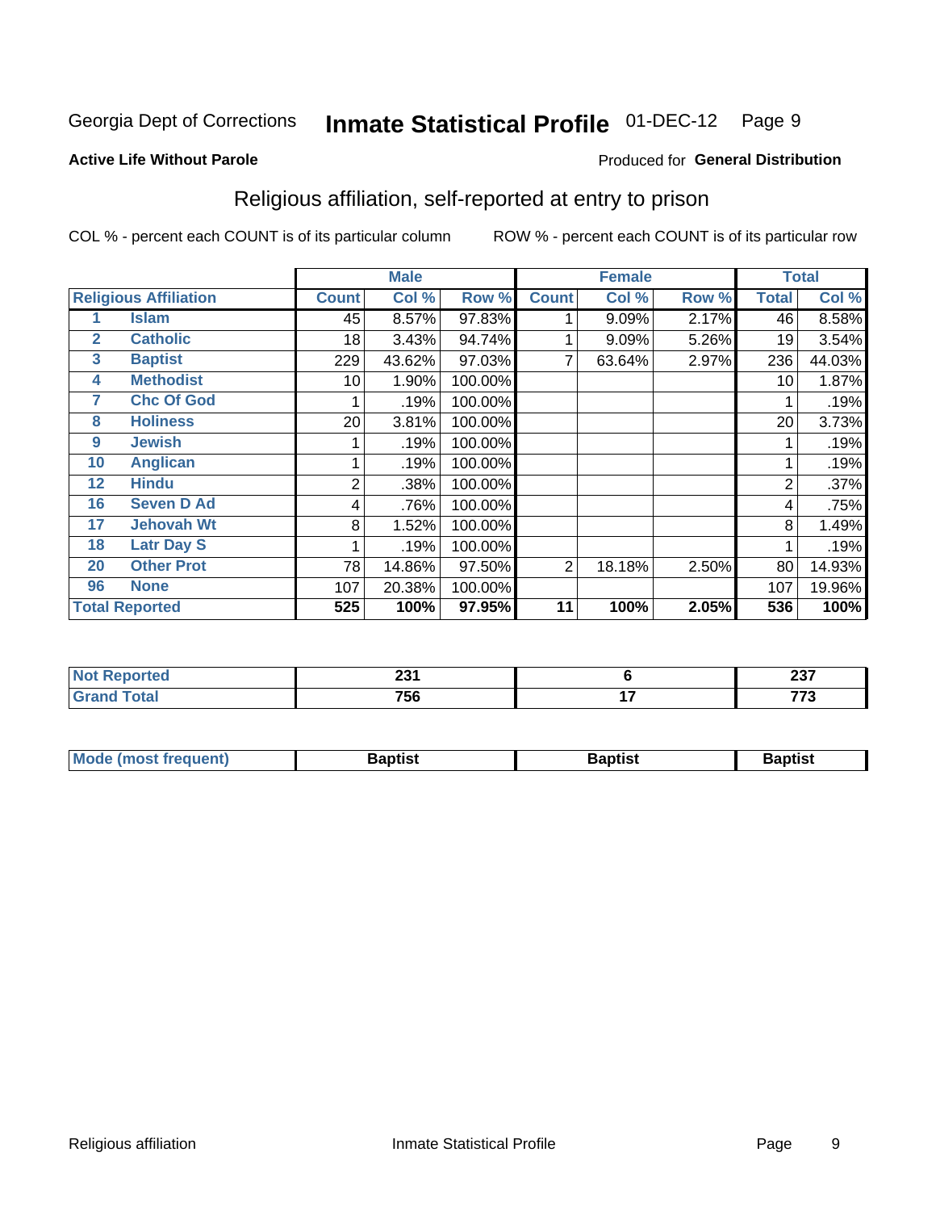Georgia Dept of Corrections **Inmate Statistical Profile** 01-DEC-12

**Active Life Without Parole** Produced for **General Distribution**

## Religious affiliation, self-reported at entry to prison

COL % - percent each COUNT is of its particular column ROW % - percent each COUNT is of its particular row

| Religious Affiliation | | Male | | | Female | | | Total | |
|---|---|---|---|---|---|---|---|---|---|
| | | Count | Col % | Row % | Count | Col % | Row % | Total | Col % |
| 1 | Islam | 45 | 8.57% | 97.83% | 1 | 9.09% | 2.17% | 46 | 8.58% |
| 2 | Catholic | 18 | 3.43% | 94.74% | 1 | 9.09% | 5.26% | 19 | 3.54% |
| 3 | Baptist | 229 | 43.62% | 97.03% | 7 | 63.64% | 2.97% | 236 | 44.03% |
| 4 | Methodist | 10 | 1.90% | 100.00% | | | | 10 | 1.87% |
| 7 | Chc Of God | 1 | .19% | 100.00% | | | | 1 | .19% |
| 8 | Holiness | 20 | 3.81% | 100.00% | | | | 20 | 3.73% |
| 9 | Jewish | 1 | .19% | 100.00% | | | | 1 | .19% |
| 10 | Anglican | 1 | .19% | 100.00% | | | | 1 | .19% |
| 12 | Hindu | 2 | .38% | 100.00% | | | | 2 | .37% |
| 16 | Seven D Ad | 4 | .76% | 100.00% | | | | 4 | .75% |
| 17 | Jehovah Wt | 8 | 1.52% | 100.00% | | | | 8 | 1.49% |
| 18 | Latr Day S | 1 | .19% | 100.00% | | | | 1 | .19% |
| 20 | Other Prot | 78 | 14.86% | 97.50% | 2 | 18.18% | 2.50% | 80 | 14.93% |
| 96 | None | 107 | 20.38% | 100.00% | | | | 107 | 19.96% |
| **Total Reported** | | **525** | **100%** | **97.95%** | **11** | **100%** | **2.05%** | **536** | **100%** |

| | Male | Female | Total |
|---|---|---|---|
| Not Reported | 231 | 6 | 237 |
| Grand Total | 756 | 17 | 773 |

| | Male | Female | Total |
|---|---|---|---|
| Mode (most frequent) | Baptist | Baptist | Baptist |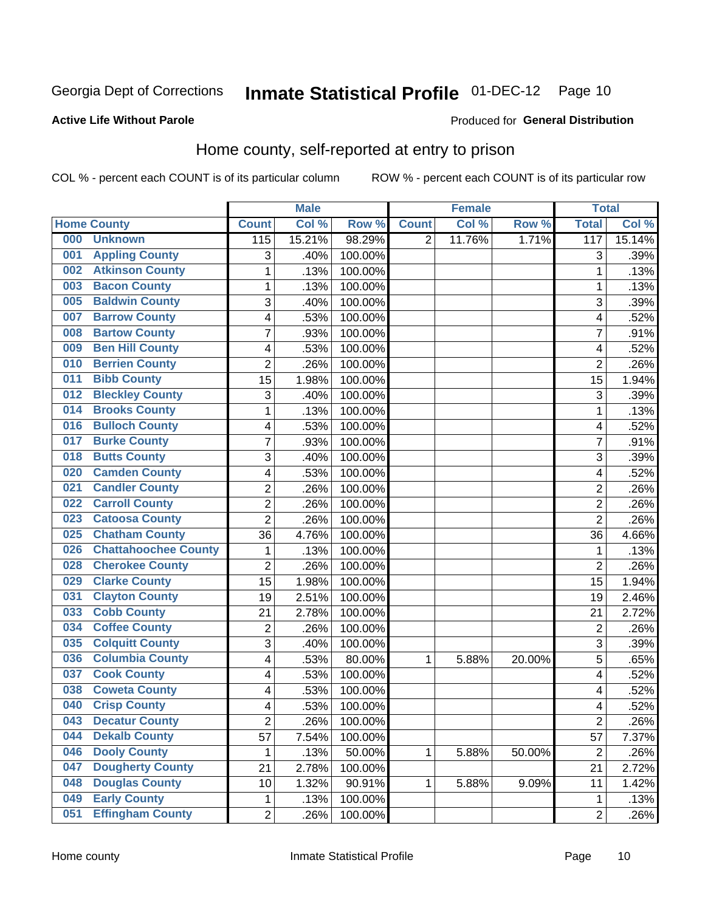Georgia Dept of Corrections **Inmate Statistical Profile** 01-DEC-12 Page 10

**Active Life Without Parole**

Produced for **General Distribution**

## Home county, self-reported at entry to prison

COL % - percent each COUNT is of its particular column ROW % - percent each COUNT is of its particular row

| Home County | | Male | | | Female | | | Total | |
|---|---|---|---|---|---|---|---|---|---|
| | | Count | Col % | Row % | Count | Col % | Row % | Total | Col % |
| 000 | Unknown | 115 | 15.21% | 98.29% | 2 | 11.76% | 1.71% | 117 | 15.14% |
| 001 | Appling County | 3 | .40% | 100.00% | | | | 3 | .39% |
| 002 | Atkinson County | 1 | .13% | 100.00% | | | | 1 | .13% |
| 003 | Bacon County | 1 | .13% | 100.00% | | | | 1 | .13% |
| 005 | Baldwin County | 3 | .40% | 100.00% | | | | 3 | .39% |
| 007 | Barrow County | 4 | .53% | 100.00% | | | | 4 | .52% |
| 008 | Bartow County | 7 | .93% | 100.00% | | | | 7 | .91% |
| 009 | Ben Hill County | 4 | .53% | 100.00% | | | | 4 | .52% |
| 010 | Berrien County | 2 | .26% | 100.00% | | | | 2 | .26% |
| 011 | Bibb County | 15 | 1.98% | 100.00% | | | | 15 | 1.94% |
| 012 | Bleckley County | 3 | .40% | 100.00% | | | | 3 | .39% |
| 014 | Brooks County | 1 | .13% | 100.00% | | | | 1 | .13% |
| 016 | Bulloch County | 4 | .53% | 100.00% | | | | 4 | .52% |
| 017 | Burke County | 7 | .93% | 100.00% | | | | 7 | .91% |
| 018 | Butts County | 3 | .40% | 100.00% | | | | 3 | .39% |
| 020 | Camden County | 4 | .53% | 100.00% | | | | 4 | .52% |
| 021 | Candler County | 2 | .26% | 100.00% | | | | 2 | .26% |
| 022 | Carroll County | 2 | .26% | 100.00% | | | | 2 | .26% |
| 023 | Catoosa County | 2 | .26% | 100.00% | | | | 2 | .26% |
| 025 | Chatham County | 36 | 4.76% | 100.00% | | | | 36 | 4.66% |
| 026 | Chattahoochee County | 1 | .13% | 100.00% | | | | 1 | .13% |
| 028 | Cherokee County | 2 | .26% | 100.00% | | | | 2 | .26% |
| 029 | Clarke County | 15 | 1.98% | 100.00% | | | | 15 | 1.94% |
| 031 | Clayton County | 19 | 2.51% | 100.00% | | | | 19 | 2.46% |
| 033 | Cobb County | 21 | 2.78% | 100.00% | | | | 21 | 2.72% |
| 034 | Coffee County | 2 | .26% | 100.00% | | | | 2 | .26% |
| 035 | Colquitt County | 3 | .40% | 100.00% | | | | 3 | .39% |
| 036 | Columbia County | 4 | .53% | 80.00% | 1 | 5.88% | 20.00% | 5 | .65% |
| 037 | Cook County | 4 | .53% | 100.00% | | | | 4 | .52% |
| 038 | Coweta County | 4 | .53% | 100.00% | | | | 4 | .52% |
| 040 | Crisp County | 4 | .53% | 100.00% | | | | 4 | .52% |
| 043 | Decatur County | 2 | .26% | 100.00% | | | | 2 | .26% |
| 044 | Dekalb County | 57 | 7.54% | 100.00% | | | | 57 | 7.37% |
| 046 | Dooly County | 1 | .13% | 50.00% | 1 | 5.88% | 50.00% | 2 | .26% |
| 047 | Dougherty County | 21 | 2.78% | 100.00% | | | | 21 | 2.72% |
| 048 | Douglas County | 10 | 1.32% | 90.91% | 1 | 5.88% | 9.09% | 11 | 1.42% |
| 049 | Early County | 1 | .13% | 100.00% | | | | 1 | .13% |
| 051 | Effingham County | 2 | .26% | 100.00% | | | | 2 | .26% |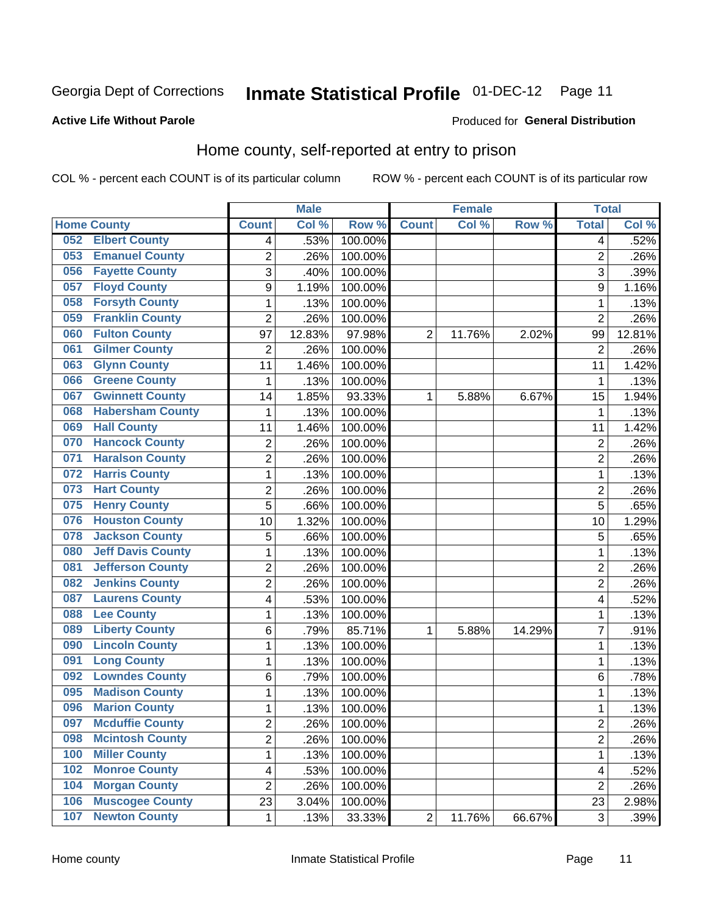Georgia Dept of Corrections **Inmate Statistical Profile** 01-DEC-12

**Active Life Without Parole**

Produced for **General Distribution**

## Home county, self-reported at entry to prison

COL % - percent each COUNT is of its particular column ROW % - percent each COUNT is of its particular row

| Home County | Male | | | Female | | | Total | |
|---|---|---|---|---|---|---|---|---|
| | Count | Col % | Row % | Count | Col % | Row % | Total | Col % |
| 052 Elbert County | 4 | .53% | 100.00% | | | | 4 | .52% |
| 053 Emanuel County | 2 | .26% | 100.00% | | | | 2 | .26% |
| 056 Fayette County | 3 | .40% | 100.00% | | | | 3 | .39% |
| 057 Floyd County | 9 | 1.19% | 100.00% | | | | 9 | 1.16% |
| 058 Forsyth County | 1 | .13% | 100.00% | | | | 1 | .13% |
| 059 Franklin County | 2 | .26% | 100.00% | | | | 2 | .26% |
| 060 Fulton County | 97 | 12.83% | 97.98% | 2 | 11.76% | 2.02% | 99 | 12.81% |
| 061 Gilmer County | 2 | .26% | 100.00% | | | | 2 | .26% |
| 063 Glynn County | 11 | 1.46% | 100.00% | | | | 11 | 1.42% |
| 066 Greene County | 1 | .13% | 100.00% | | | | 1 | .13% |
| 067 Gwinnett County | 14 | 1.85% | 93.33% | 1 | 5.88% | 6.67% | 15 | 1.94% |
| 068 Habersham County | 1 | .13% | 100.00% | | | | 1 | .13% |
| 069 Hall County | 11 | 1.46% | 100.00% | | | | 11 | 1.42% |
| 070 Hancock County | 2 | .26% | 100.00% | | | | 2 | .26% |
| 071 Haralson County | 2 | .26% | 100.00% | | | | 2 | .26% |
| 072 Harris County | 1 | .13% | 100.00% | | | | 1 | .13% |
| 073 Hart County | 2 | .26% | 100.00% | | | | 2 | .26% |
| 075 Henry County | 5 | .66% | 100.00% | | | | 5 | .65% |
| 076 Houston County | 10 | 1.32% | 100.00% | | | | 10 | 1.29% |
| 078 Jackson County | 5 | .66% | 100.00% | | | | 5 | .65% |
| 080 Jeff Davis County | 1 | .13% | 100.00% | | | | 1 | .13% |
| 081 Jefferson County | 2 | .26% | 100.00% | | | | 2 | .26% |
| 082 Jenkins County | 2 | .26% | 100.00% | | | | 2 | .26% |
| 087 Laurens County | 4 | .53% | 100.00% | | | | 4 | .52% |
| 088 Lee County | 1 | .13% | 100.00% | | | | 1 | .13% |
| 089 Liberty County | 6 | .79% | 85.71% | 1 | 5.88% | 14.29% | 7 | .91% |
| 090 Lincoln County | 1 | .13% | 100.00% | | | | 1 | .13% |
| 091 Long County | 1 | .13% | 100.00% | | | | 1 | .13% |
| 092 Lowndes County | 6 | .79% | 100.00% | | | | 6 | .78% |
| 095 Madison County | 1 | .13% | 100.00% | | | | 1 | .13% |
| 096 Marion County | 1 | .13% | 100.00% | | | | 1 | .13% |
| 097 Mcduffie County | 2 | .26% | 100.00% | | | | 2 | .26% |
| 098 Mcintosh County | 2 | .26% | 100.00% | | | | 2 | .26% |
| 100 Miller County | 1 | .13% | 100.00% | | | | 1 | .13% |
| 102 Monroe County | 4 | .53% | 100.00% | | | | 4 | .52% |
| 104 Morgan County | 2 | .26% | 100.00% | | | | 2 | .26% |
| 106 Muscogee County | 23 | 3.04% | 100.00% | | | | 23 | 2.98% |
| 107 Newton County | 1 | .13% | 33.33% | 2 | 11.76% | 66.67% | 3 | .39% |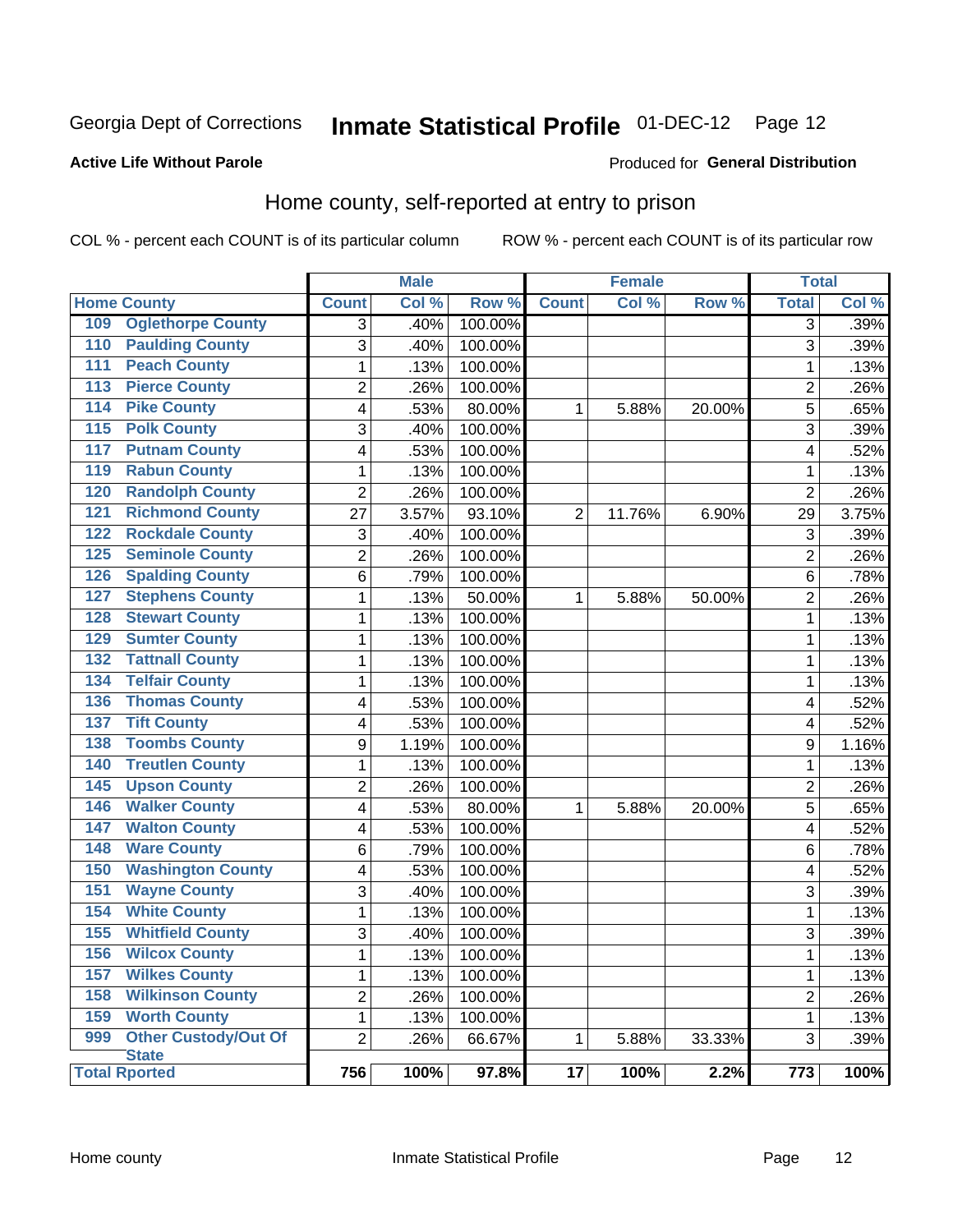Georgia Dept of Corrections **Inmate Statistical Profile** 01-DEC-12

**Active Life Without Parole**

Produced for **General Distribution**

## Home county, self-reported at entry to prison

COL % - percent each COUNT is of its particular column ROW % - percent each COUNT is of its particular row

| Home County | | Male | | | Female | | | Total | |
|---|---|---|---|---|---|---|---|---|---|
| | | Count | Col % | Row % | Count | Col % | Row % | Total | Col % |
| 109 | Oglethorpe County | 3 | .40% | 100.00% | | | | 3 | .39% |
| 110 | Paulding County | 3 | .40% | 100.00% | | | | 3 | .39% |
| 111 | Peach County | 1 | .13% | 100.00% | | | | 1 | .13% |
| 113 | Pierce County | 2 | .26% | 100.00% | | | | 2 | .26% |
| 114 | Pike County | 4 | .53% | 80.00% | 1 | 5.88% | 20.00% | 5 | .65% |
| 115 | Polk County | 3 | .40% | 100.00% | | | | 3 | .39% |
| 117 | Putnam County | 4 | .53% | 100.00% | | | | 4 | .52% |
| 119 | Rabun County | 1 | .13% | 100.00% | | | | 1 | .13% |
| 120 | Randolph County | 2 | .26% | 100.00% | | | | 2 | .26% |
| 121 | Richmond County | 27 | 3.57% | 93.10% | 2 | 11.76% | 6.90% | 29 | 3.75% |
| 122 | Rockdale County | 3 | .40% | 100.00% | | | | 3 | .39% |
| 125 | Seminole County | 2 | .26% | 100.00% | | | | 2 | .26% |
| 126 | Spalding County | 6 | .79% | 100.00% | | | | 6 | .78% |
| 127 | Stephens County | 1 | .13% | 50.00% | 1 | 5.88% | 50.00% | 2 | .26% |
| 128 | Stewart County | 1 | .13% | 100.00% | | | | 1 | .13% |
| 129 | Sumter County | 1 | .13% | 100.00% | | | | 1 | .13% |
| 132 | Tattnall County | 1 | .13% | 100.00% | | | | 1 | .13% |
| 134 | Telfair County | 1 | .13% | 100.00% | | | | 1 | .13% |
| 136 | Thomas County | 4 | .53% | 100.00% | | | | 4 | .52% |
| 137 | Tift County | 4 | .53% | 100.00% | | | | 4 | .52% |
| 138 | Toombs County | 9 | 1.19% | 100.00% | | | | 9 | 1.16% |
| 140 | Treutlen County | 1 | .13% | 100.00% | | | | 1 | .13% |
| 145 | Upson County | 2 | .26% | 100.00% | | | | 2 | .26% |
| 146 | Walker County | 4 | .53% | 80.00% | 1 | 5.88% | 20.00% | 5 | .65% |
| 147 | Walton County | 4 | .53% | 100.00% | | | | 4 | .52% |
| 148 | Ware County | 6 | .79% | 100.00% | | | | 6 | .78% |
| 150 | Washington County | 4 | .53% | 100.00% | | | | 4 | .52% |
| 151 | Wayne County | 3 | .40% | 100.00% | | | | 3 | .39% |
| 154 | White County | 1 | .13% | 100.00% | | | | 1 | .13% |
| 155 | Whitfield County | 3 | .40% | 100.00% | | | | 3 | .39% |
| 156 | Wilcox County | 1 | .13% | 100.00% | | | | 1 | .13% |
| 157 | Wilkes County | 1 | .13% | 100.00% | | | | 1 | .13% |
| 158 | Wilkinson County | 2 | .26% | 100.00% | | | | 2 | .26% |
| 159 | Worth County | 1 | .13% | 100.00% | | | | 1 | .13% |
| 999 | Other Custody/Out Of State | 2 | .26% | 66.67% | 1 | 5.88% | 33.33% | 3 | .39% |
| **Total Rported** | | **756** | **100%** | **97.8%** | **17** | **100%** | **2.2%** | **773** | **100%** |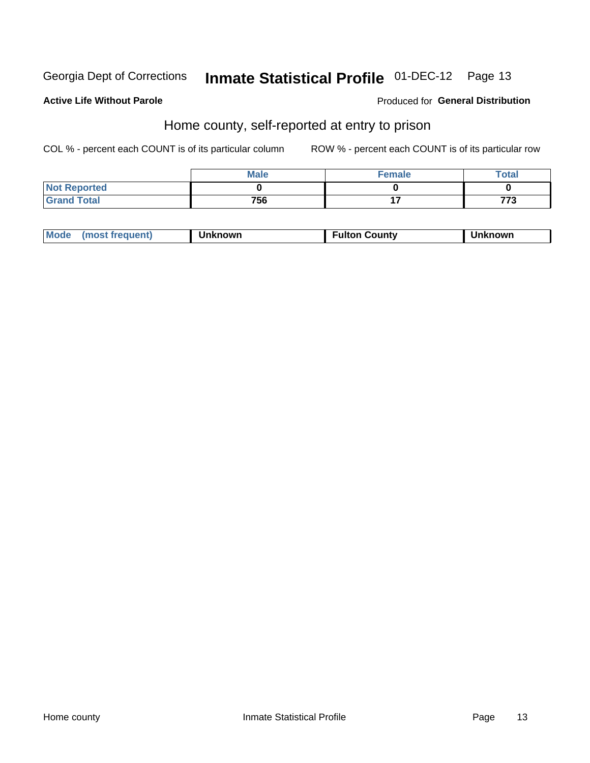Georgia Dept of Corrections **Inmate Statistical Profile** 01-DEC-12

**Active Life Without Parole**

Produced for **General Distribution**

## Home county, self-reported at entry to prison

COL % - percent each COUNT is of its particular column

ROW % - percent each COUNT is of its particular row

| | Male | Female | Total |
|---|---|---|---|
| Not Reported | 0 | 0 | 0 |
| Grand Total | 756 | 17 | 773 |

| Mode (most frequent) | Unknown | Fulton County | Unknown |
|---|---|---|---|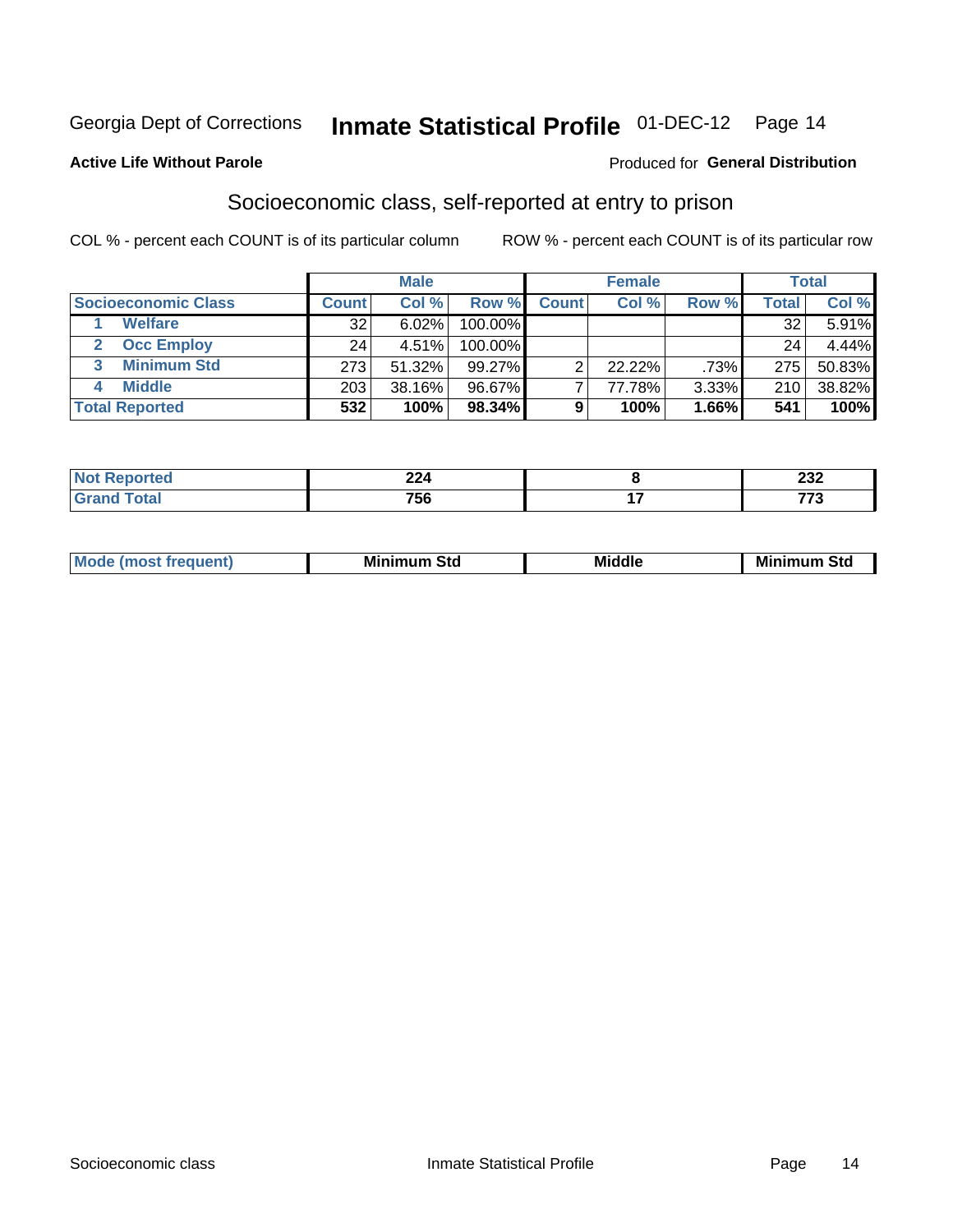Georgia Dept of Corrections **Inmate Statistical Profile** 01-DEC-12

**Active Life Without Parole**

Produced for **General Distribution**

## Socioeconomic class, self-reported at entry to prison

COL % - percent each COUNT is of its particular column ROW % - percent each COUNT is of its particular row

| | Male | | | Female | | | Total | |
|---|---|---|---|---|---|---|---|---|
| **Socioeconomic Class** | **Count** | **Col %** | **Row %** | **Count** | **Col %** | **Row %** | **Total** | **Col %** |
| 1 **Welfare** | 32 | 6.02% | 100.00% | | | | 32 | 5.91% |
| 2 **Occ Employ** | 24 | 4.51% | 100.00% | | | | 24 | 4.44% |
| 3 **Minimum Std** | 273 | 51.32% | 99.27% | 2 | 22.22% | .73% | 275 | 50.83% |
| 4 **Middle** | 203 | 38.16% | 96.67% | 7 | 77.78% | 3.33% | 210 | 38.82% |
| **Total Reported** | **532** | **100%** | **98.34%** | **9** | **100%** | **1.66%** | **541** | **100%** |

| | Male | Female | Total |
|---|---|---|---|
| **Not Reported** | **224** | **8** | **232** |
| **Grand Total** | **756** | **17** | **773** |

| | Male | Female | Total |
|---|---|---|---|
| **Mode (most frequent)** | **Minimum Std** | **Middle** | **Minimum Std** |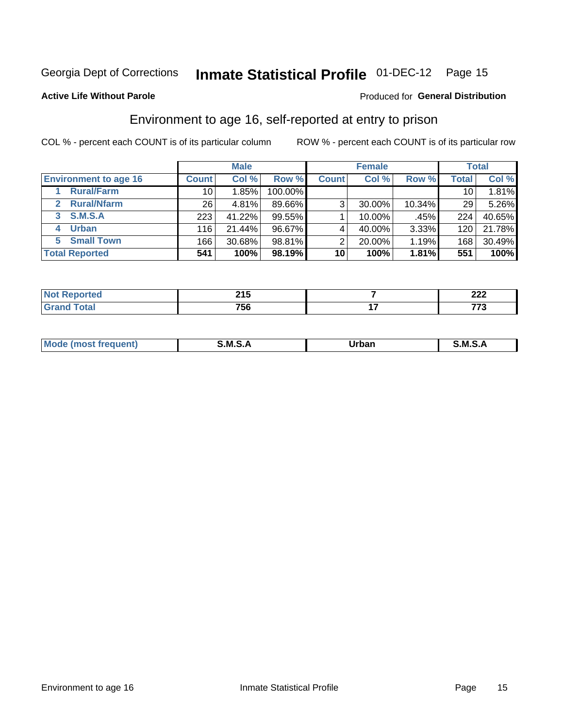Georgia Dept of Corrections **Inmate Statistical Profile** 01-DEC-12 Page 15

**Active Life Without Parole**

Produced for **General Distribution**

## Environment to age 16, self-reported at entry to prison

COL % - percent each COUNT is of its particular column ROW % - percent each COUNT is of its particular row

| | Male | | | Female | | | Total | |
|---|---|---|---|---|---|---|---|---|
| **Environment to age 16** | **Count** | **Col %** | **Row %** | **Count** | **Col %** | **Row %** | **Total** | **Col %** |
| 1 Rural/Farm | 10 | 1.85% | 100.00% | | | | 10 | 1.81% |
| 2 Rural/Nfarm | 26 | 4.81% | 89.66% | 3 | 30.00% | 10.34% | 29 | 5.26% |
| 3 S.M.S.A | 223 | 41.22% | 99.55% | 1 | 10.00% | .45% | 224 | 40.65% |
| 4 Urban | 116 | 21.44% | 96.67% | 4 | 40.00% | 3.33% | 120 | 21.78% |
| 5 Small Town | 166 | 30.68% | 98.81% | 2 | 20.00% | 1.19% | 168 | 30.49% |
| **Total Reported** | **541** | **100%** | **98.19%** | **10** | **100%** | **1.81%** | **551** | **100%** |

| | Male | Female | Total |
|---|---|---|---|
| **Not Reported** | **215** | **7** | **222** |
| **Grand Total** | **756** | **17** | **773** |

| | Male | Female | Total |
|---|---|---|---|
| **Mode (most frequent)** | **S.M.S.A** | **Urban** | **S.M.S.A** |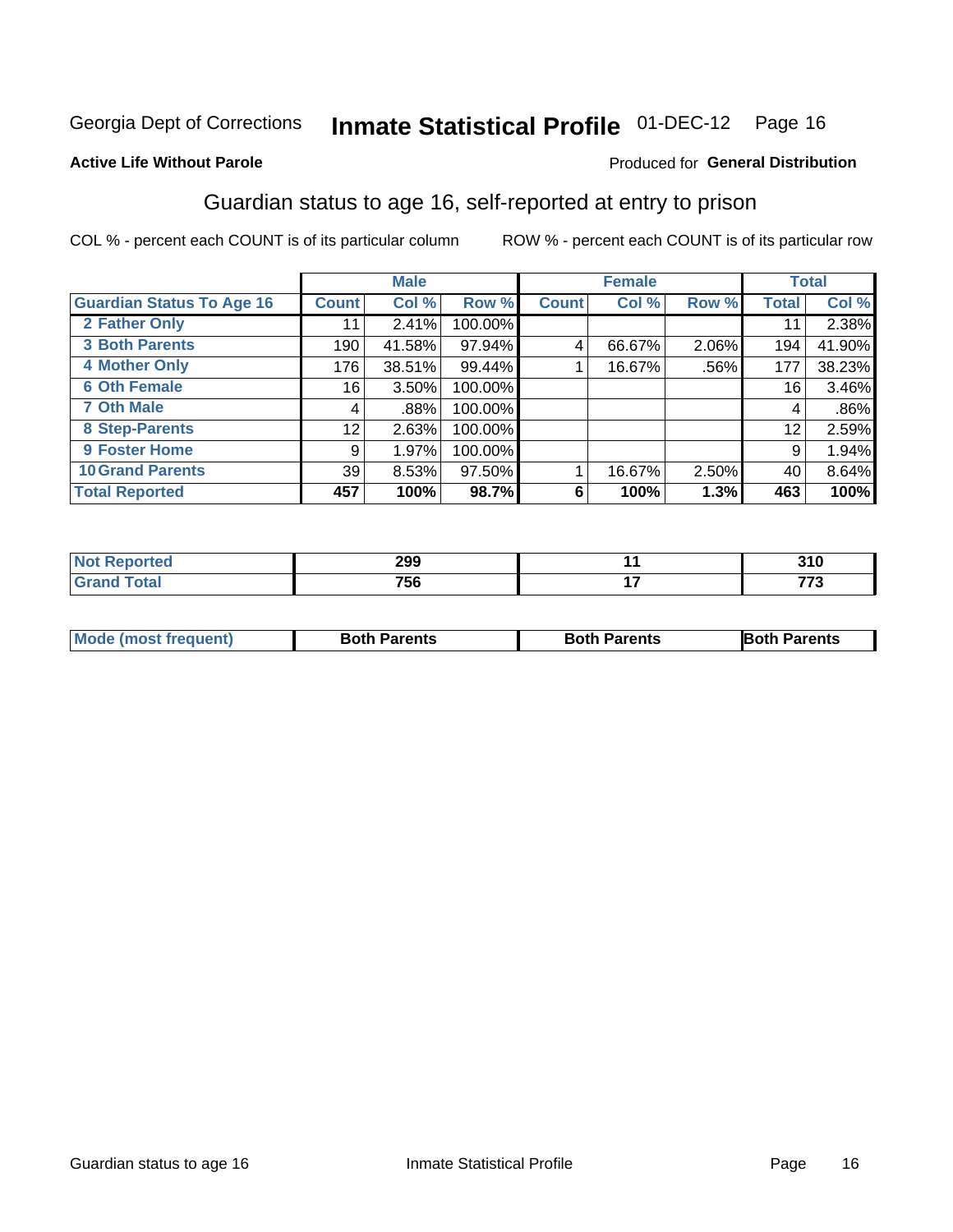Georgia Dept of Corrections **Inmate Statistical Profile** 01-DEC-12

**Active Life Without Parole**

Produced for **General Distribution**

## Guardian status to age 16, self-reported at entry to prison

COL % - percent each COUNT is of its particular column

ROW % - percent each COUNT is of its particular row

| | Male | | | Female | | | Total | |
|---|---|---|---|---|---|---|---|---|
| **Guardian Status To Age 16** | **Count** | **Col %** | **Row %** | **Count** | **Col %** | **Row %** | **Total** | **Col %** |
| **2 Father Only** | 11 | 2.41% | 100.00% | | | | 11 | 2.38% |
| **3 Both Parents** | 190 | 41.58% | 97.94% | 4 | 66.67% | 2.06% | 194 | 41.90% |
| **4 Mother Only** | 176 | 38.51% | 99.44% | 1 | 16.67% | .56% | 177 | 38.23% |
| **6 Oth Female** | 16 | 3.50% | 100.00% | | | | 16 | 3.46% |
| **7 Oth Male** | 4 | .88% | 100.00% | | | | 4 | .86% |
| **8 Step-Parents** | 12 | 2.63% | 100.00% | | | | 12 | 2.59% |
| **9 Foster Home** | 9 | 1.97% | 100.00% | | | | 9 | 1.94% |
| **10 Grand Parents** | 39 | 8.53% | 97.50% | 1 | 16.67% | 2.50% | 40 | 8.64% |
| **Total Reported** | **457** | **100%** | **98.7%** | **6** | **100%** | **1.3%** | **463** | **100%** |

| | Male | Female | Total |
|---|---|---|---|
| **Not Reported** | **299** | **11** | **310** |
| **Grand Total** | **756** | **17** | **773** |

| | Male | Female | Total |
|---|---|---|---|
| **Mode (most frequent)** | **Both Parents** | **Both Parents** | **Both Parents** |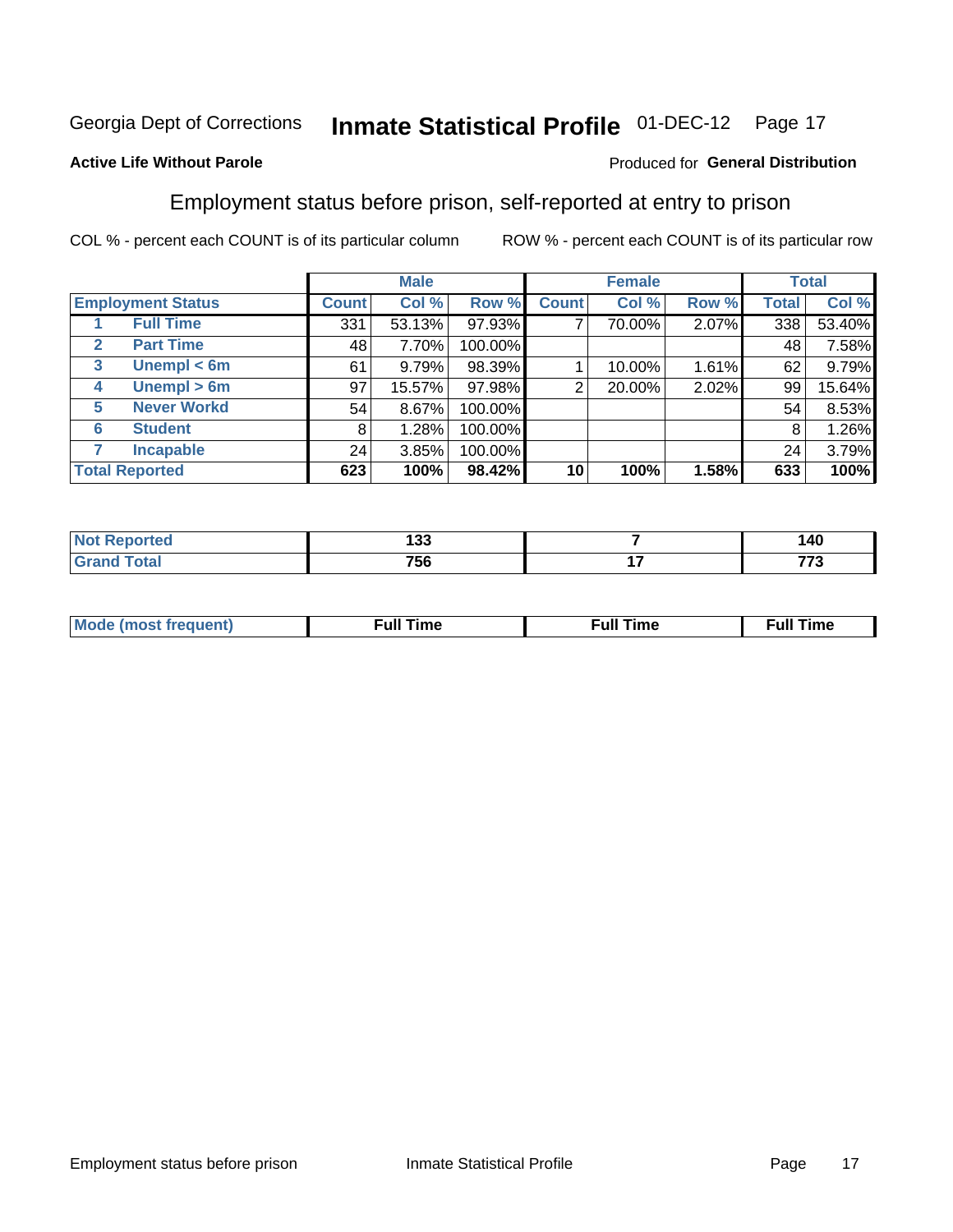Georgia Dept of Corrections **Inmate Statistical Profile** 01-DEC-12

**Active Life Without Parole**

Produced for **General Distribution**

## Employment status before prison, self-reported at entry to prison

COL % - percent each COUNT is of its particular column ROW % - percent each COUNT is of its particular row

| Employment Status | | Male | | | Female | | | Total | |
|---|---|---|---|---|---|---|---|---|---|
| | | Count | Col % | Row % | Count | Col % | Row % | Total | Col % |
| 1 | Full Time | 331 | 53.13% | 97.93% | 7 | 70.00% | 2.07% | 338 | 53.40% |
| 2 | Part Time | 48 | 7.70% | 100.00% | | | | 48 | 7.58% |
| 3 | Unempl < 6m | 61 | 9.79% | 98.39% | 1 | 10.00% | 1.61% | 62 | 9.79% |
| 4 | Unempl > 6m | 97 | 15.57% | 97.98% | 2 | 20.00% | 2.02% | 99 | 15.64% |
| 5 | Never Workd | 54 | 8.67% | 100.00% | | | | 54 | 8.53% |
| 6 | Student | 8 | 1.28% | 100.00% | | | | 8 | 1.26% |
| 7 | Incapable | 24 | 3.85% | 100.00% | | | | 24 | 3.79% |
| **Total Reported** | | **623** | **100%** | **98.42%** | **10** | **100%** | **1.58%** | **633** | **100%** |

| | Male | Female | Total |
|---|---|---|---|
| Not Reported | 133 | 7 | 140 |
| Grand Total | 756 | 17 | 773 |

| | Male | Female | Total |
|---|---|---|---|
| Mode (most frequent) | Full Time | Full Time | Full Time |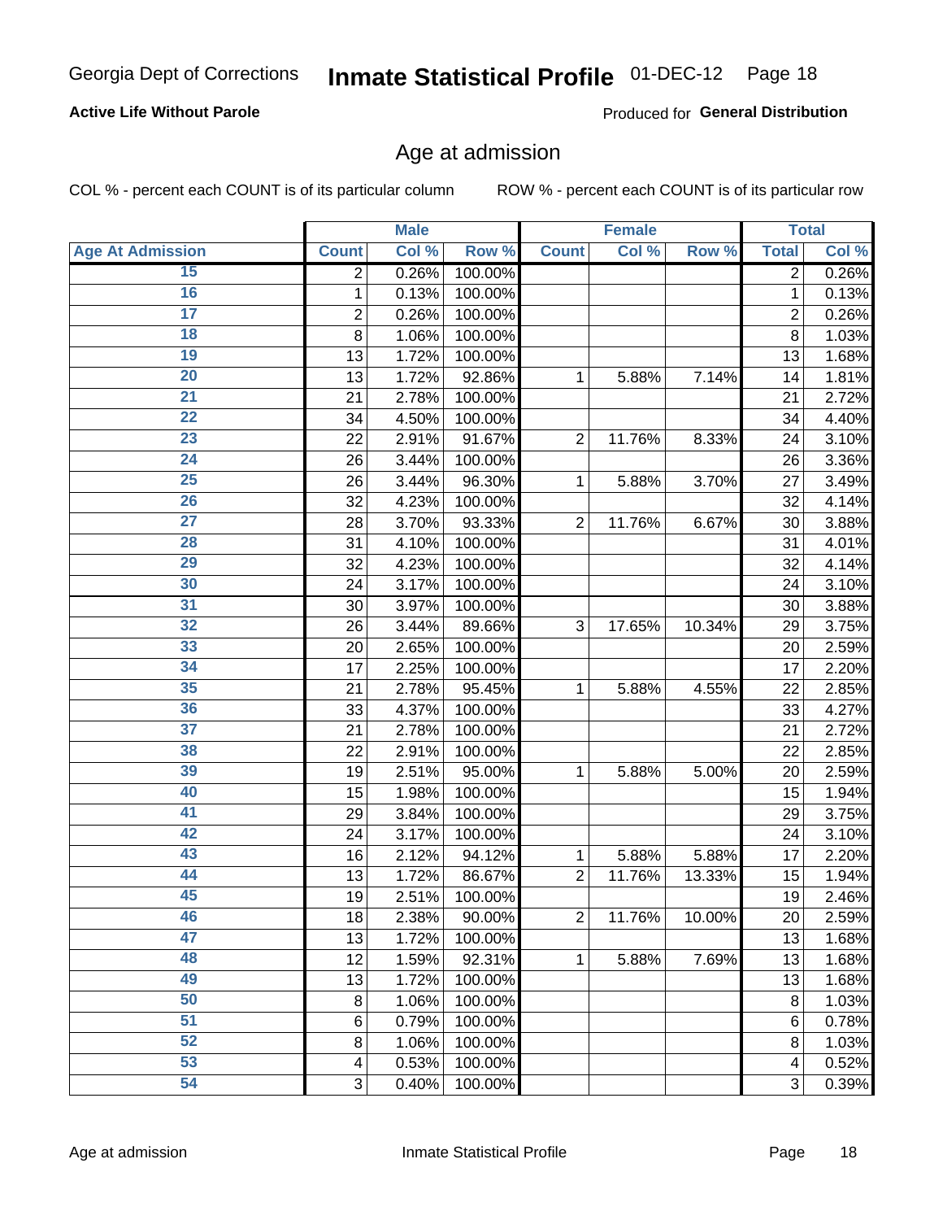Georgia Dept of Corrections **Inmate Statistical Profile** 01-DEC-12

**Active Life Without Parole**

Produced for **General Distribution**

## Age at admission

COL % - percent each COUNT is of its particular column   ROW % - percent each COUNT is of its particular row

| | Male | | | Female | | | Total | |
|---|---|---|---|---|---|---|---|---|
| **Age At Admission** | **Count** | **Col %** | **Row %** | **Count** | **Col %** | **Row %** | **Total** | **Col %** |
| 15 | 2 | 0.26% | 100.00% | | | | 2 | 0.26% |
| 16 | 1 | 0.13% | 100.00% | | | | 1 | 0.13% |
| 17 | 2 | 0.26% | 100.00% | | | | 2 | 0.26% |
| 18 | 8 | 1.06% | 100.00% | | | | 8 | 1.03% |
| 19 | 13 | 1.72% | 100.00% | | | | 13 | 1.68% |
| 20 | 13 | 1.72% | 92.86% | 1 | 5.88% | 7.14% | 14 | 1.81% |
| 21 | 21 | 2.78% | 100.00% | | | | 21 | 2.72% |
| 22 | 34 | 4.50% | 100.00% | | | | 34 | 4.40% |
| 23 | 22 | 2.91% | 91.67% | 2 | 11.76% | 8.33% | 24 | 3.10% |
| 24 | 26 | 3.44% | 100.00% | | | | 26 | 3.36% |
| 25 | 26 | 3.44% | 96.30% | 1 | 5.88% | 3.70% | 27 | 3.49% |
| 26 | 32 | 4.23% | 100.00% | | | | 32 | 4.14% |
| 27 | 28 | 3.70% | 93.33% | 2 | 11.76% | 6.67% | 30 | 3.88% |
| 28 | 31 | 4.10% | 100.00% | | | | 31 | 4.01% |
| 29 | 32 | 4.23% | 100.00% | | | | 32 | 4.14% |
| 30 | 24 | 3.17% | 100.00% | | | | 24 | 3.10% |
| 31 | 30 | 3.97% | 100.00% | | | | 30 | 3.88% |
| 32 | 26 | 3.44% | 89.66% | 3 | 17.65% | 10.34% | 29 | 3.75% |
| 33 | 20 | 2.65% | 100.00% | | | | 20 | 2.59% |
| 34 | 17 | 2.25% | 100.00% | | | | 17 | 2.20% |
| 35 | 21 | 2.78% | 95.45% | 1 | 5.88% | 4.55% | 22 | 2.85% |
| 36 | 33 | 4.37% | 100.00% | | | | 33 | 4.27% |
| 37 | 21 | 2.78% | 100.00% | | | | 21 | 2.72% |
| 38 | 22 | 2.91% | 100.00% | | | | 22 | 2.85% |
| 39 | 19 | 2.51% | 95.00% | 1 | 5.88% | 5.00% | 20 | 2.59% |
| 40 | 15 | 1.98% | 100.00% | | | | 15 | 1.94% |
| 41 | 29 | 3.84% | 100.00% | | | | 29 | 3.75% |
| 42 | 24 | 3.17% | 100.00% | | | | 24 | 3.10% |
| 43 | 16 | 2.12% | 94.12% | 1 | 5.88% | 5.88% | 17 | 2.20% |
| 44 | 13 | 1.72% | 86.67% | 2 | 11.76% | 13.33% | 15 | 1.94% |
| 45 | 19 | 2.51% | 100.00% | | | | 19 | 2.46% |
| 46 | 18 | 2.38% | 90.00% | 2 | 11.76% | 10.00% | 20 | 2.59% |
| 47 | 13 | 1.72% | 100.00% | | | | 13 | 1.68% |
| 48 | 12 | 1.59% | 92.31% | 1 | 5.88% | 7.69% | 13 | 1.68% |
| 49 | 13 | 1.72% | 100.00% | | | | 13 | 1.68% |
| 50 | 8 | 1.06% | 100.00% | | | | 8 | 1.03% |
| 51 | 6 | 0.79% | 100.00% | | | | 6 | 0.78% |
| 52 | 8 | 1.06% | 100.00% | | | | 8 | 1.03% |
| 53 | 4 | 0.53% | 100.00% | | | | 4 | 0.52% |
| 54 | 3 | 0.40% | 100.00% | | | | 3 | 0.39% |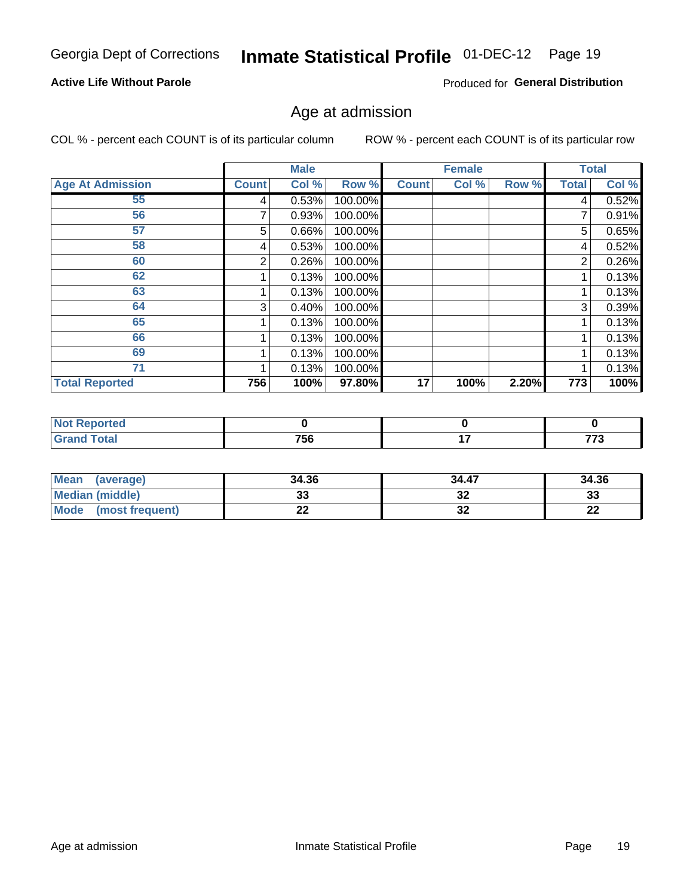Georgia Dept of Corrections **Inmate Statistical Profile** 01-DEC-12

**Active Life Without Parole**

Produced for **General Distribution**

## Age at admission

COL % - percent each COUNT is of its particular column

ROW % - percent each COUNT is of its particular row

| | Male | | | Female | | | Total | |
|---|---|---|---|---|---|---|---|---|
| **Age At Admission** | **Count** | **Col %** | **Row %** | **Count** | **Col %** | **Row %** | **Total** | **Col %** |
| 55 | 4 | 0.53% | 100.00% | | | | 4 | 0.52% |
| 56 | 7 | 0.93% | 100.00% | | | | 7 | 0.91% |
| 57 | 5 | 0.66% | 100.00% | | | | 5 | 0.65% |
| 58 | 4 | 0.53% | 100.00% | | | | 4 | 0.52% |
| 60 | 2 | 0.26% | 100.00% | | | | 2 | 0.26% |
| 62 | 1 | 0.13% | 100.00% | | | | 1 | 0.13% |
| 63 | 1 | 0.13% | 100.00% | | | | 1 | 0.13% |
| 64 | 3 | 0.40% | 100.00% | | | | 3 | 0.39% |
| 65 | 1 | 0.13% | 100.00% | | | | 1 | 0.13% |
| 66 | 1 | 0.13% | 100.00% | | | | 1 | 0.13% |
| 69 | 1 | 0.13% | 100.00% | | | | 1 | 0.13% |
| 71 | 1 | 0.13% | 100.00% | | | | 1 | 0.13% |
| **Total Reported** | **756** | **100%** | **97.80%** | **17** | **100%** | **2.20%** | **773** | **100%** |

| | Male | Female | Total |
|---|---|---|---|
| **Not Reported** | **0** | **0** | **0** |
| **Grand Total** | **756** | **17** | **773** |

| | Male | Female | Total |
|---|---|---|---|
| **Mean (average)** | **34.36** | **34.47** | **34.36** |
| **Median (middle)** | **33** | **32** | **33** |
| **Mode (most frequent)** | **22** | **32** | **22** |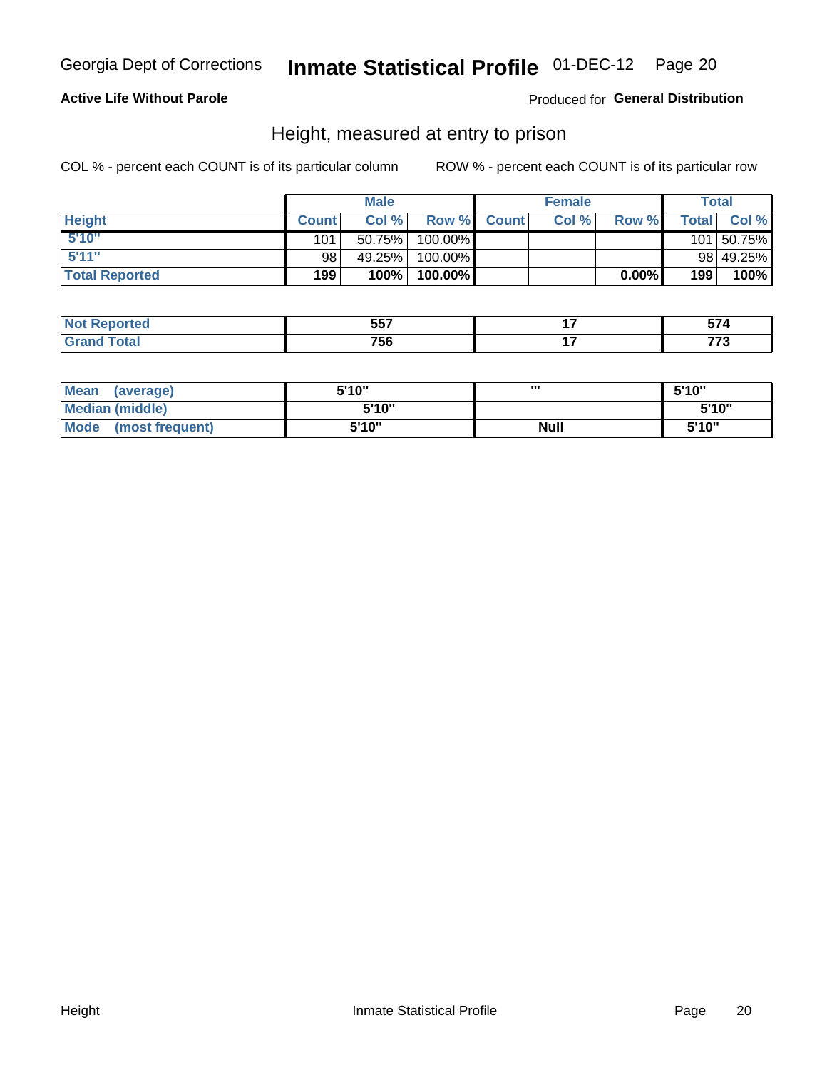Georgia Dept of Corrections **Inmate Statistical Profile** 01-DEC-12

**Active Life Without Parole**

Produced for **General Distribution**

## Height, measured at entry to prison

COL % - percent each COUNT is of its particular column

ROW % - percent each COUNT is of its particular row

| | Male | | | Female | | | Total | |
|---|---|---|---|---|---|---|---|---|
| **Height** | **Count** | **Col %** | **Row %** | **Count** | **Col %** | **Row %** | **Total** | **Col %** |
| 5'10" | 101 | 50.75% | 100.00% | | | | 101 | 50.75% |
| 5'11" | 98 | 49.25% | 100.00% | | | | 98 | 49.25% |
| **Total Reported** | **199** | **100%** | **100.00%** | | | **0.00%** | **199** | **100%** |

| | Male | Female | Total |
|---|---|---|---|
| **Not Reported** | **557** | **17** | **574** |
| **Grand Total** | **756** | **17** | **773** |

| | Male | Female | Total |
|---|---|---|---|
| **Mean (average)** | **5'10"** | **'''** | **5'10"** |
| **Median (middle)** | **5'10"** | | **5'10"** |
| **Mode (most frequent)** | **5'10"** | **Null** | **5'10"** |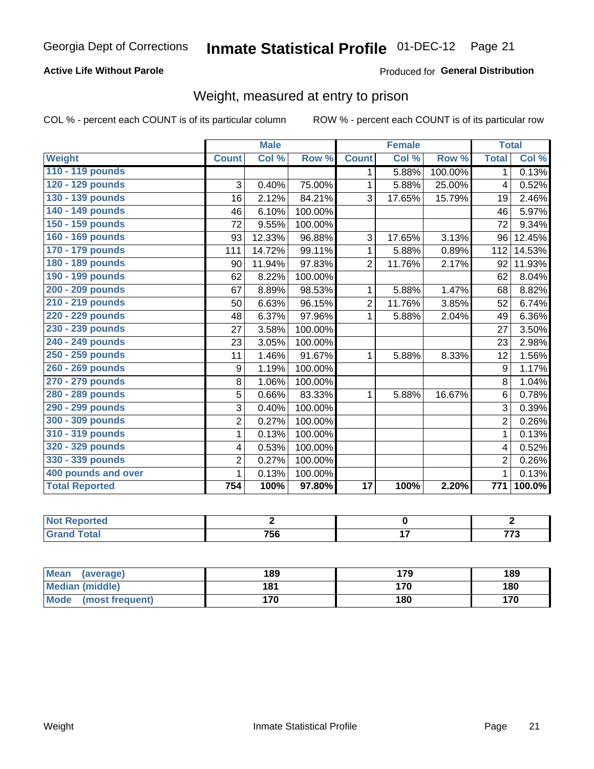# Inmate Statistical Profile

Georgia Dept of Corrections — 01-DEC-12

**Active Life Without Parole**

Produced for **General Distribution**

## Weight, measured at entry to prison

COL % - percent each COUNT is of its particular column

ROW % - percent each COUNT is of its particular row

| Weight | Male | | | Female | | | Total | |
|---|---|---|---|---|---|---|---|---|
| | Count | Col % | Row % | Count | Col % | Row % | Total | Col % |
| 110 - 119 pounds | | | | 1 | 5.88% | 100.00% | 1 | 0.13% |
| 120 - 129 pounds | 3 | 0.40% | 75.00% | 1 | 5.88% | 25.00% | 4 | 0.52% |
| 130 - 139 pounds | 16 | 2.12% | 84.21% | 3 | 17.65% | 15.79% | 19 | 2.46% |
| 140 - 149 pounds | 46 | 6.10% | 100.00% | | | | 46 | 5.97% |
| 150 - 159 pounds | 72 | 9.55% | 100.00% | | | | 72 | 9.34% |
| 160 - 169 pounds | 93 | 12.33% | 96.88% | 3 | 17.65% | 3.13% | 96 | 12.45% |
| 170 - 179 pounds | 111 | 14.72% | 99.11% | 1 | 5.88% | 0.89% | 112 | 14.53% |
| 180 - 189 pounds | 90 | 11.94% | 97.83% | 2 | 11.76% | 2.17% | 92 | 11.93% |
| 190 - 199 pounds | 62 | 8.22% | 100.00% | | | | 62 | 8.04% |
| 200 - 209 pounds | 67 | 8.89% | 98.53% | 1 | 5.88% | 1.47% | 68 | 8.82% |
| 210 - 219 pounds | 50 | 6.63% | 96.15% | 2 | 11.76% | 3.85% | 52 | 6.74% |
| 220 - 229 pounds | 48 | 6.37% | 97.96% | 1 | 5.88% | 2.04% | 49 | 6.36% |
| 230 - 239 pounds | 27 | 3.58% | 100.00% | | | | 27 | 3.50% |
| 240 - 249 pounds | 23 | 3.05% | 100.00% | | | | 23 | 2.98% |
| 250 - 259 pounds | 11 | 1.46% | 91.67% | 1 | 5.88% | 8.33% | 12 | 1.56% |
| 260 - 269 pounds | 9 | 1.19% | 100.00% | | | | 9 | 1.17% |
| 270 - 279 pounds | 8 | 1.06% | 100.00% | | | | 8 | 1.04% |
| 280 - 289 pounds | 5 | 0.66% | 83.33% | 1 | 5.88% | 16.67% | 6 | 0.78% |
| 290 - 299 pounds | 3 | 0.40% | 100.00% | | | | 3 | 0.39% |
| 300 - 309 pounds | 2 | 0.27% | 100.00% | | | | 2 | 0.26% |
| 310 - 319 pounds | 1 | 0.13% | 100.00% | | | | 1 | 0.13% |
| 320 - 329 pounds | 4 | 0.53% | 100.00% | | | | 4 | 0.52% |
| 330 - 339 pounds | 2 | 0.27% | 100.00% | | | | 2 | 0.26% |
| 400 pounds and over | 1 | 0.13% | 100.00% | | | | 1 | 0.13% |
| **Total Reported** | **754** | **100%** | **97.80%** | **17** | **100%** | **2.20%** | **771** | **100.0%** |

| | Male | Female | Total |
|---|---|---|---|
| Not Reported | 2 | 0 | 2 |
| Grand Total | 756 | 17 | 773 |

| | Male | Female | Total |
|---|---|---|---|
| Mean (average) | 189 | 179 | 189 |
| Median (middle) | 181 | 170 | 180 |
| Mode (most frequent) | 170 | 180 | 170 |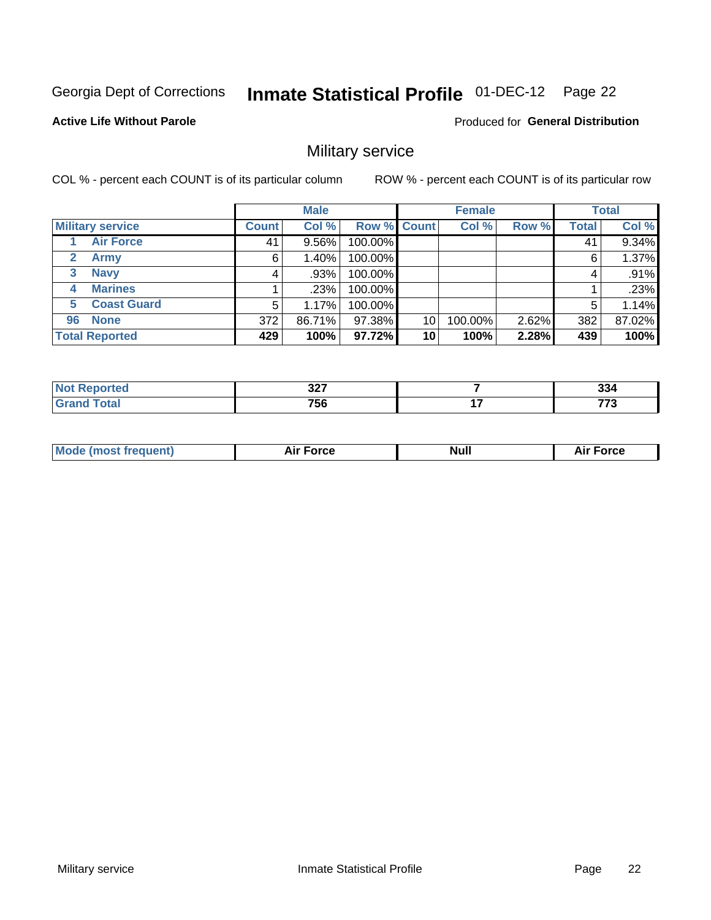Georgia Dept of Corrections **Inmate Statistical Profile** 01-DEC-12

**Active Life Without Parole**

Produced for **General Distribution**

## Military service

COL % - percent each COUNT is of its particular column ROW % - percent each COUNT is of its particular row

| | Male | | | Female | | | Total | |
|---|---|---|---|---|---|---|---|---|
| **Military service** | **Count** | **Col %** | **Row %** | **Count** | **Col %** | **Row %** | **Total** | **Col %** |
| 1 **Air Force** | 41 | 9.56% | 100.00% | | | | 41 | 9.34% |
| 2 **Army** | 6 | 1.40% | 100.00% | | | | 6 | 1.37% |
| 3 **Navy** | 4 | .93% | 100.00% | | | | 4 | .91% |
| 4 **Marines** | 1 | .23% | 100.00% | | | | 1 | .23% |
| 5 **Coast Guard** | 5 | 1.17% | 100.00% | | | | 5 | 1.14% |
| 96 **None** | 372 | 86.71% | 97.38% | 10 | 100.00% | 2.62% | 382 | 87.02% |
| **Total Reported** | **429** | **100%** | **97.72%** | **10** | **100%** | **2.28%** | **439** | **100%** |

| | Male | Female | Total |
|---|---|---|---|
| **Not Reported** | **327** | **7** | **334** |
| **Grand Total** | **756** | **17** | **773** |

| | Male | Female | Total |
|---|---|---|---|
| **Mode (most frequent)** | **Air Force** | **Null** | **Air Force** |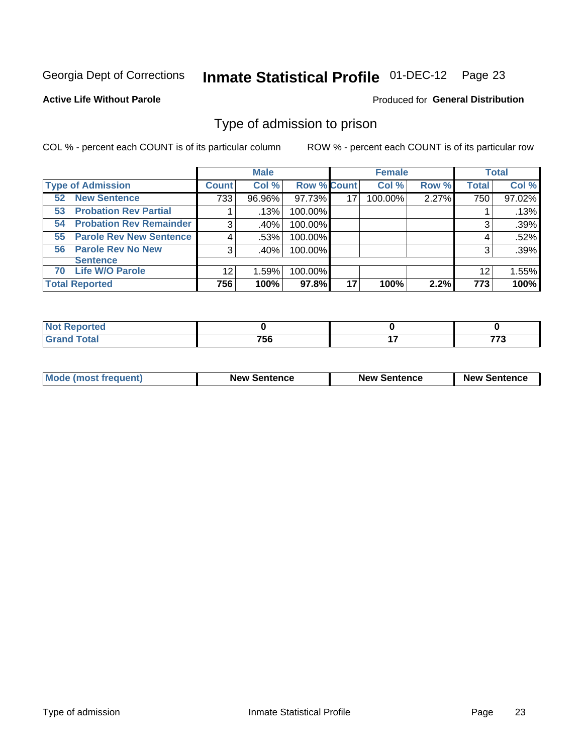Georgia Dept of Corrections **Inmate Statistical Profile** 01-DEC-12

**Active Life Without Parole**

Produced for **General Distribution**

## Type of admission to prison

COL % - percent each COUNT is of its particular column ROW % - percent each COUNT is of its particular row

| | Male | | | Female | | | Total | |
|---|---|---|---|---|---|---|---|---|
| **Type of Admission** | **Count** | **Col %** | **Row %** | **Count** | **Col %** | **Row %** | **Total** | **Col %** |
| **52 New Sentence** | 733 | 96.96% | 97.73% | 17 | 100.00% | 2.27% | 750 | 97.02% |
| **53 Probation Rev Partial** | 1 | .13% | 100.00% | | | | 1 | .13% |
| **54 Probation Rev Remainder** | 3 | .40% | 100.00% | | | | 3 | .39% |
| **55 Parole Rev New Sentence** | 4 | .53% | 100.00% | | | | 4 | .52% |
| **56 Parole Rev No New Sentence** | 3 | .40% | 100.00% | | | | 3 | .39% |
| **70 Life W/O Parole** | 12 | 1.59% | 100.00% | | | | 12 | 1.55% |
| **Total Reported** | **756** | **100%** | **97.8%** | **17** | **100%** | **2.2%** | **773** | **100%** |

| | Male | Female | Total |
|---|---|---|---|
| **Not Reported** | **0** | **0** | **0** |
| **Grand Total** | **756** | **17** | **773** |

| | Male | Female | Total |
|---|---|---|---|
| **Mode (most frequent)** | **New Sentence** | **New Sentence** | **New Sentence** |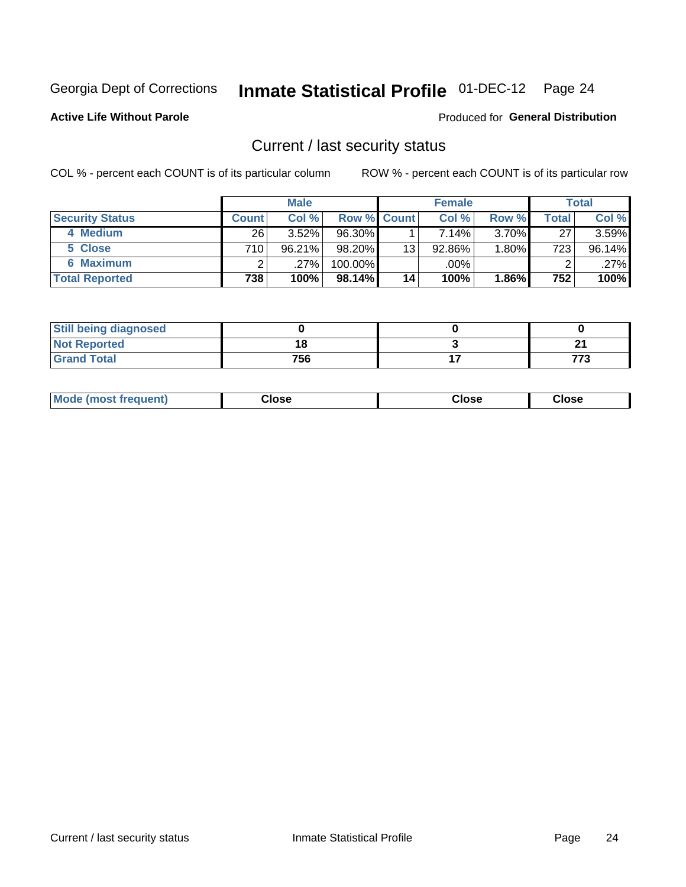Georgia Dept of Corrections **Inmate Statistical Profile** 01-DEC-12

**Active Life Without Parole**

Produced for **General Distribution**

## Current / last security status

COL % - percent each COUNT is of its particular column          ROW % - percent each COUNT is of its particular row

| | Male | | | Female | | | Total | |
|---|---|---|---|---|---|---|---|---|
| **Security Status** | **Count** | **Col %** | **Row %** | **Count** | **Col %** | **Row %** | **Total** | **Col %** |
| 4 Medium | 26 | 3.52% | 96.30% | 1 | 7.14% | 3.70% | 27 | 3.59% |
| 5 Close | 710 | 96.21% | 98.20% | 13 | 92.86% | 1.80% | 723 | 96.14% |
| 6 Maximum | 2 | .27% | 100.00% | | .00% | | 2 | .27% |
| **Total Reported** | **738** | **100%** | **98.14%** | **14** | **100%** | **1.86%** | **752** | **100%** |

| | Male | Female | Total |
|---|---|---|---|
| **Still being diagnosed** | **0** | **0** | **0** |
| **Not Reported** | **18** | **3** | **21** |
| **Grand Total** | **756** | **17** | **773** |

| | Male | Female | Total |
|---|---|---|---|
| **Mode (most frequent)** | **Close** | **Close** | **Close** |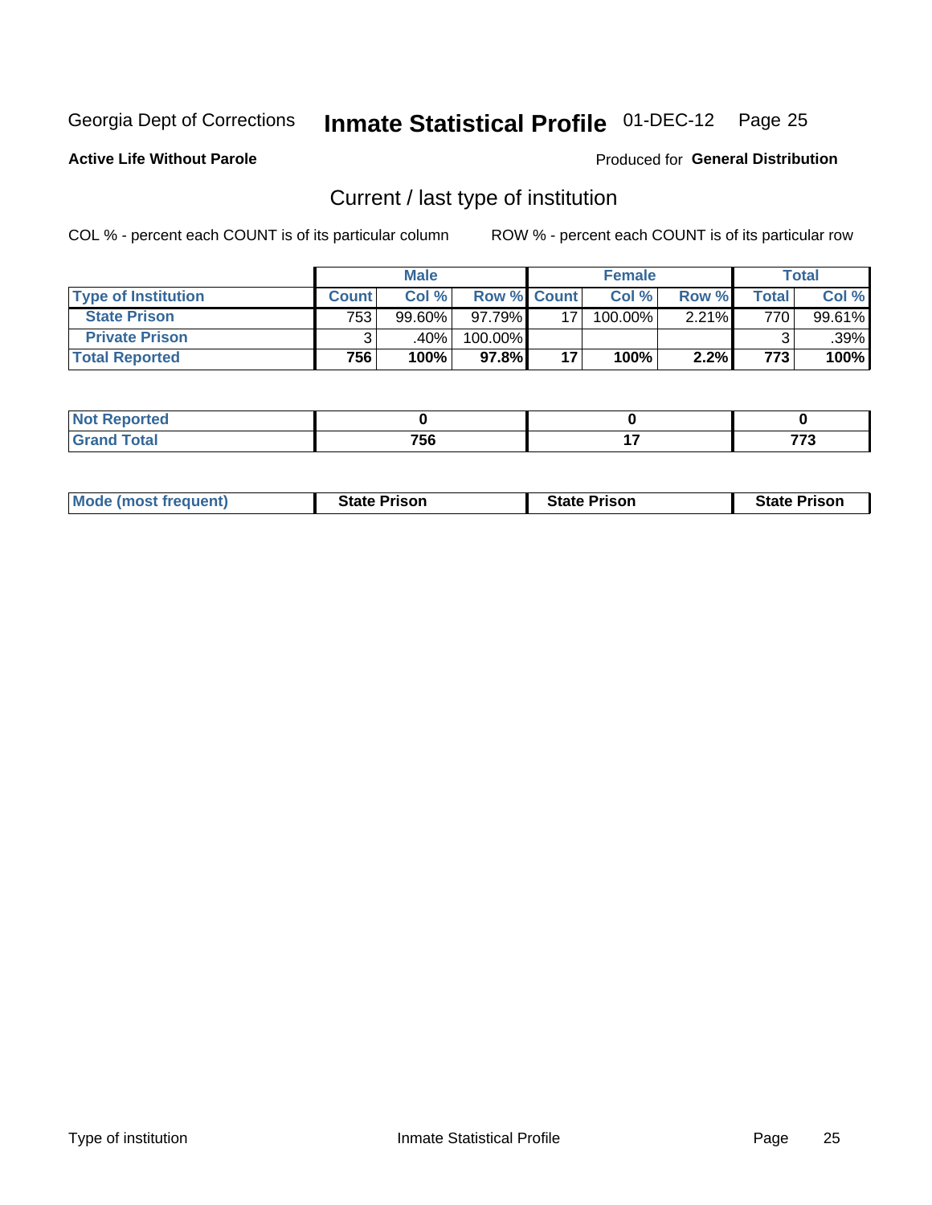Georgia Dept of Corrections **Inmate Statistical Profile** 01-DEC-12

**Active Life Without Parole**

Produced for **General Distribution**

## Current / last type of institution

COL % - percent each COUNT is of its particular column

ROW % - percent each COUNT is of its particular row

| | Male | | | Female | | | Total | |
|---|---|---|---|---|---|---|---|---|
| Type of Institution | Count | Col % | Row % | Count | Col % | Row % | Total | Col % |
| State Prison | 753 | 99.60% | 97.79% | 17 | 100.00% | 2.21% | 770 | 99.61% |
| Private Prison | 3 | .40% | 100.00% | | | | 3 | .39% |
| **Total Reported** | **756** | **100%** | **97.8%** | **17** | **100%** | **2.2%** | **773** | **100%** |

| | Male | Female | Total |
|---|---|---|---|
| Not Reported | 0 | 0 | 0 |
| Grand Total | 756 | 17 | 773 |

| | Male | Female | Total |
|---|---|---|---|
| Mode (most frequent) | State Prison | State Prison | State Prison |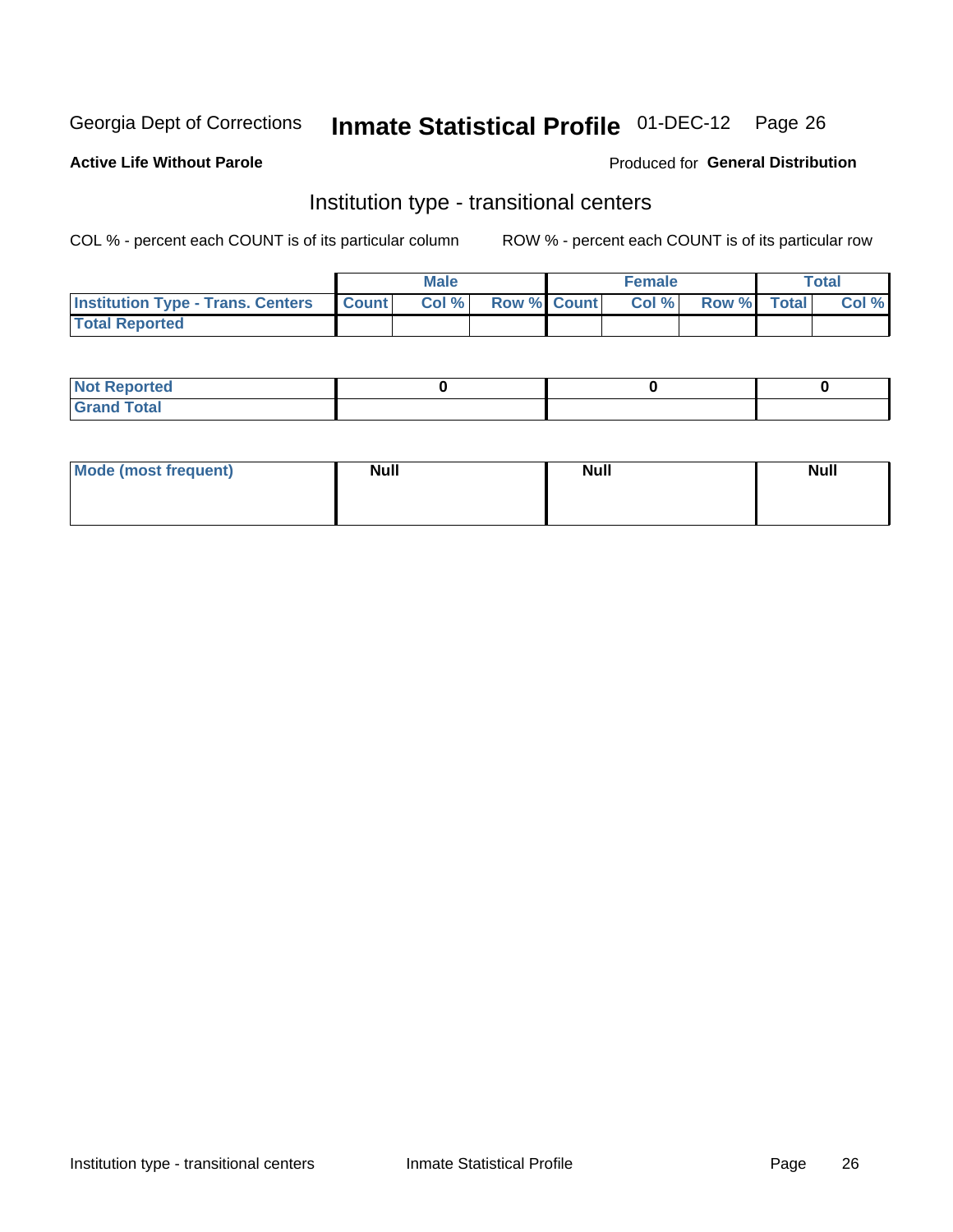Georgia Dept of Corrections **Inmate Statistical Profile** 01-DEC-12

**Active Life Without Parole**

Produced for **General Distribution**

## Institution type - transitional centers

COL % - percent each COUNT is of its particular column

ROW % - percent each COUNT is of its particular row

| | Male | | | Female | | | Total | |
|---|---|---|---|---|---|---|---|---|
| **Institution Type - Trans. Centers** | **Count** | **Col %** | **Row %** | **Count** | **Col %** | **Row %** | **Total** | **Col %** |
| **Total Reported** | | | | | | | | |

| | Male | Female | Total |
|---|---|---|---|
| **Not Reported** | 0 | 0 | 0 |
| **Grand Total** | | | |

| | Male | Female | Total |
|---|---|---|---|
| **Mode (most frequent)** | Null | Null | Null |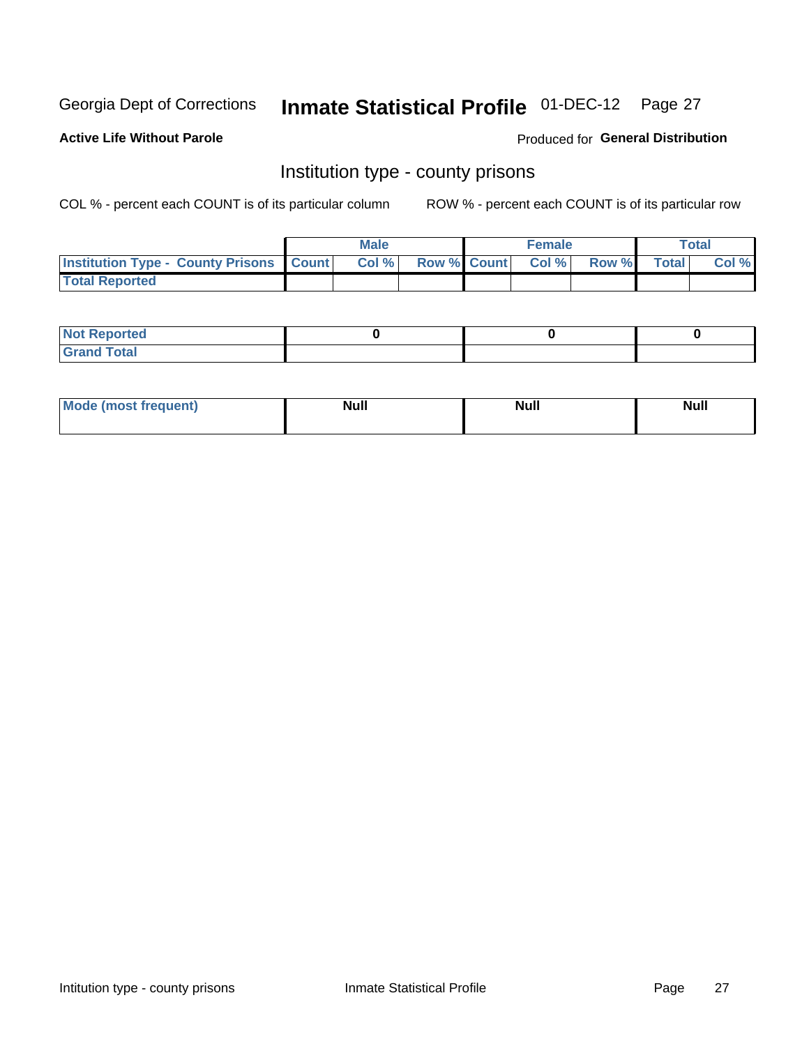Georgia Dept of Corrections **Inmate Statistical Profile** 01-DEC-12

**Active Life Without Parole**

Produced for **General Distribution**

## Institution type - county prisons

COL % - percent each COUNT is of its particular column

ROW % - percent each COUNT is of its particular row

| | Male | | | Female | | | Total | |
|---|---|---|---|---|---|---|---|---|
| **Institution Type - County Prisons** | **Count** | **Col %** | **Row %** | **Count** | **Col %** | **Row %** | **Total** | **Col %** |
| **Total Reported** | | | | | | | | |

| | Male | Female | Total |
|---|---|---|---|
| **Not Reported** | 0 | 0 | 0 |
| **Grand Total** | | | |

| | Male | Female | Total |
|---|---|---|---|
| **Mode (most frequent)** | Null | Null | Null |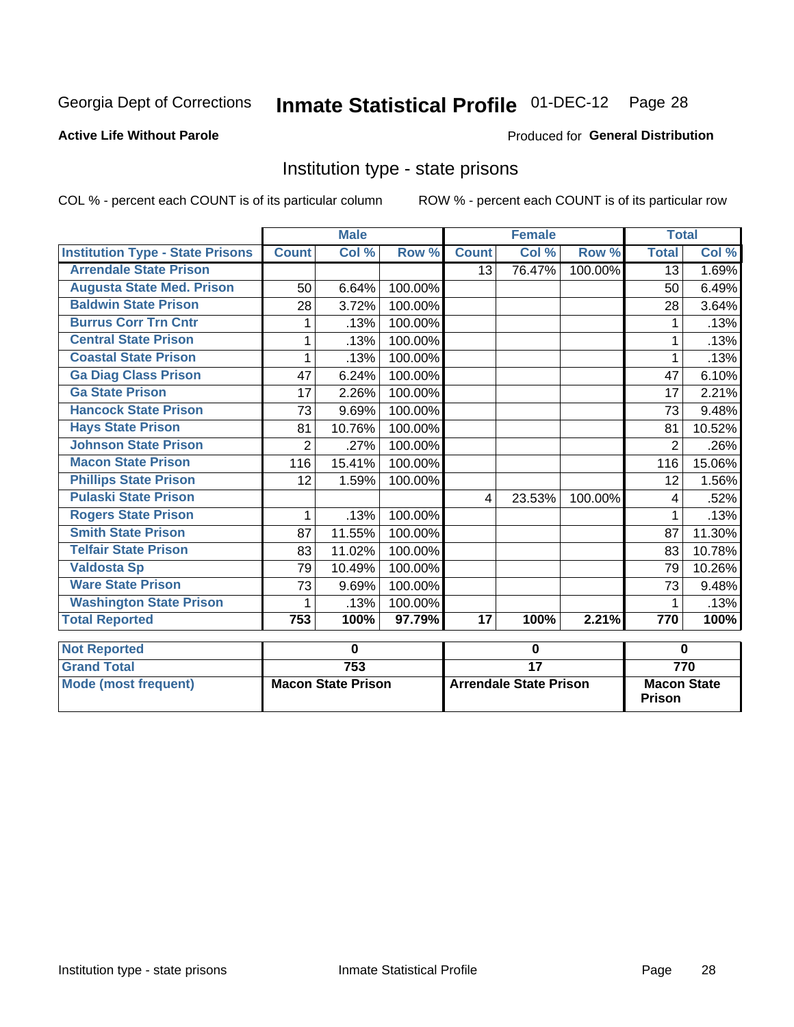Georgia Dept of Corrections **Inmate Statistical Profile** 01-DEC-12 Page 28

**Active Life Without Parole**

Produced for **General Distribution**

## Institution type - state prisons

COL % - percent each COUNT is of its particular column ROW % - percent each COUNT is of its particular row

| | Male | | | Female | | | Total | |
|---|---|---|---|---|---|---|---|---|
| **Institution Type - State Prisons** | **Count** | **Col %** | **Row %** | **Count** | **Col %** | **Row %** | **Total** | **Col %** |
| **Arrendale State Prison** | | | | 13 | 76.47% | 100.00% | 13 | 1.69% |
| **Augusta State Med. Prison** | 50 | 6.64% | 100.00% | | | | 50 | 6.49% |
| **Baldwin State Prison** | 28 | 3.72% | 100.00% | | | | 28 | 3.64% |
| **Burrus Corr Trn Cntr** | 1 | .13% | 100.00% | | | | 1 | .13% |
| **Central State Prison** | 1 | .13% | 100.00% | | | | 1 | .13% |
| **Coastal State Prison** | 1 | .13% | 100.00% | | | | 1 | .13% |
| **Ga Diag Class Prison** | 47 | 6.24% | 100.00% | | | | 47 | 6.10% |
| **Ga State Prison** | 17 | 2.26% | 100.00% | | | | 17 | 2.21% |
| **Hancock State Prison** | 73 | 9.69% | 100.00% | | | | 73 | 9.48% |
| **Hays State Prison** | 81 | 10.76% | 100.00% | | | | 81 | 10.52% |
| **Johnson State Prison** | 2 | .27% | 100.00% | | | | 2 | .26% |
| **Macon State Prison** | 116 | 15.41% | 100.00% | | | | 116 | 15.06% |
| **Phillips State Prison** | 12 | 1.59% | 100.00% | | | | 12 | 1.56% |
| **Pulaski State Prison** | | | | 4 | 23.53% | 100.00% | 4 | .52% |
| **Rogers State Prison** | 1 | .13% | 100.00% | | | | 1 | .13% |
| **Smith State Prison** | 87 | 11.55% | 100.00% | | | | 87 | 11.30% |
| **Telfair State Prison** | 83 | 11.02% | 100.00% | | | | 83 | 10.78% |
| **Valdosta Sp** | 79 | 10.49% | 100.00% | | | | 79 | 10.26% |
| **Ware State Prison** | 73 | 9.69% | 100.00% | | | | 73 | 9.48% |
| **Washington State Prison** | 1 | .13% | 100.00% | | | | 1 | .13% |
| **Total Reported** | **753** | **100%** | **97.79%** | **17** | **100%** | **2.21%** | **770** | **100%** |

| | Male | Female | Total |
|---|---|---|---|
| **Not Reported** | **0** | **0** | **0** |
| **Grand Total** | **753** | **17** | **770** |
| **Mode (most frequent)** | **Macon State Prison** | **Arrendale State Prison** | **Macon State Prison** |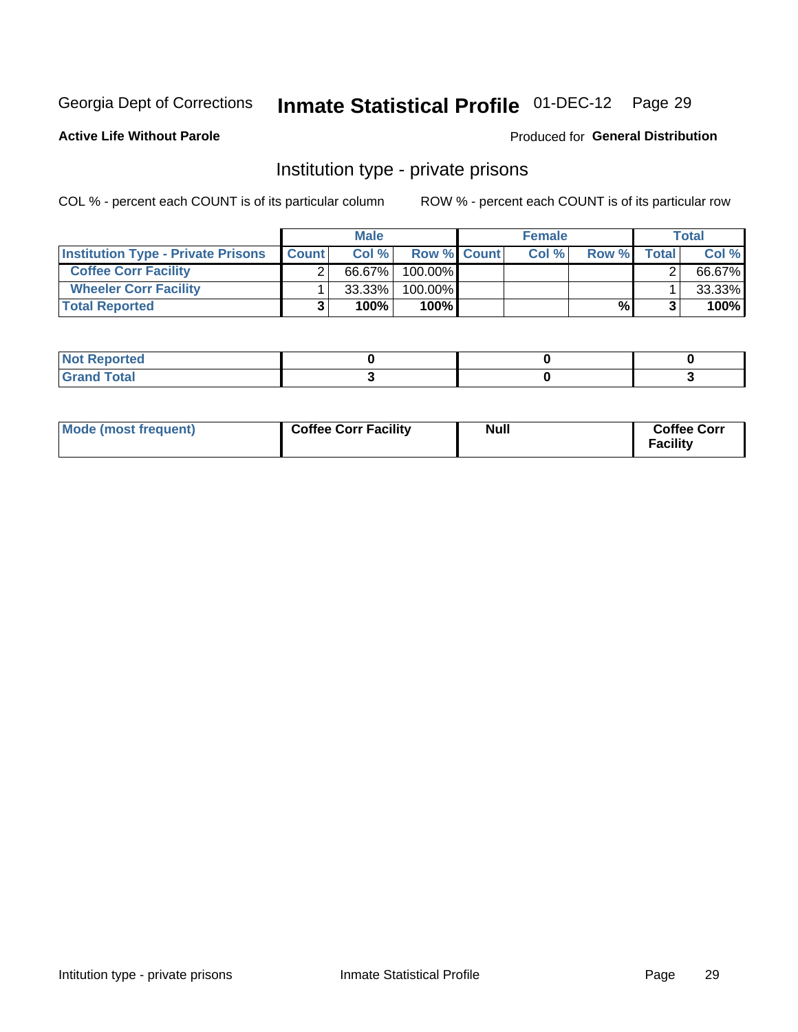Georgia Dept of Corrections **Inmate Statistical Profile** 01-DEC-12 Page 29

**Active Life Without Parole**

Produced for **General Distribution**

## Institution type - private prisons

COL % - percent each COUNT is of its particular column

ROW % - percent each COUNT is of its particular row

| | Male | | | Female | | | Total | |
|---|---|---|---|---|---|---|---|---|
| **Institution Type - Private Prisons** | **Count** | **Col %** | **Row %** | **Count** | **Col %** | **Row %** | **Total** | **Col %** |
| **Coffee Corr Facility** | 2 | 66.67% | 100.00% | | | | 2 | 66.67% |
| **Wheeler Corr Facility** | 1 | 33.33% | 100.00% | | | | 1 | 33.33% |
| **Total Reported** | **3** | **100%** | **100%** | | | **%** | **3** | **100%** |

| | Male | Female | Total |
|---|---|---|---|
| **Not Reported** | **0** | **0** | **0** |
| **Grand Total** | **3** | **0** | **3** |

| | Male | Female | Total |
|---|---|---|---|
| **Mode (most frequent)** | **Coffee Corr Facility** | **Null** | **Coffee Corr Facility** |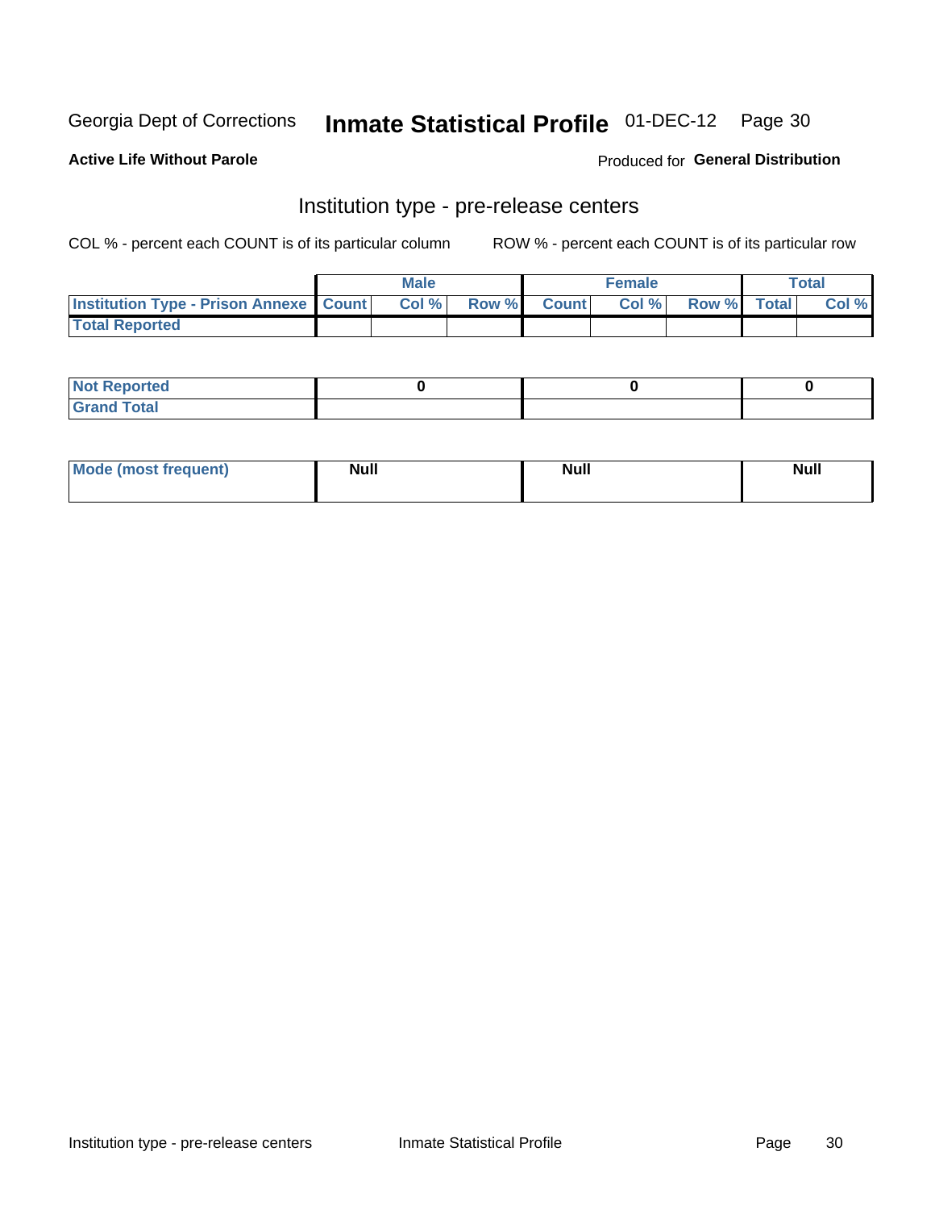Georgia Dept of Corrections **Inmate Statistical Profile** 01-DEC-12

**Active Life Without Parole**

Produced for **General Distribution**

## Institution type - pre-release centers

COL % - percent each COUNT is of its particular column

ROW % - percent each COUNT is of its particular row

| | Male | | | Female | | | Total | |
|---|---|---|---|---|---|---|---|---|
| **Institution Type - Prison Annexe** | **Count** | **Col %** | **Row %** | **Count** | **Col %** | **Row %** | **Total** | **Col %** |
| **Total Reported** | | | | | | | | |

| | Male | Female | Total |
|---|---|---|---|
| **Not Reported** | **0** | **0** | **0** |
| **Grand Total** | | | |

| | Male | Female | Total |
|---|---|---|---|
| **Mode (most frequent)** | **Null** | **Null** | **Null** |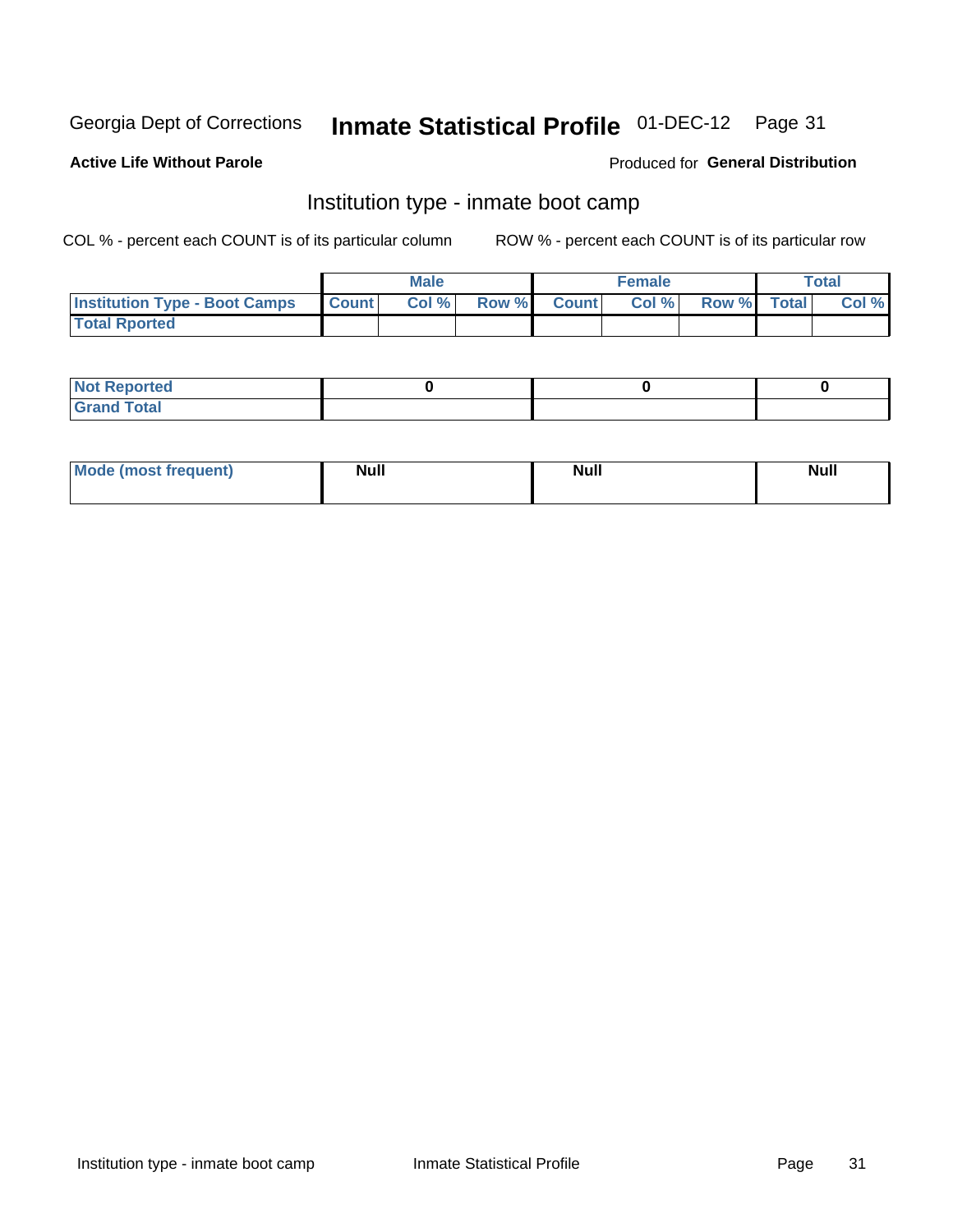Georgia Dept of Corrections **Inmate Statistical Profile** 01-DEC-12

**Active Life Without Parole**

Produced for **General Distribution**

## Institution type - inmate boot camp

COL % - percent each COUNT is of its particular column

ROW % - percent each COUNT is of its particular row

| | Male | | | Female | | | Total | |
|---|---|---|---|---|---|---|---|---|
| **Institution Type - Boot Camps** | **Count** | **Col %** | **Row %** | **Count** | **Col %** | **Row %** | **Total** | **Col %** |
| **Total Rported** | | | | | | | | |

| | Male | Female | Total |
|---|---|---|---|
| **Not Reported** | 0 | 0 | 0 |
| **Grand Total** | | | |

| | Male | Female | Total |
|---|---|---|---|
| **Mode (most frequent)** | Null | Null | Null |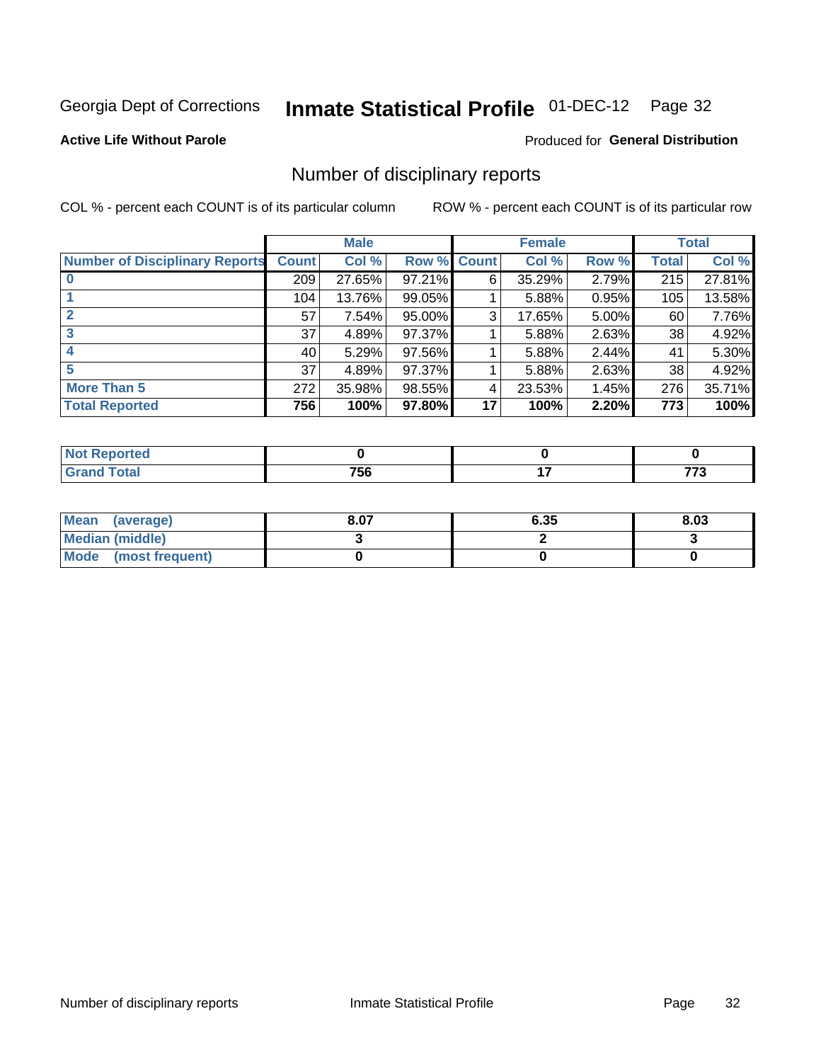Georgia Dept of Corrections **Inmate Statistical Profile** 01-DEC-12 Page 32

**Active Life Without Parole**

Produced for **General Distribution**

## Number of disciplinary reports

COL % - percent each COUNT is of its particular column

ROW % - percent each COUNT is of its particular row

| | Male | | | Female | | | Total | |
|---|---|---|---|---|---|---|---|---|
| **Number of Disciplinary Reports** | **Count** | **Col %** | **Row %** | **Count** | **Col %** | **Row %** | **Total** | **Col %** |
| **0** | 209 | 27.65% | 97.21% | 6 | 35.29% | 2.79% | 215 | 27.81% |
| **1** | 104 | 13.76% | 99.05% | 1 | 5.88% | 0.95% | 105 | 13.58% |
| **2** | 57 | 7.54% | 95.00% | 3 | 17.65% | 5.00% | 60 | 7.76% |
| **3** | 37 | 4.89% | 97.37% | 1 | 5.88% | 2.63% | 38 | 4.92% |
| **4** | 40 | 5.29% | 97.56% | 1 | 5.88% | 2.44% | 41 | 5.30% |
| **5** | 37 | 4.89% | 97.37% | 1 | 5.88% | 2.63% | 38 | 4.92% |
| **More Than 5** | 272 | 35.98% | 98.55% | 4 | 23.53% | 1.45% | 276 | 35.71% |
| **Total Reported** | **756** | **100%** | **97.80%** | **17** | **100%** | **2.20%** | **773** | **100%** |

| | Male | Female | Total |
|---|---|---|---|
| **Not Reported** | **0** | **0** | **0** |
| **Grand Total** | **756** | **17** | **773** |

| | Male | Female | Total |
|---|---|---|---|
| **Mean (average)** | **8.07** | **6.35** | **8.03** |
| **Median (middle)** | **3** | **2** | **3** |
| **Mode (most frequent)** | **0** | **0** | **0** |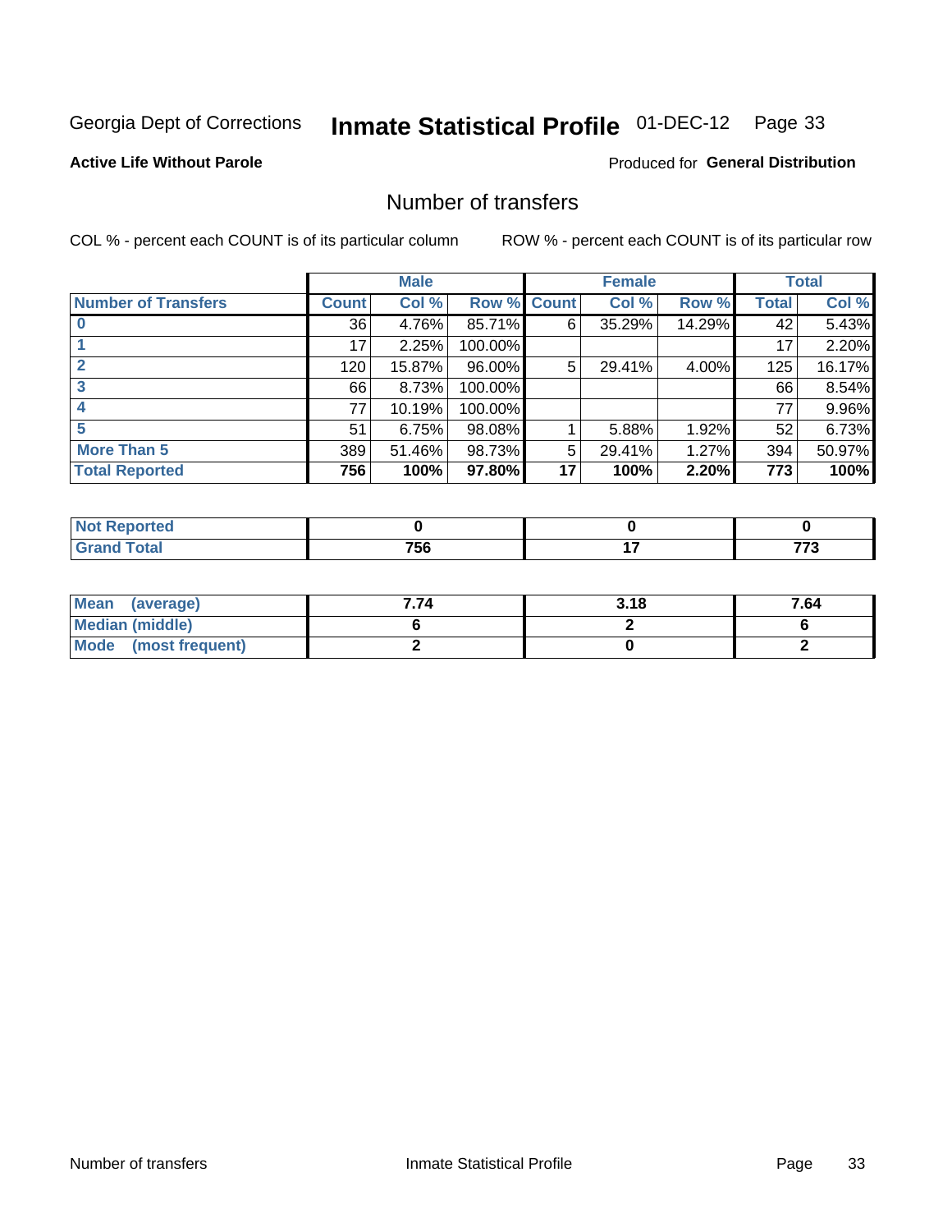Georgia Dept of Corrections **Inmate Statistical Profile** 01-DEC-12

**Active Life Without Parole**

Produced for **General Distribution**

## Number of transfers

COL % - percent each COUNT is of its particular column

ROW % - percent each COUNT is of its particular row

| | Male | | | Female | | | Total | |
|---|---|---|---|---|---|---|---|---|
| **Number of Transfers** | **Count** | **Col %** | **Row %** | **Count** | **Col %** | **Row %** | **Total** | **Col %** |
| **0** | 36 | 4.76% | 85.71% | 6 | 35.29% | 14.29% | 42 | 5.43% |
| **1** | 17 | 2.25% | 100.00% | | | | 17 | 2.20% |
| **2** | 120 | 15.87% | 96.00% | 5 | 29.41% | 4.00% | 125 | 16.17% |
| **3** | 66 | 8.73% | 100.00% | | | | 66 | 8.54% |
| **4** | 77 | 10.19% | 100.00% | | | | 77 | 9.96% |
| **5** | 51 | 6.75% | 98.08% | 1 | 5.88% | 1.92% | 52 | 6.73% |
| **More Than 5** | 389 | 51.46% | 98.73% | 5 | 29.41% | 1.27% | 394 | 50.97% |
| **Total Reported** | **756** | **100%** | **97.80%** | **17** | **100%** | **2.20%** | **773** | **100%** |

| | Male | Female | Total |
|---|---|---|---|
| **Not Reported** | **0** | **0** | **0** |
| **Grand Total** | **756** | **17** | **773** |

| | Male | Female | Total |
|---|---|---|---|
| **Mean (average)** | **7.74** | **3.18** | **7.64** |
| **Median (middle)** | **6** | **2** | **6** |
| **Mode (most frequent)** | **2** | **0** | **2** |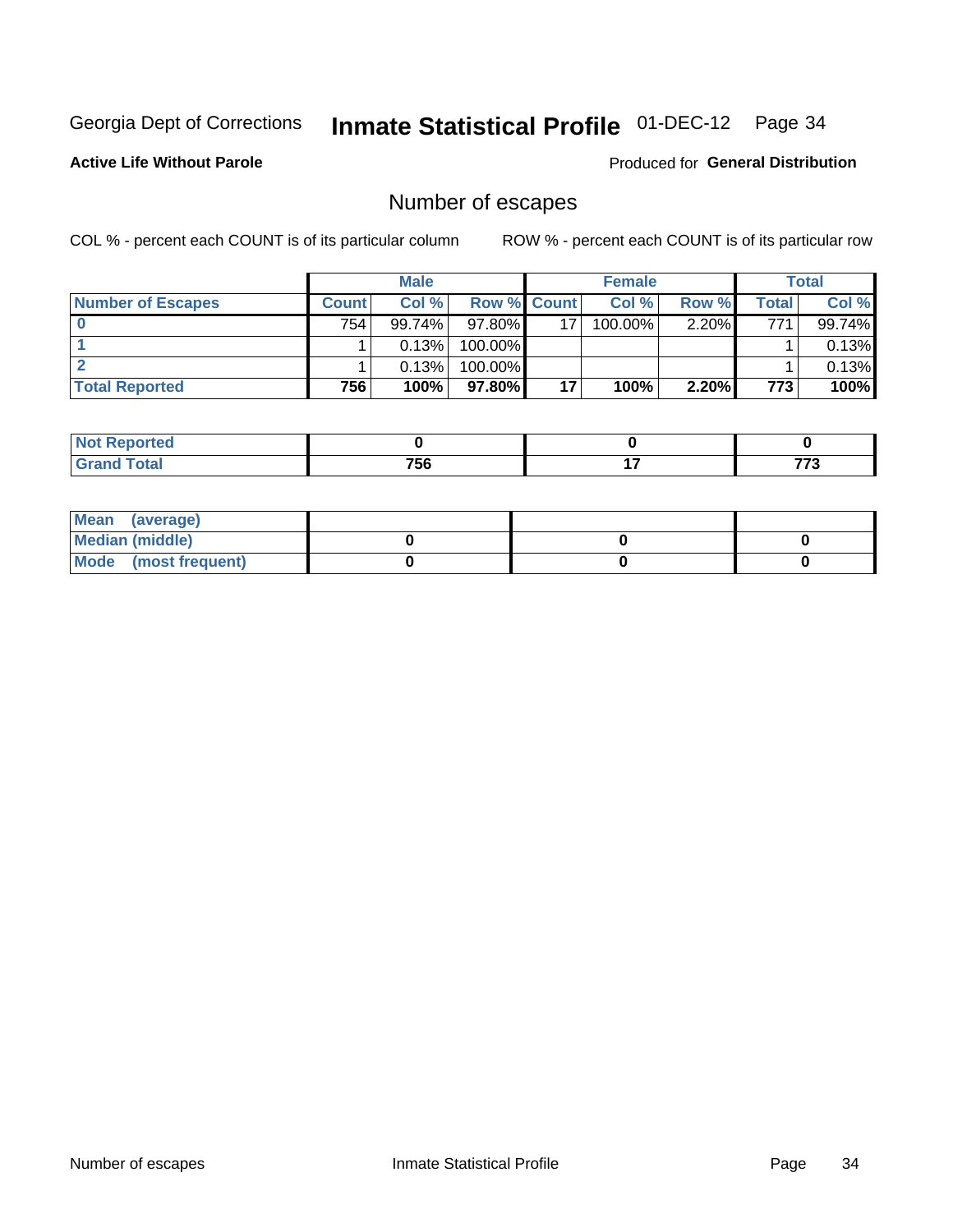Georgia Dept of Corrections **Inmate Statistical Profile** 01-DEC-12

**Active Life Without Parole**

Produced for **General Distribution**

## Number of escapes

COL % - percent each COUNT is of its particular column ROW % - percent each COUNT is of its particular row

| | Male | | | Female | | | Total | |
|---|---|---|---|---|---|---|---|---|
| **Number of Escapes** | **Count** | **Col %** | **Row %** | **Count** | **Col %** | **Row %** | **Total** | **Col %** |
| **0** | 754 | 99.74% | 97.80% | 17 | 100.00% | 2.20% | 771 | 99.74% |
| **1** | 1 | 0.13% | 100.00% | | | | 1 | 0.13% |
| **2** | 1 | 0.13% | 100.00% | | | | 1 | 0.13% |
| **Total Reported** | **756** | **100%** | **97.80%** | **17** | **100%** | **2.20%** | **773** | **100%** |

| | Male | Female | Total |
|---|---|---|---|
| **Not Reported** | **0** | **0** | **0** |
| **Grand Total** | **756** | **17** | **773** |

| | Male | Female | Total |
|---|---|---|---|
| **Mean (average)** | | | |
| **Median (middle)** | **0** | **0** | **0** |
| **Mode (most frequent)** | **0** | **0** | **0** |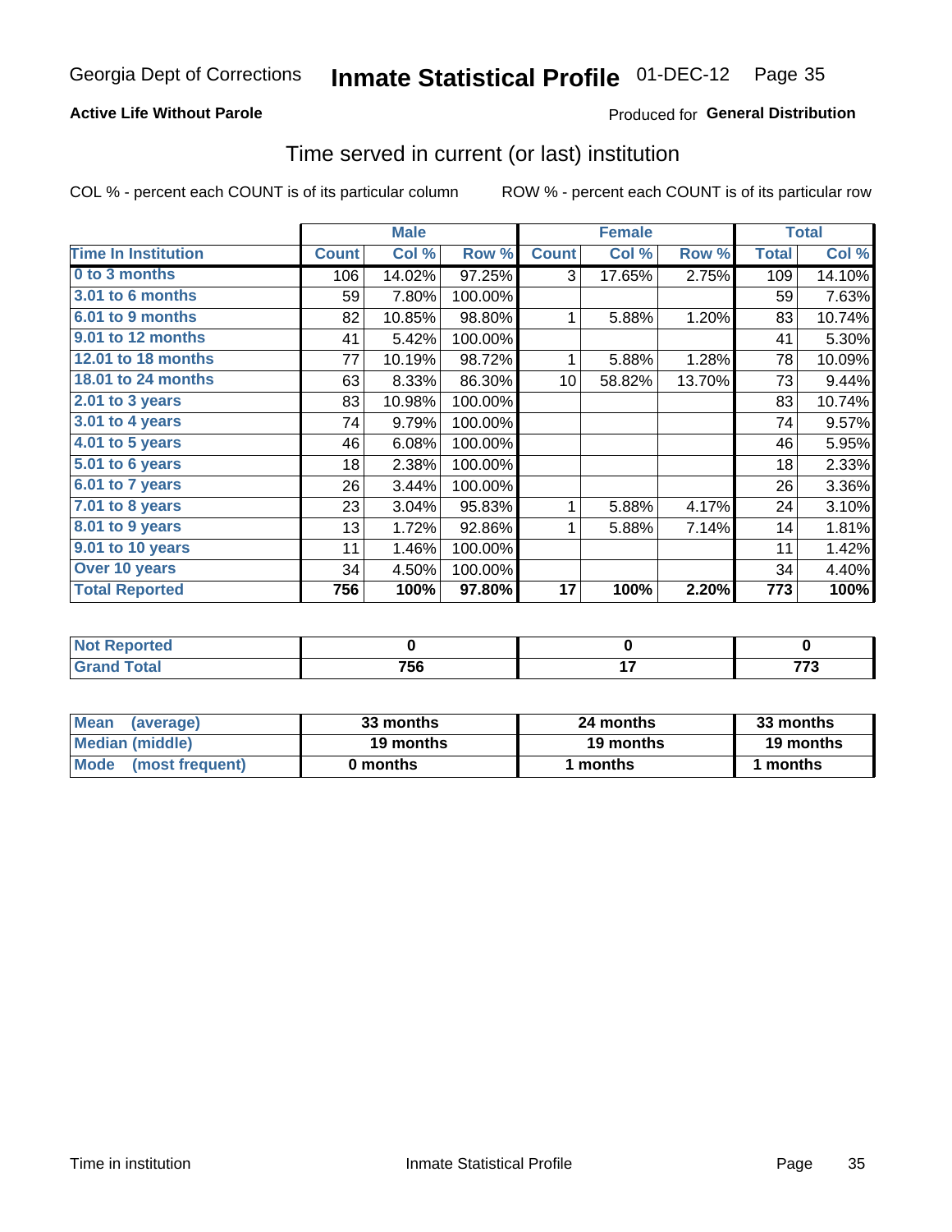Georgia Dept of Corrections **Inmate Statistical Profile** 01-DEC-12

**Active Life Without Parole**

Produced for **General Distribution**

## Time served in current (or last) institution

COL % - percent each COUNT is of its particular column ROW % - percent each COUNT is of its particular row

| | Male | | | Female | | | Total | |
|---|---|---|---|---|---|---|---|---|
| Time In Institution | Count | Col % | Row % | Count | Col % | Row % | Total | Col % |
| 0 to 3 months | 106 | 14.02% | 97.25% | 3 | 17.65% | 2.75% | 109 | 14.10% |
| 3.01 to 6 months | 59 | 7.80% | 100.00% | | | | 59 | 7.63% |
| 6.01 to 9 months | 82 | 10.85% | 98.80% | 1 | 5.88% | 1.20% | 83 | 10.74% |
| 9.01 to 12 months | 41 | 5.42% | 100.00% | | | | 41 | 5.30% |
| 12.01 to 18 months | 77 | 10.19% | 98.72% | 1 | 5.88% | 1.28% | 78 | 10.09% |
| 18.01 to 24 months | 63 | 8.33% | 86.30% | 10 | 58.82% | 13.70% | 73 | 9.44% |
| 2.01 to 3 years | 83 | 10.98% | 100.00% | | | | 83 | 10.74% |
| 3.01 to 4 years | 74 | 9.79% | 100.00% | | | | 74 | 9.57% |
| 4.01 to 5 years | 46 | 6.08% | 100.00% | | | | 46 | 5.95% |
| 5.01 to 6 years | 18 | 2.38% | 100.00% | | | | 18 | 2.33% |
| 6.01 to 7 years | 26 | 3.44% | 100.00% | | | | 26 | 3.36% |
| 7.01 to 8 years | 23 | 3.04% | 95.83% | 1 | 5.88% | 4.17% | 24 | 3.10% |
| 8.01 to 9 years | 13 | 1.72% | 92.86% | 1 | 5.88% | 7.14% | 14 | 1.81% |
| 9.01 to 10 years | 11 | 1.46% | 100.00% | | | | 11 | 1.42% |
| Over 10 years | 34 | 4.50% | 100.00% | | | | 34 | 4.40% |
| **Total Reported** | **756** | **100%** | **97.80%** | **17** | **100%** | **2.20%** | **773** | **100%** |

| | Male | Female | Total |
|---|---|---|---|
| Not Reported | 0 | 0 | 0 |
| Grand Total | 756 | 17 | 773 |

| | Male | Female | Total |
|---|---|---|---|
| Mean (average) | 33 months | 24 months | 33 months |
| Median (middle) | 19 months | 19 months | 19 months |
| Mode (most frequent) | 0 months | 1 months | 1 months |

Time in institution Inmate Statistical Profile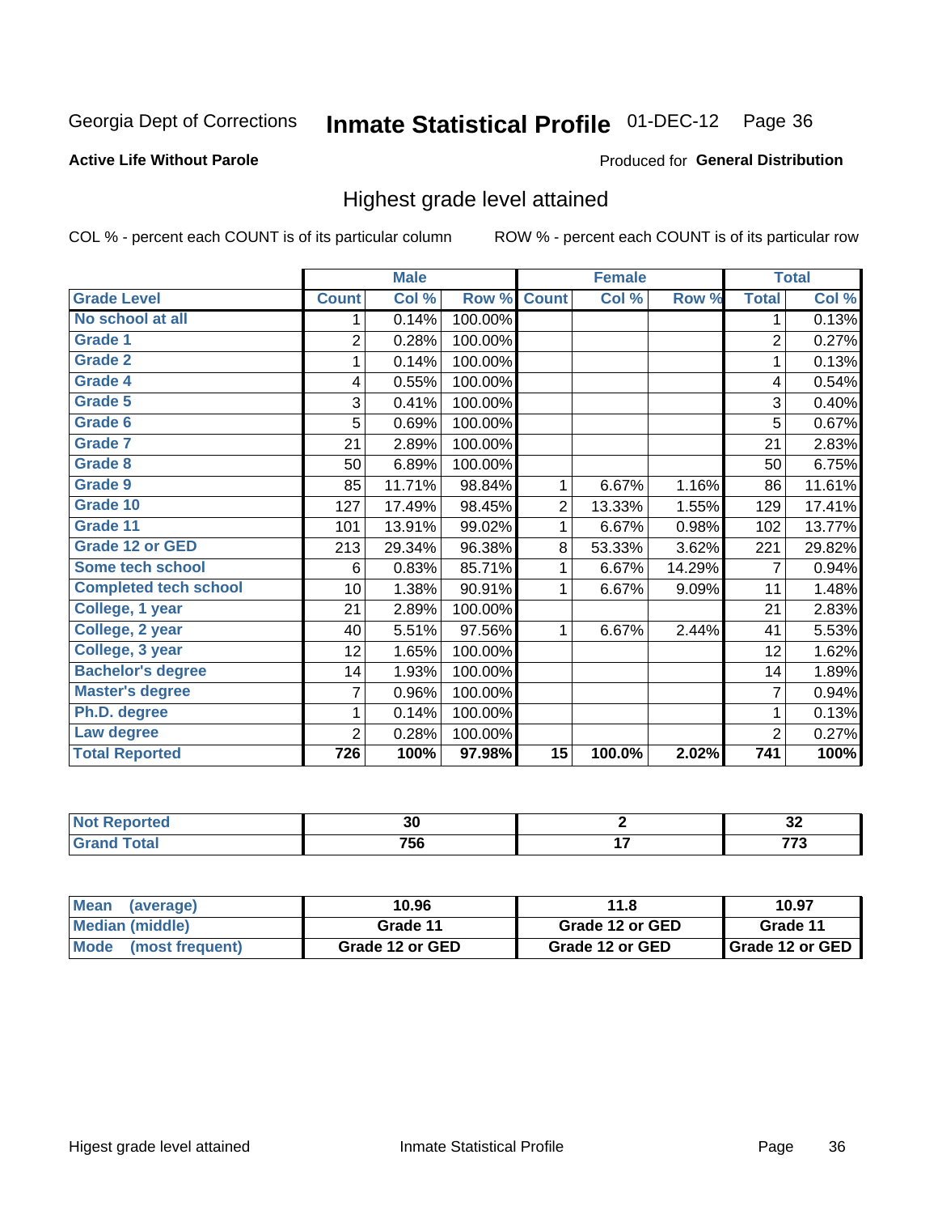Georgia Dept of Corrections **Inmate Statistical Profile** 01-DEC-12

**Active Life Without Parole**

Produced for **General Distribution**

## Highest grade level attained

COL % - percent each COUNT is of its particular column

ROW % - percent each COUNT is of its particular row

| | Male | | | Female | | | Total | |
|---|---|---|---|---|---|---|---|---|
| **Grade Level** | **Count** | **Col %** | **Row %** | **Count** | **Col %** | **Row %** | **Total** | **Col %** |
| No school at all | 1 | 0.14% | 100.00% | | | | 1 | 0.13% |
| Grade 1 | 2 | 0.28% | 100.00% | | | | 2 | 0.27% |
| Grade 2 | 1 | 0.14% | 100.00% | | | | 1 | 0.13% |
| Grade 4 | 4 | 0.55% | 100.00% | | | | 4 | 0.54% |
| Grade 5 | 3 | 0.41% | 100.00% | | | | 3 | 0.40% |
| Grade 6 | 5 | 0.69% | 100.00% | | | | 5 | 0.67% |
| Grade 7 | 21 | 2.89% | 100.00% | | | | 21 | 2.83% |
| Grade 8 | 50 | 6.89% | 100.00% | | | | 50 | 6.75% |
| Grade 9 | 85 | 11.71% | 98.84% | 1 | 6.67% | 1.16% | 86 | 11.61% |
| Grade 10 | 127 | 17.49% | 98.45% | 2 | 13.33% | 1.55% | 129 | 17.41% |
| Grade 11 | 101 | 13.91% | 99.02% | 1 | 6.67% | 0.98% | 102 | 13.77% |
| Grade 12 or GED | 213 | 29.34% | 96.38% | 8 | 53.33% | 3.62% | 221 | 29.82% |
| Some tech school | 6 | 0.83% | 85.71% | 1 | 6.67% | 14.29% | 7 | 0.94% |
| Completed tech school | 10 | 1.38% | 90.91% | 1 | 6.67% | 9.09% | 11 | 1.48% |
| College, 1 year | 21 | 2.89% | 100.00% | | | | 21 | 2.83% |
| College, 2 year | 40 | 5.51% | 97.56% | 1 | 6.67% | 2.44% | 41 | 5.53% |
| College, 3 year | 12 | 1.65% | 100.00% | | | | 12 | 1.62% |
| Bachelor's degree | 14 | 1.93% | 100.00% | | | | 14 | 1.89% |
| Master's degree | 7 | 0.96% | 100.00% | | | | 7 | 0.94% |
| Ph.D. degree | 1 | 0.14% | 100.00% | | | | 1 | 0.13% |
| Law degree | 2 | 0.28% | 100.00% | | | | 2 | 0.27% |
| **Total Reported** | **726** | **100%** | **97.98%** | **15** | **100.0%** | **2.02%** | **741** | **100%** |

| | Male | Female | Total |
|---|---|---|---|
| Not Reported | 30 | 2 | 32 |
| Grand Total | 756 | 17 | 773 |

| | Male | Female | Total |
|---|---|---|---|
| Mean (average) | 10.96 | 11.8 | 10.97 |
| Median (middle) | Grade 11 | Grade 12 or GED | Grade 11 |
| Mode (most frequent) | Grade 12 or GED | Grade 12 or GED | Grade 12 or GED |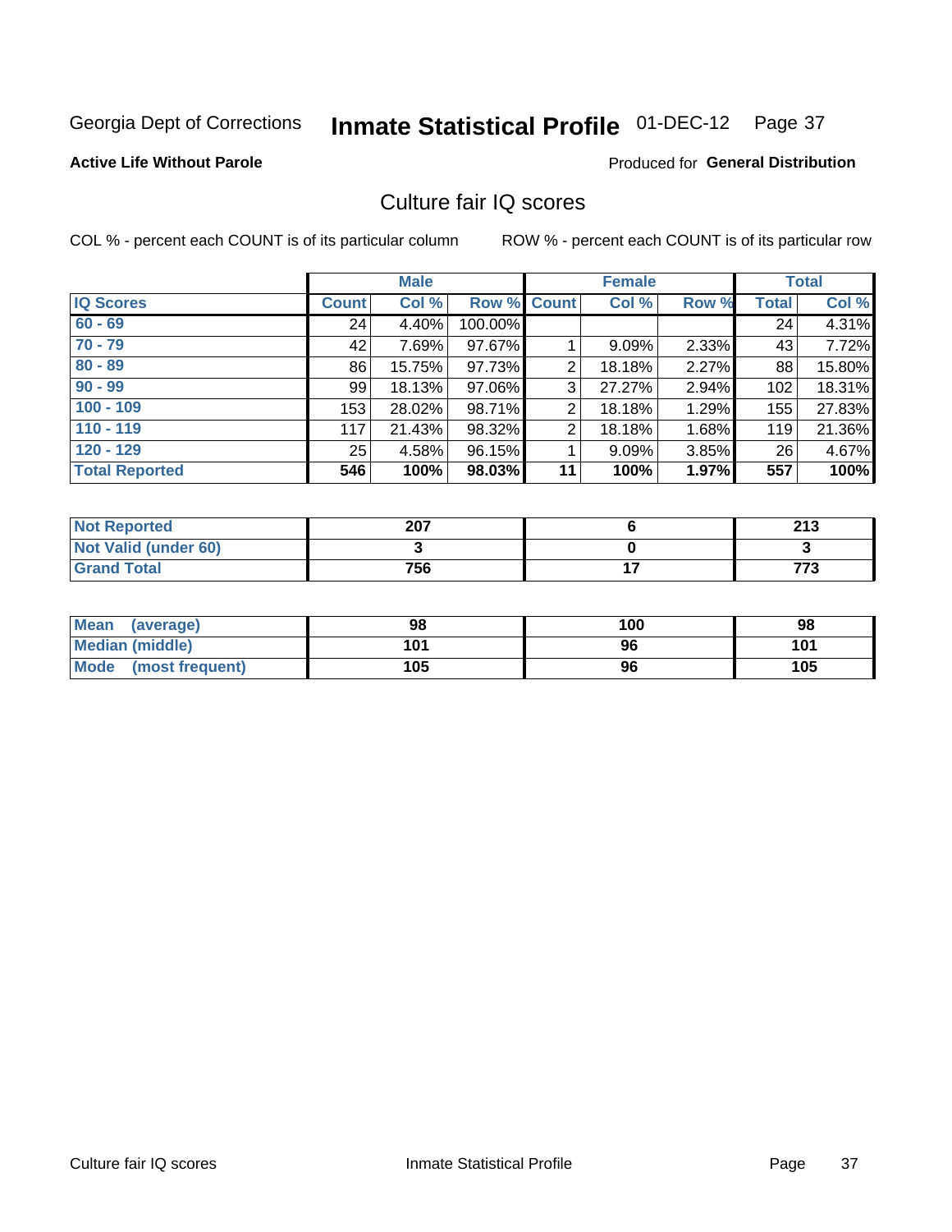Georgia Dept of Corrections **Inmate Statistical Profile** 01-DEC-12

**Active Life Without Parole**

Produced for **General Distribution**

## Culture fair IQ scores

COL % - percent each COUNT is of its particular column

ROW % - percent each COUNT is of its particular row

| | Male | | | Female | | | Total | |
|---|---|---|---|---|---|---|---|---|
| **IQ Scores** | **Count** | **Col %** | **Row %** | **Count** | **Col %** | **Row %** | **Total** | **Col %** |
| 60 - 69 | 24 | 4.40% | 100.00% | | | | 24 | 4.31% |
| 70 - 79 | 42 | 7.69% | 97.67% | 1 | 9.09% | 2.33% | 43 | 7.72% |
| 80 - 89 | 86 | 15.75% | 97.73% | 2 | 18.18% | 2.27% | 88 | 15.80% |
| 90 - 99 | 99 | 18.13% | 97.06% | 3 | 27.27% | 2.94% | 102 | 18.31% |
| 100 - 109 | 153 | 28.02% | 98.71% | 2 | 18.18% | 1.29% | 155 | 27.83% |
| 110 - 119 | 117 | 21.43% | 98.32% | 2 | 18.18% | 1.68% | 119 | 21.36% |
| 120 - 129 | 25 | 4.58% | 96.15% | 1 | 9.09% | 3.85% | 26 | 4.67% |
| **Total Reported** | **546** | **100%** | **98.03%** | **11** | **100%** | **1.97%** | **557** | **100%** |

| | Male | Female | Total |
|---|---|---|---|
| Not Reported | 207 | 6 | 213 |
| Not Valid (under 60) | 3 | 0 | 3 |
| Grand Total | 756 | 17 | 773 |

| | Male | Female | Total |
|---|---|---|---|
| Mean (average) | 98 | 100 | 98 |
| Median (middle) | 101 | 96 | 101 |
| Mode (most frequent) | 105 | 96 | 105 |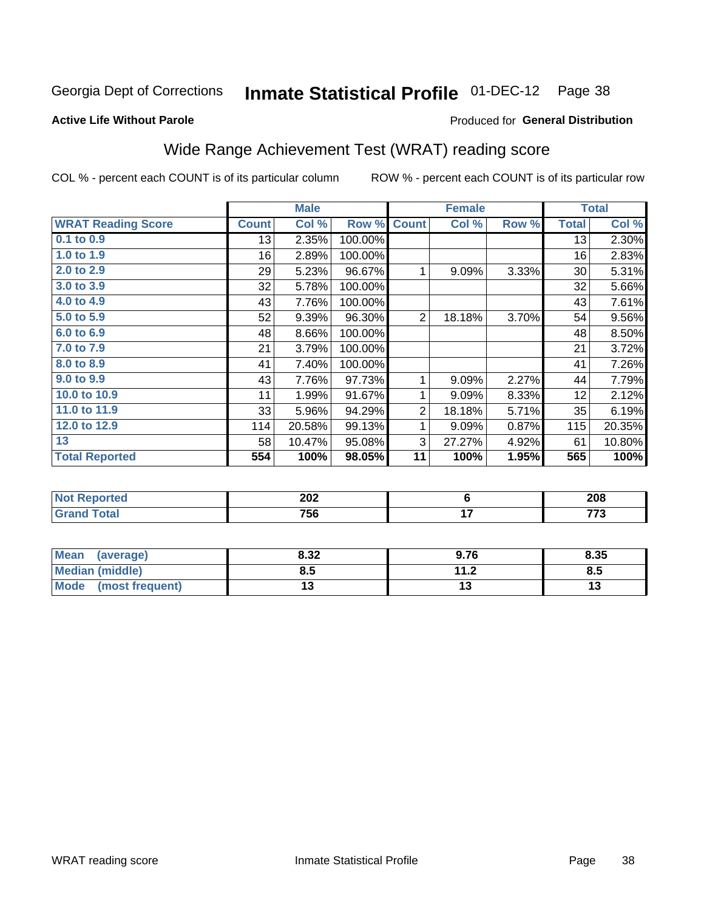Georgia Dept of Corrections **Inmate Statistical Profile** 01-DEC-12

**Active Life Without Parole**

Produced for **General Distribution**

## Wide Range Achievement Test (WRAT) reading score

COL % - percent each COUNT is of its particular column

ROW % - percent each COUNT is of its particular row

| | Male | | | Female | | | Total | |
|---|---|---|---|---|---|---|---|---|
| **WRAT Reading Score** | **Count** | **Col %** | **Row %** | **Count** | **Col %** | **Row %** | **Total** | **Col %** |
| 0.1 to 0.9 | 13 | 2.35% | 100.00% | | | | 13 | 2.30% |
| 1.0 to 1.9 | 16 | 2.89% | 100.00% | | | | 16 | 2.83% |
| 2.0 to 2.9 | 29 | 5.23% | 96.67% | 1 | 9.09% | 3.33% | 30 | 5.31% |
| 3.0 to 3.9 | 32 | 5.78% | 100.00% | | | | 32 | 5.66% |
| 4.0 to 4.9 | 43 | 7.76% | 100.00% | | | | 43 | 7.61% |
| 5.0 to 5.9 | 52 | 9.39% | 96.30% | 2 | 18.18% | 3.70% | 54 | 9.56% |
| 6.0 to 6.9 | 48 | 8.66% | 100.00% | | | | 48 | 8.50% |
| 7.0 to 7.9 | 21 | 3.79% | 100.00% | | | | 21 | 3.72% |
| 8.0 to 8.9 | 41 | 7.40% | 100.00% | | | | 41 | 7.26% |
| 9.0 to 9.9 | 43 | 7.76% | 97.73% | 1 | 9.09% | 2.27% | 44 | 7.79% |
| 10.0 to 10.9 | 11 | 1.99% | 91.67% | 1 | 9.09% | 8.33% | 12 | 2.12% |
| 11.0 to 11.9 | 33 | 5.96% | 94.29% | 2 | 18.18% | 5.71% | 35 | 6.19% |
| 12.0 to 12.9 | 114 | 20.58% | 99.13% | 1 | 9.09% | 0.87% | 115 | 20.35% |
| 13 | 58 | 10.47% | 95.08% | 3 | 27.27% | 4.92% | 61 | 10.80% |
| **Total Reported** | **554** | **100%** | **98.05%** | **11** | **100%** | **1.95%** | **565** | **100%** |

| | Male | Female | Total |
|---|---|---|---|
| Not Reported | 202 | 6 | 208 |
| Grand Total | 756 | 17 | 773 |

| | Male | Female | Total |
|---|---|---|---|
| Mean (average) | 8.32 | 9.76 | 8.35 |
| Median (middle) | 8.5 | 11.2 | 8.5 |
| Mode (most frequent) | 13 | 13 | 13 |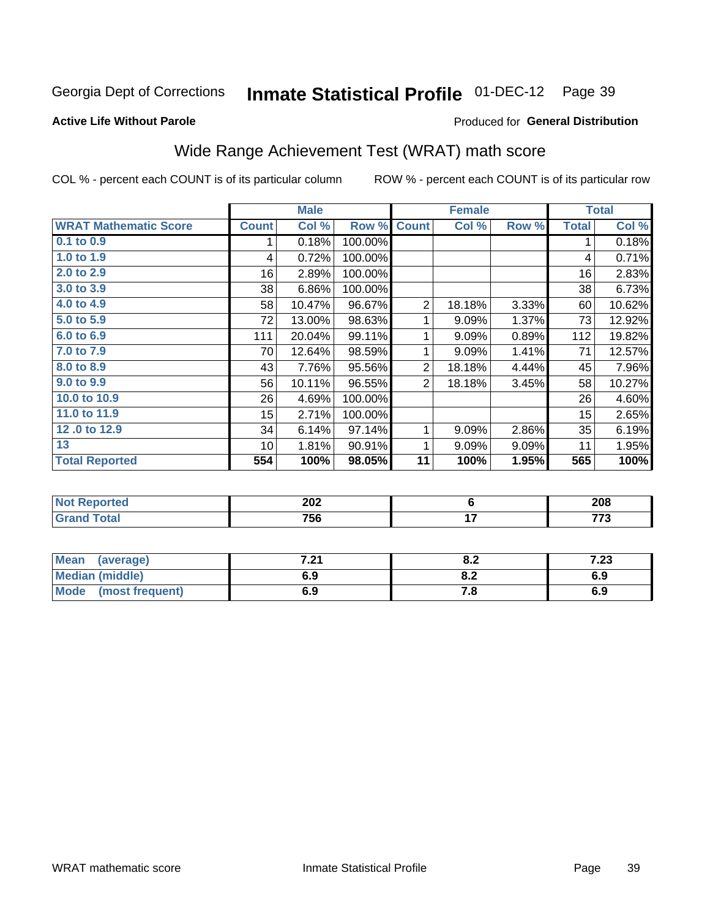Georgia Dept of Corrections **Inmate Statistical Profile** 01-DEC-12

**Active Life Without Parole**

Produced for **General Distribution**

## Wide Range Achievement Test (WRAT) math score

COL % - percent each COUNT is of its particular column    ROW % - percent each COUNT is of its particular row

| | Male | | | Female | | | Total | |
|---|---|---|---|---|---|---|---|---|
| **WRAT Mathematic Score** | **Count** | **Col %** | **Row %** | **Count** | **Col %** | **Row %** | **Total** | **Col %** |
| 0.1 to 0.9 | 1 | 0.18% | 100.00% | | | | 1 | 0.18% |
| 1.0 to 1.9 | 4 | 0.72% | 100.00% | | | | 4 | 0.71% |
| 2.0 to 2.9 | 16 | 2.89% | 100.00% | | | | 16 | 2.83% |
| 3.0 to 3.9 | 38 | 6.86% | 100.00% | | | | 38 | 6.73% |
| 4.0 to 4.9 | 58 | 10.47% | 96.67% | 2 | 18.18% | 3.33% | 60 | 10.62% |
| 5.0 to 5.9 | 72 | 13.00% | 98.63% | 1 | 9.09% | 1.37% | 73 | 12.92% |
| 6.0 to 6.9 | 111 | 20.04% | 99.11% | 1 | 9.09% | 0.89% | 112 | 19.82% |
| 7.0 to 7.9 | 70 | 12.64% | 98.59% | 1 | 9.09% | 1.41% | 71 | 12.57% |
| 8.0 to 8.9 | 43 | 7.76% | 95.56% | 2 | 18.18% | 4.44% | 45 | 7.96% |
| 9.0 to 9.9 | 56 | 10.11% | 96.55% | 2 | 18.18% | 3.45% | 58 | 10.27% |
| 10.0 to 10.9 | 26 | 4.69% | 100.00% | | | | 26 | 4.60% |
| 11.0 to 11.9 | 15 | 2.71% | 100.00% | | | | 15 | 2.65% |
| 12 .0 to 12.9 | 34 | 6.14% | 97.14% | 1 | 9.09% | 2.86% | 35 | 6.19% |
| 13 | 10 | 1.81% | 90.91% | 1 | 9.09% | 9.09% | 11 | 1.95% |
| **Total Reported** | **554** | **100%** | **98.05%** | **11** | **100%** | **1.95%** | **565** | **100%** |

| | Male | Female | Total |
|---|---|---|---|
| **Not Reported** | **202** | **6** | **208** |
| **Grand Total** | **756** | **17** | **773** |

| | Male | Female | Total |
|---|---|---|---|
| **Mean (average)** | **7.21** | **8.2** | **7.23** |
| **Median (middle)** | **6.9** | **8.2** | **6.9** |
| **Mode (most frequent)** | **6.9** | **7.8** | **6.9** |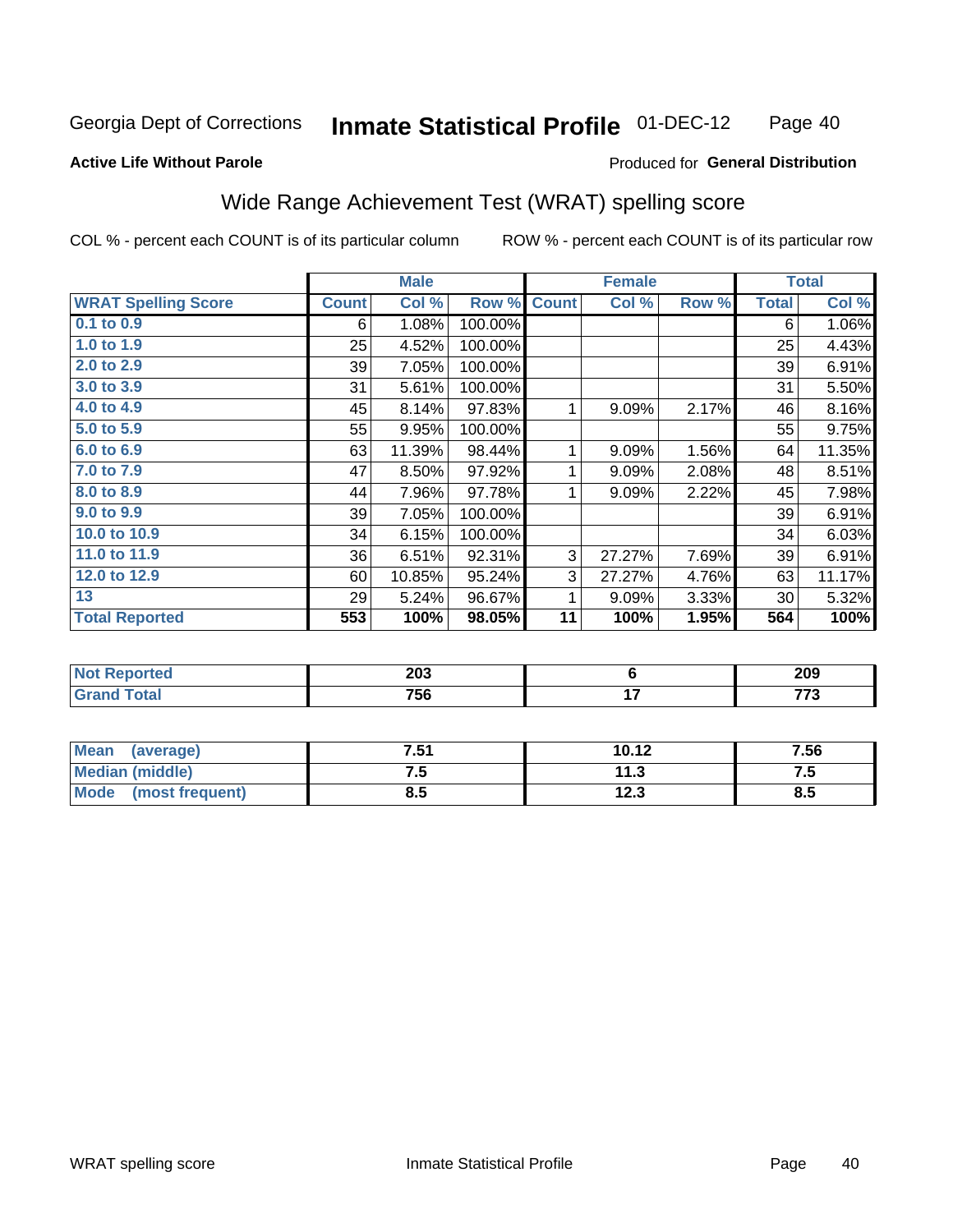Georgia Dept of Corrections **Inmate Statistical Profile** 01-DEC-12

**Active Life Without Parole**

Produced for **General Distribution**

## Wide Range Achievement Test (WRAT) spelling score

COL % - percent each COUNT is of its particular column ROW % - percent each COUNT is of its particular row

| | Male | | | Female | | | Total | |
|---|---|---|---|---|---|---|---|---|
| **WRAT Spelling Score** | **Count** | **Col %** | **Row %** | **Count** | **Col %** | **Row %** | **Total** | **Col %** |
| **0.1 to 0.9** | 6 | 1.08% | 100.00% | | | | 6 | 1.06% |
| **1.0 to 1.9** | 25 | 4.52% | 100.00% | | | | 25 | 4.43% |
| **2.0 to 2.9** | 39 | 7.05% | 100.00% | | | | 39 | 6.91% |
| **3.0 to 3.9** | 31 | 5.61% | 100.00% | | | | 31 | 5.50% |
| **4.0 to 4.9** | 45 | 8.14% | 97.83% | 1 | 9.09% | 2.17% | 46 | 8.16% |
| **5.0 to 5.9** | 55 | 9.95% | 100.00% | | | | 55 | 9.75% |
| **6.0 to 6.9** | 63 | 11.39% | 98.44% | 1 | 9.09% | 1.56% | 64 | 11.35% |
| **7.0 to 7.9** | 47 | 8.50% | 97.92% | 1 | 9.09% | 2.08% | 48 | 8.51% |
| **8.0 to 8.9** | 44 | 7.96% | 97.78% | 1 | 9.09% | 2.22% | 45 | 7.98% |
| **9.0 to 9.9** | 39 | 7.05% | 100.00% | | | | 39 | 6.91% |
| **10.0 to 10.9** | 34 | 6.15% | 100.00% | | | | 34 | 6.03% |
| **11.0 to 11.9** | 36 | 6.51% | 92.31% | 3 | 27.27% | 7.69% | 39 | 6.91% |
| **12.0 to 12.9** | 60 | 10.85% | 95.24% | 3 | 27.27% | 4.76% | 63 | 11.17% |
| **13** | 29 | 5.24% | 96.67% | 1 | 9.09% | 3.33% | 30 | 5.32% |
| **Total Reported** | **553** | **100%** | **98.05%** | **11** | **100%** | **1.95%** | **564** | **100%** |

| | Male | Female | Total |
|---|---|---|---|
| **Not Reported** | **203** | **6** | **209** |
| **Grand Total** | **756** | **17** | **773** |

| | Male | Female | Total |
|---|---|---|---|
| **Mean (average)** | **7.51** | **10.12** | **7.56** |
| **Median (middle)** | **7.5** | **11.3** | **7.5** |
| **Mode (most frequent)** | **8.5** | **12.3** | **8.5** |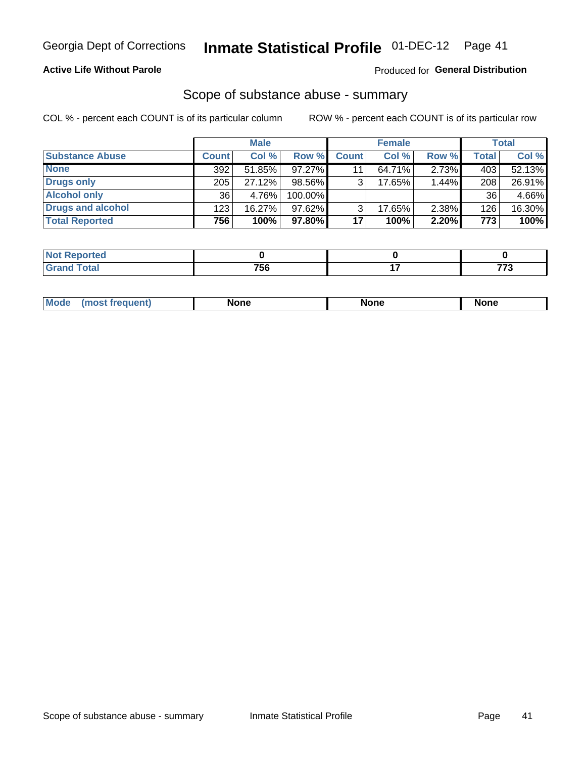Georgia Dept of Corrections **Inmate Statistical Profile** 01-DEC-12

**Active Life Without Parole**

Produced for **General Distribution**

## Scope of substance abuse - summary

COL % - percent each COUNT is of its particular column    ROW % - percent each COUNT is of its particular row

| | Male | | | Female | | | Total | |
|---|---|---|---|---|---|---|---|---|
| **Substance Abuse** | **Count** | **Col %** | **Row %** | **Count** | **Col %** | **Row %** | **Total** | **Col %** |
| **None** | 392 | 51.85% | 97.27% | 11 | 64.71% | 2.73% | 403 | 52.13% |
| **Drugs only** | 205 | 27.12% | 98.56% | 3 | 17.65% | 1.44% | 208 | 26.91% |
| **Alcohol only** | 36 | 4.76% | 100.00% | | | | 36 | 4.66% |
| **Drugs and alcohol** | 123 | 16.27% | 97.62% | 3 | 17.65% | 2.38% | 126 | 16.30% |
| **Total Reported** | **756** | **100%** | **97.80%** | **17** | **100%** | **2.20%** | **773** | **100%** |

| | Male | Female | Total |
|---|---|---|---|
| **Not Reported** | **0** | **0** | **0** |
| **Grand Total** | **756** | **17** | **773** |

| | Male | Female | Total |
|---|---|---|---|
| **Mode (most frequent)** | **None** | **None** | **None** |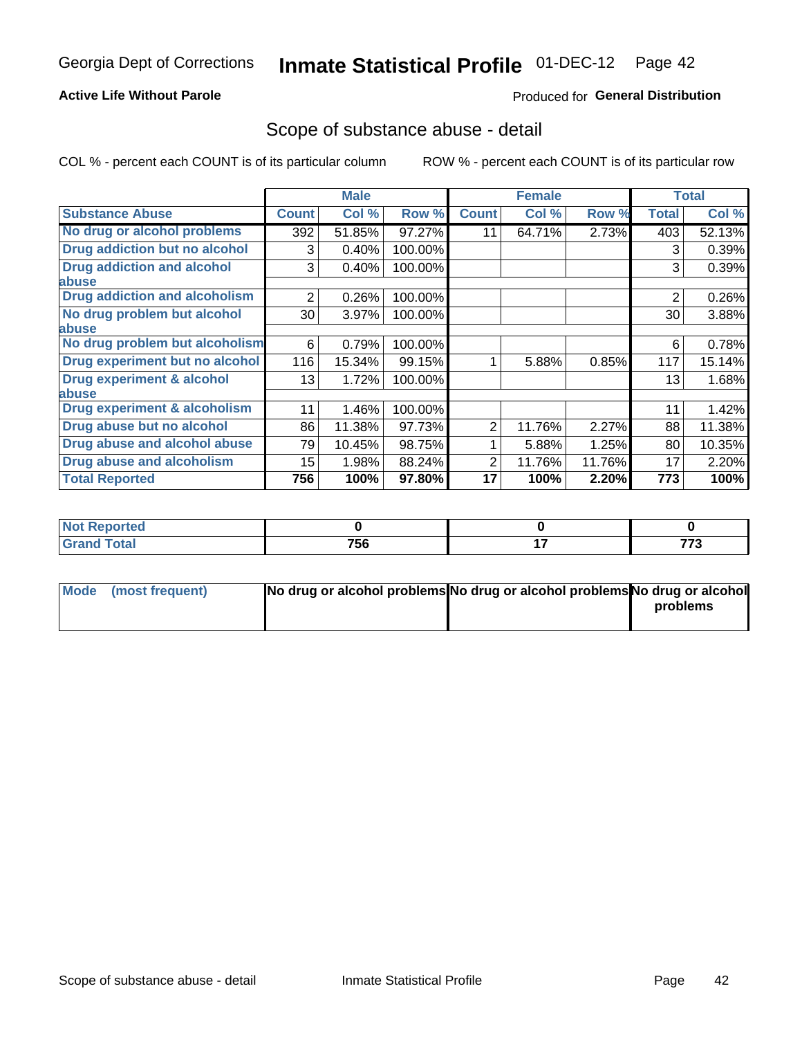Georgia Dept of Corrections **Inmate Statistical Profile** 01-DEC-12

**Active Life Without Parole**

Produced for **General Distribution**

## Scope of substance abuse - detail

COL % - percent each COUNT is of its particular column ROW % - percent each COUNT is of its particular row

| | Male | | | Female | | | Total | |
|---|---|---|---|---|---|---|---|---|
| **Substance Abuse** | **Count** | **Col %** | **Row %** | **Count** | **Col %** | **Row %** | **Total** | **Col %** |
| **No drug or alcohol problems** | 392 | 51.85% | 97.27% | 11 | 64.71% | 2.73% | 403 | 52.13% |
| **Drug addiction but no alcohol** | 3 | 0.40% | 100.00% | | | | 3 | 0.39% |
| **Drug addiction and alcohol abuse** | 3 | 0.40% | 100.00% | | | | 3 | 0.39% |
| **Drug addiction and alcoholism** | 2 | 0.26% | 100.00% | | | | 2 | 0.26% |
| **No drug problem but alcohol abuse** | 30 | 3.97% | 100.00% | | | | 30 | 3.88% |
| **No drug problem but alcoholism** | 6 | 0.79% | 100.00% | | | | 6 | 0.78% |
| **Drug experiment but no alcohol** | 116 | 15.34% | 99.15% | 1 | 5.88% | 0.85% | 117 | 15.14% |
| **Drug experiment & alcohol abuse** | 13 | 1.72% | 100.00% | | | | 13 | 1.68% |
| **Drug experiment & alcoholism** | 11 | 1.46% | 100.00% | | | | 11 | 1.42% |
| **Drug abuse but no alcohol** | 86 | 11.38% | 97.73% | 2 | 11.76% | 2.27% | 88 | 11.38% |
| **Drug abuse and alcohol abuse** | 79 | 10.45% | 98.75% | 1 | 5.88% | 1.25% | 80 | 10.35% |
| **Drug abuse and alcoholism** | 15 | 1.98% | 88.24% | 2 | 11.76% | 11.76% | 17 | 2.20% |
| **Total Reported** | **756** | **100%** | **97.80%** | **17** | **100%** | **2.20%** | **773** | **100%** |

| | Male | Female | Total |
|---|---|---|---|
| **Not Reported** | **0** | **0** | **0** |
| **Grand Total** | **756** | **17** | **773** |

| | Male | Female | Total |
|---|---|---|---|
| **Mode (most frequent)** | **No drug or alcohol problems** | **No drug or alcohol problems** | **No drug or alcohol problems** |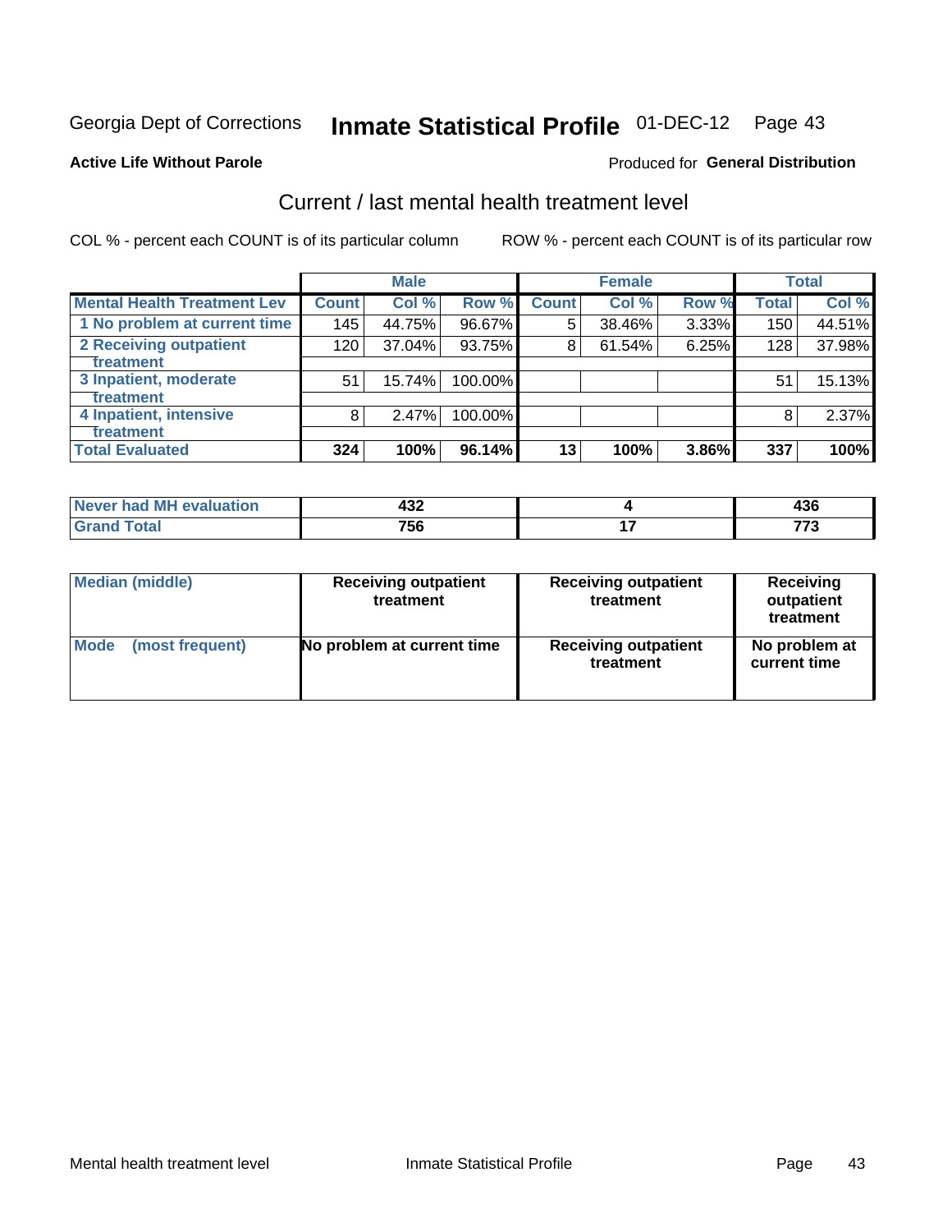Georgia Dept of Corrections **Inmate Statistical Profile** 01-DEC-12

**Active Life Without Parole**

Produced for **General Distribution**

## Current / last mental health treatment level

COL % - percent each COUNT is of its particular column

ROW % - percent each COUNT is of its particular row

| | Male | | | Female | | | Total | |
|---|---|---|---|---|---|---|---|---|
| **Mental Health Treatment Lev** | **Count** | **Col %** | **Row %** | **Count** | **Col %** | **Row %** | **Total** | **Col %** |
| 1 No problem at current time | 145 | 44.75% | 96.67% | 5 | 38.46% | 3.33% | 150 | 44.51% |
| 2 Receiving outpatient treatment | 120 | 37.04% | 93.75% | 8 | 61.54% | 6.25% | 128 | 37.98% |
| 3 Inpatient, moderate treatment | 51 | 15.74% | 100.00% | | | | 51 | 15.13% |
| 4 Inpatient, intensive treatment | 8 | 2.47% | 100.00% | | | | 8 | 2.37% |
| **Total Evaluated** | **324** | **100%** | **96.14%** | **13** | **100%** | **3.86%** | **337** | **100%** |

| | Male | Female | Total |
|---|---|---|---|
| **Never had MH evaluation** | **432** | **4** | **436** |
| **Grand Total** | **756** | **17** | **773** |

| | Male | Female | Total |
|---|---|---|---|
| **Median (middle)** | **Receiving outpatient treatment** | **Receiving outpatient treatment** | **Receiving outpatient treatment** |
| **Mode (most frequent)** | **No problem at current time** | **Receiving outpatient treatment** | **No problem at current time** |

Mental health treatment level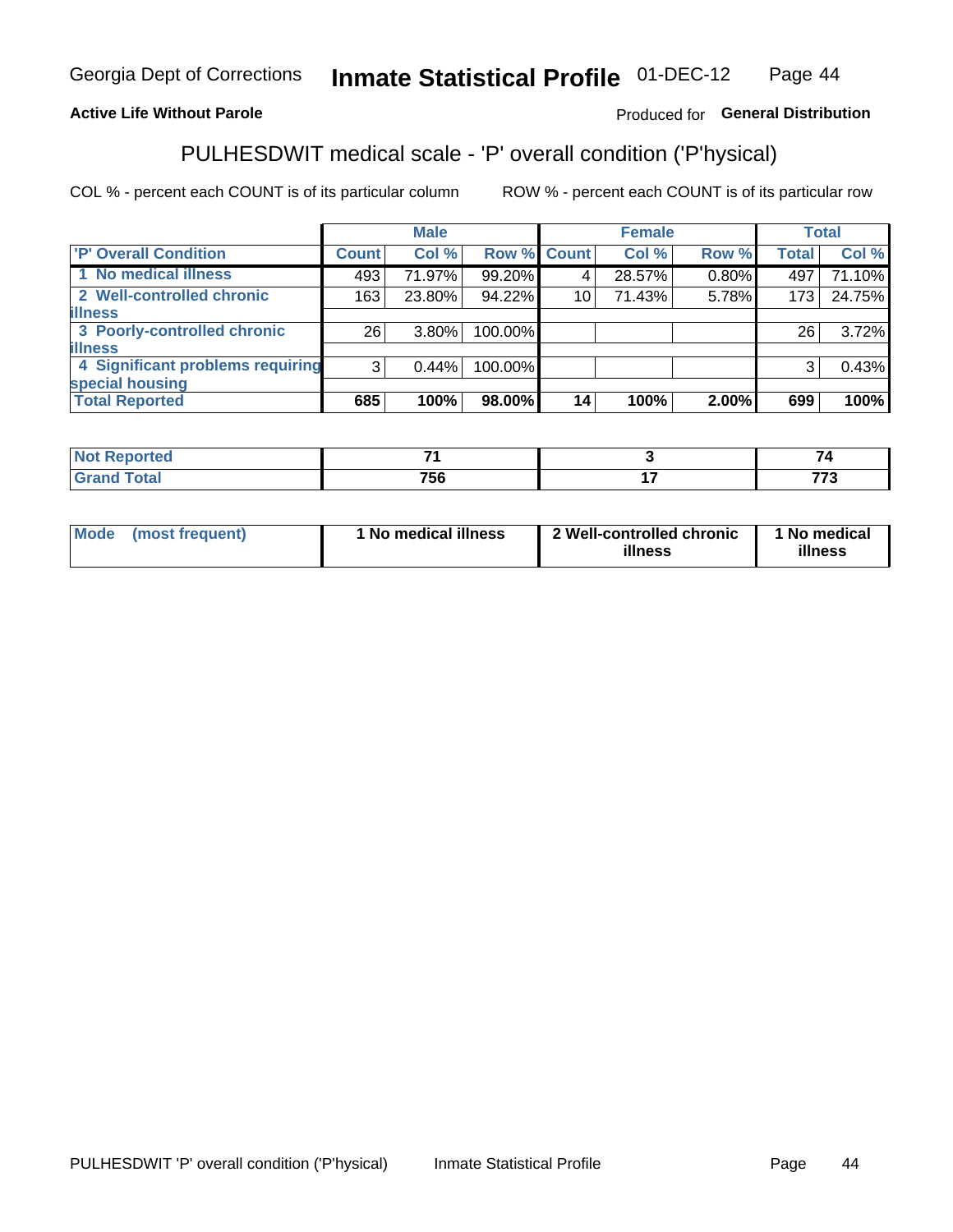Georgia Dept of Corrections **Inmate Statistical Profile** 01-DEC-12

**Active Life Without Parole**

Produced for **General Distribution**

## PULHESDWIT medical scale - 'P' overall condition ('P'hysical)

COL % - percent each COUNT is of its particular column

ROW % - percent each COUNT is of its particular row

| | Male | | | Female | | | Total | |
|---|---|---|---|---|---|---|---|---|
| 'P' Overall Condition | Count | Col % | Row % | Count | Col % | Row % | Total | Col % |
| 1 No medical illness | 493 | 71.97% | 99.20% | 4 | 28.57% | 0.80% | 497 | 71.10% |
| 2 Well-controlled chronic illness | 163 | 23.80% | 94.22% | 10 | 71.43% | 5.78% | 173 | 24.75% |
| 3 Poorly-controlled chronic illness | 26 | 3.80% | 100.00% | | | | 26 | 3.72% |
| 4 Significant problems requiring special housing | 3 | 0.44% | 100.00% | | | | 3 | 0.43% |
| **Total Reported** | **685** | **100%** | **98.00%** | **14** | **100%** | **2.00%** | **699** | **100%** |

| | Male | Female | Total |
|---|---|---|---|
| Not Reported | 71 | 3 | 74 |
| Grand Total | 756 | 17 | 773 |

| | Male | Female | Total |
|---|---|---|---|
| Mode (most frequent) | 1 No medical illness | 2 Well-controlled chronic illness | 1 No medical illness |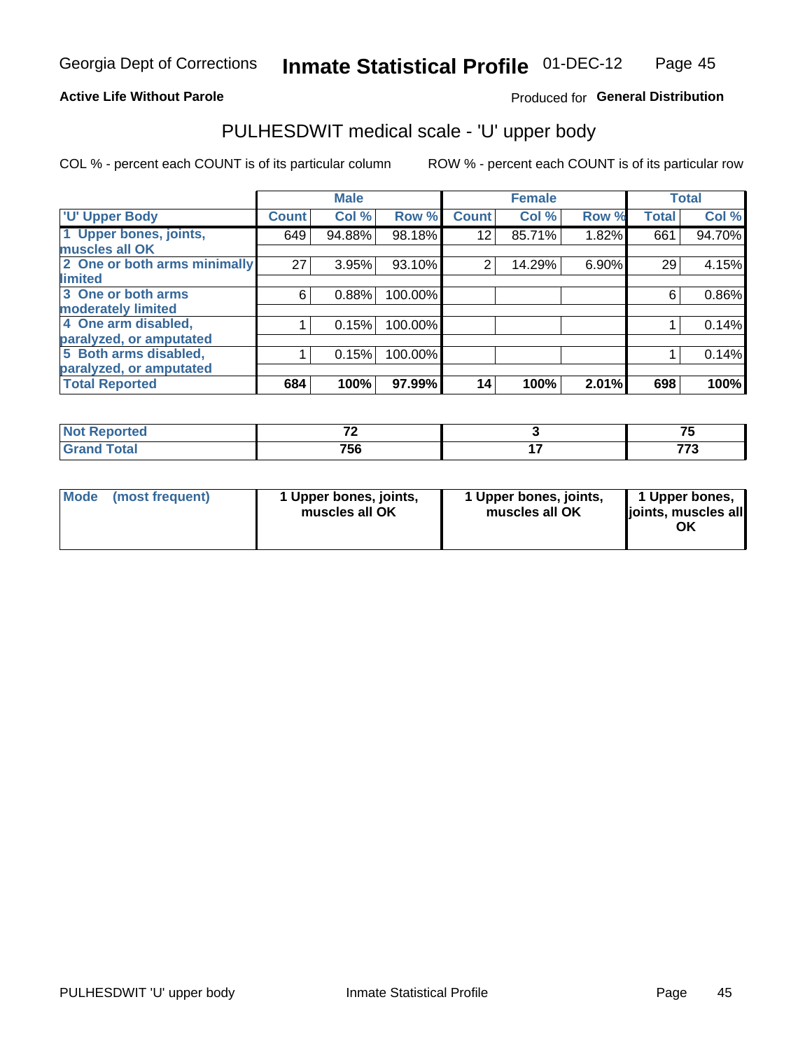**Active Life Without Parole**

Produced for **General Distribution**

## PULHESDWIT medical scale - 'U' upper body

COL % - percent each COUNT is of its particular column

ROW % - percent each COUNT is of its particular row

| | Male | | | Female | | | Total | |
|---|---|---|---|---|---|---|---|---|
| 'U' Upper Body | Count | Col % | Row % | Count | Col % | Row % | Total | Col % |
| 1 Upper bones, joints, muscles all OK | 649 | 94.88% | 98.18% | 12 | 85.71% | 1.82% | 661 | 94.70% |
| 2 One or both arms minimally limited | 27 | 3.95% | 93.10% | 2 | 14.29% | 6.90% | 29 | 4.15% |
| 3 One or both arms moderately limited | 6 | 0.88% | 100.00% | | | | 6 | 0.86% |
| 4 One arm disabled, paralyzed, or amputated | 1 | 0.15% | 100.00% | | | | 1 | 0.14% |
| 5 Both arms disabled, paralyzed, or amputated | 1 | 0.15% | 100.00% | | | | 1 | 0.14% |
| **Total Reported** | **684** | **100%** | **97.99%** | **14** | **100%** | **2.01%** | **698** | **100%** |

| | Male | Female | Total |
|---|---|---|---|
| Not Reported | 72 | 3 | 75 |
| Grand Total | 756 | 17 | 773 |

| | Male | Female | Total |
|---|---|---|---|
| Mode (most frequent) | 1 Upper bones, joints, muscles all OK | 1 Upper bones, joints, muscles all OK | 1 Upper bones, joints, muscles all OK |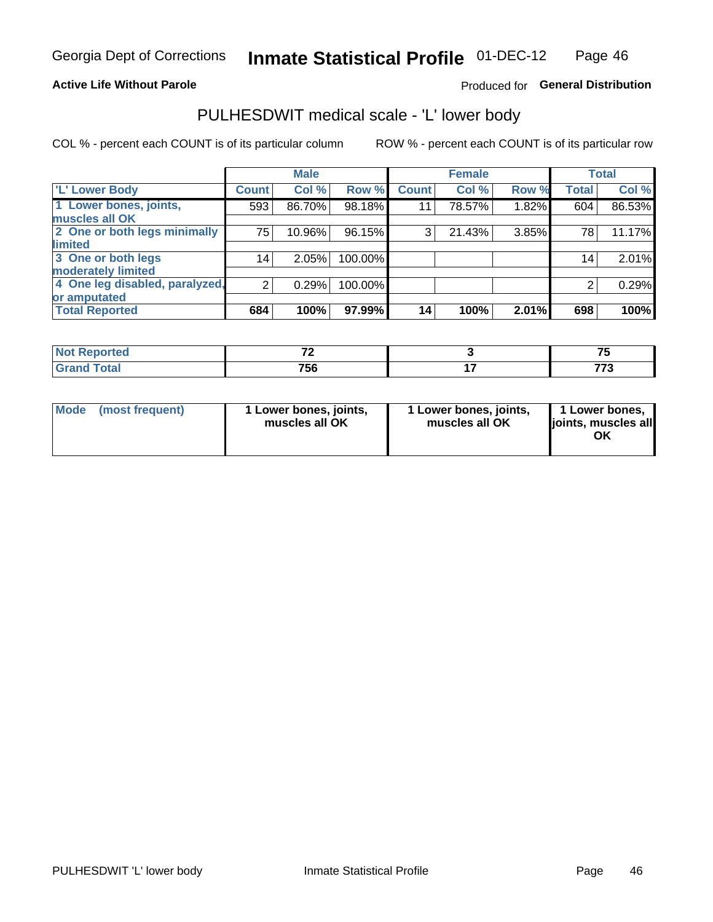Georgia Dept of Corrections **Inmate Statistical Profile** 01-DEC-12

**Active Life Without Parole**

Produced for **General Distribution**

## PULHESDWIT medical scale - 'L' lower body

COL % - percent each COUNT is of its particular column    ROW % - percent each COUNT is of its particular row

| | Male | | | Female | | | Total | |
|---|---|---|---|---|---|---|---|---|
| 'L' Lower Body | Count | Col % | Row % | Count | Col % | Row % | Total | Col % |
| 1 Lower bones, joints, muscles all OK | 593 | 86.70% | 98.18% | 11 | 78.57% | 1.82% | 604 | 86.53% |
| 2 One or both legs minimally limited | 75 | 10.96% | 96.15% | 3 | 21.43% | 3.85% | 78 | 11.17% |
| 3 One or both legs moderately limited | 14 | 2.05% | 100.00% | | | | 14 | 2.01% |
| 4 One leg disabled, paralyzed, or amputated | 2 | 0.29% | 100.00% | | | | 2 | 0.29% |
| **Total Reported** | **684** | **100%** | **97.99%** | **14** | **100%** | **2.01%** | **698** | **100%** |

| | Male | Female | Total |
|---|---|---|---|
| Not Reported | 72 | 3 | 75 |
| Grand Total | 756 | 17 | 773 |

| | Male | Female | Total |
|---|---|---|---|
| Mode (most frequent) | 1 Lower bones, joints, muscles all OK | 1 Lower bones, joints, muscles all OK | 1 Lower bones, joints, muscles all OK |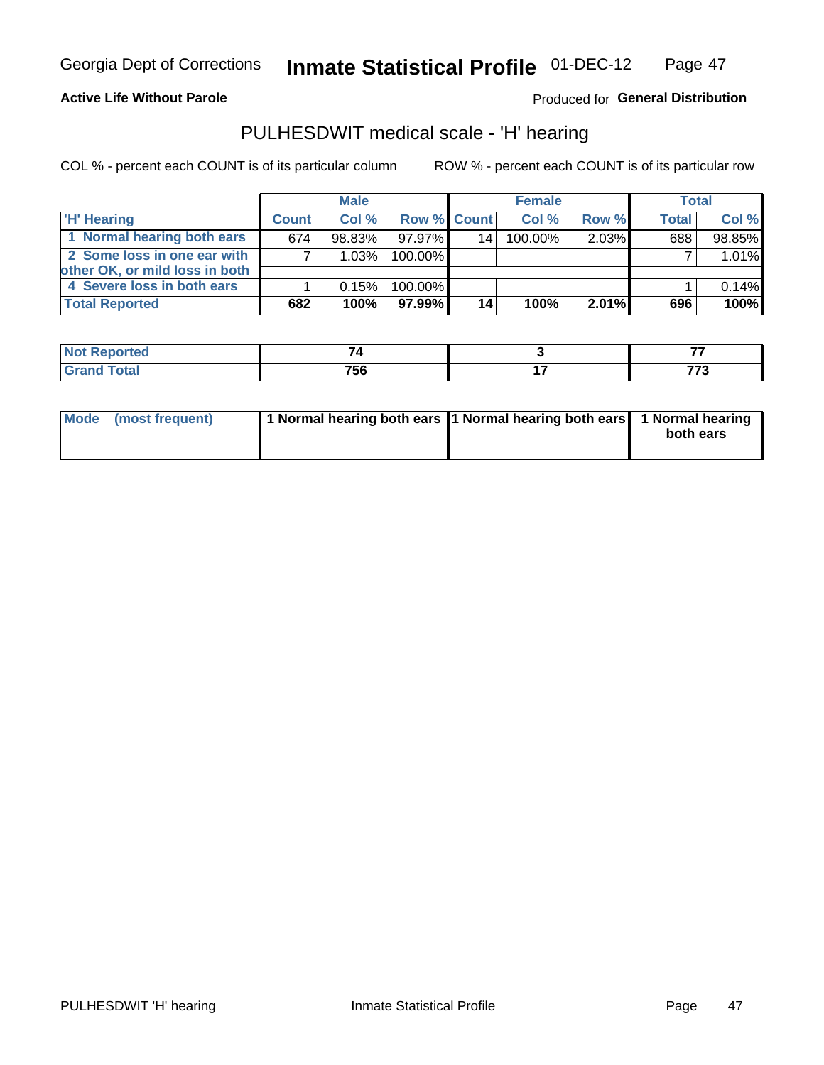Georgia Dept of Corrections **Inmate Statistical Profile** 01-DEC-12

**Active Life Without Parole**

Produced for **General Distribution**

## PULHESDWIT medical scale - 'H' hearing

COL % - percent each COUNT is of its particular column ROW % - percent each COUNT is of its particular row

| | Male | | | Female | | | Total | |
|---|---|---|---|---|---|---|---|---|
| **'H' Hearing** | **Count** | **Col %** | **Row %** | **Count** | **Col %** | **Row %** | **Total** | **Col %** |
| **1 Normal hearing both ears** | 674 | 98.83% | 97.97% | 14 | 100.00% | 2.03% | 688 | 98.85% |
| **2 Some loss in one ear with other OK, or mild loss in both** | 7 | 1.03% | 100.00% | | | | 7 | 1.01% |
| **4 Severe loss in both ears** | 1 | 0.15% | 100.00% | | | | 1 | 0.14% |
| **Total Reported** | **682** | **100%** | **97.99%** | **14** | **100%** | **2.01%** | **696** | **100%** |

| | Male | Female | Total |
|---|---|---|---|
| **Not Reported** | **74** | **3** | **77** |
| **Grand Total** | **756** | **17** | **773** |

| | Male | Female | Total |
|---|---|---|---|
| **Mode (most frequent)** | **1 Normal hearing both ears** | **1 Normal hearing both ears** | **1 Normal hearing both ears** |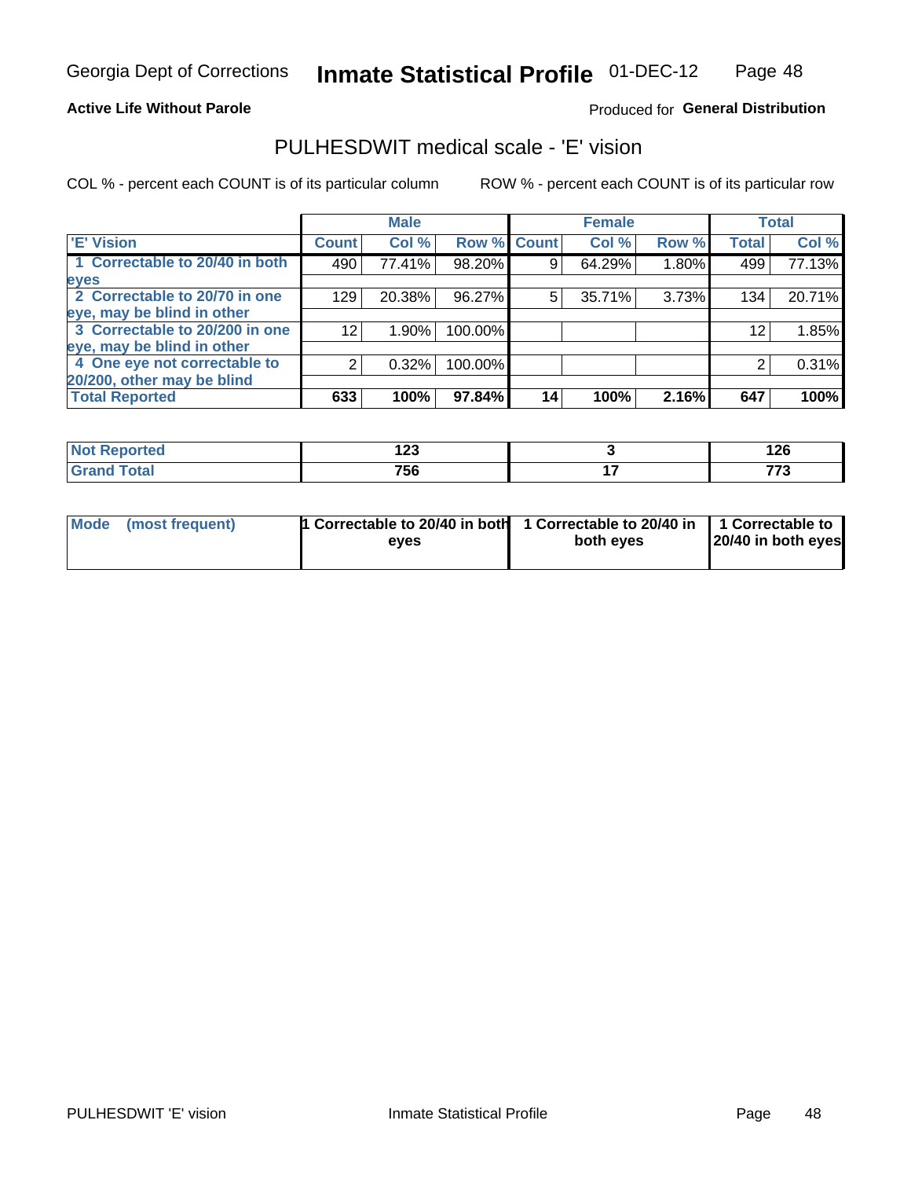Georgia Dept of Corrections **Inmate Statistical Profile** 01-DEC-12

**Active Life Without Parole**

Produced for **General Distribution**

## PULHESDWIT medical scale - 'E' vision

COL % - percent each COUNT is of its particular column

ROW % - percent each COUNT is of its particular row

| | Male | | | Female | | | Total | |
|---|---|---|---|---|---|---|---|---|
| **'E' Vision** | **Count** | **Col %** | **Row %** | **Count** | **Col %** | **Row %** | **Total** | **Col %** |
| 1 Correctable to 20/40 in both eyes | 490 | 77.41% | 98.20% | 9 | 64.29% | 1.80% | 499 | 77.13% |
| 2 Correctable to 20/70 in one eye, may be blind in other | 129 | 20.38% | 96.27% | 5 | 35.71% | 3.73% | 134 | 20.71% |
| 3 Correctable to 20/200 in one eye, may be blind in other | 12 | 1.90% | 100.00% | | | | 12 | 1.85% |
| 4 One eye not correctable to 20/200, other may be blind | 2 | 0.32% | 100.00% | | | | 2 | 0.31% |
| **Total Reported** | **633** | **100%** | **97.84%** | **14** | **100%** | **2.16%** | **647** | **100%** |

| | Male | Female | Total |
|---|---|---|---|
| **Not Reported** | **123** | **3** | **126** |
| **Grand Total** | **756** | **17** | **773** |

| | Male | Female | Total |
|---|---|---|---|
| **Mode (most frequent)** | **1 Correctable to 20/40 in both eyes** | **1 Correctable to 20/40 in both eyes** | **1 Correctable to 20/40 in both eyes** |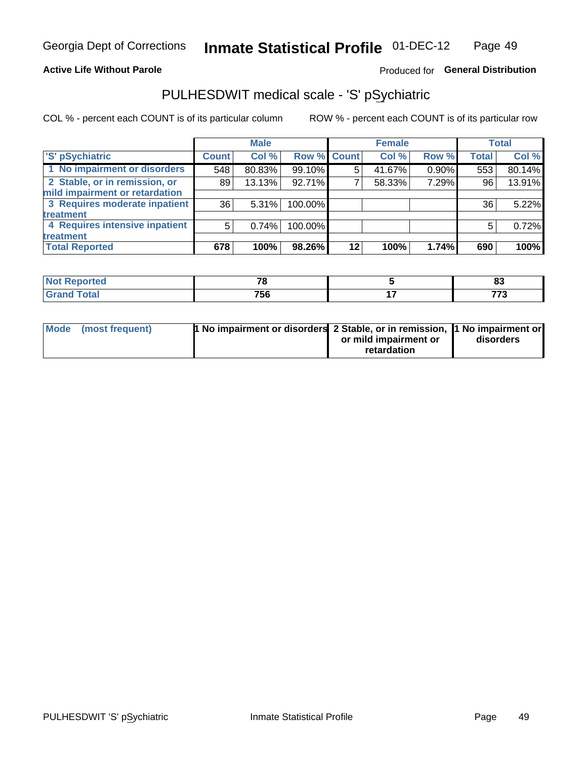Georgia Dept of Corrections **Inmate Statistical Profile** 01-DEC-12

**Active Life Without Parole**

Produced for **General Distribution**

## PULHESDWIT medical scale - 'S' pSychiatric

COL % - percent each COUNT is of its particular column

ROW % - percent each COUNT is of its particular row

| | Male | | | Female | | | Total | |
|---|---|---|---|---|---|---|---|---|
| 'S' pSychiatric | Count | Col % | Row % | Count | Col % | Row % | Total | Col % |
| 1 No impairment or disorders | 548 | 80.83% | 99.10% | 5 | 41.67% | 0.90% | 553 | 80.14% |
| 2 Stable, or in remission, or mild impairment or retardation | 89 | 13.13% | 92.71% | 7 | 58.33% | 7.29% | 96 | 13.91% |
| 3 Requires moderate inpatient treatment | 36 | 5.31% | 100.00% | | | | 36 | 5.22% |
| 4 Requires intensive inpatient treatment | 5 | 0.74% | 100.00% | | | | 5 | 0.72% |
| **Total Reported** | **678** | **100%** | **98.26%** | **12** | **100%** | **1.74%** | **690** | **100%** |

| | Male | Female | Total |
|---|---|---|---|
| Not Reported | 78 | 5 | 83 |
| Grand Total | 756 | 17 | 773 |

| | Male | Female | Total |
|---|---|---|---|
| Mode (most frequent) | 1 No impairment or disorders | 2 Stable, or in remission, or mild impairment or retardation | 1 No impairment or disorders |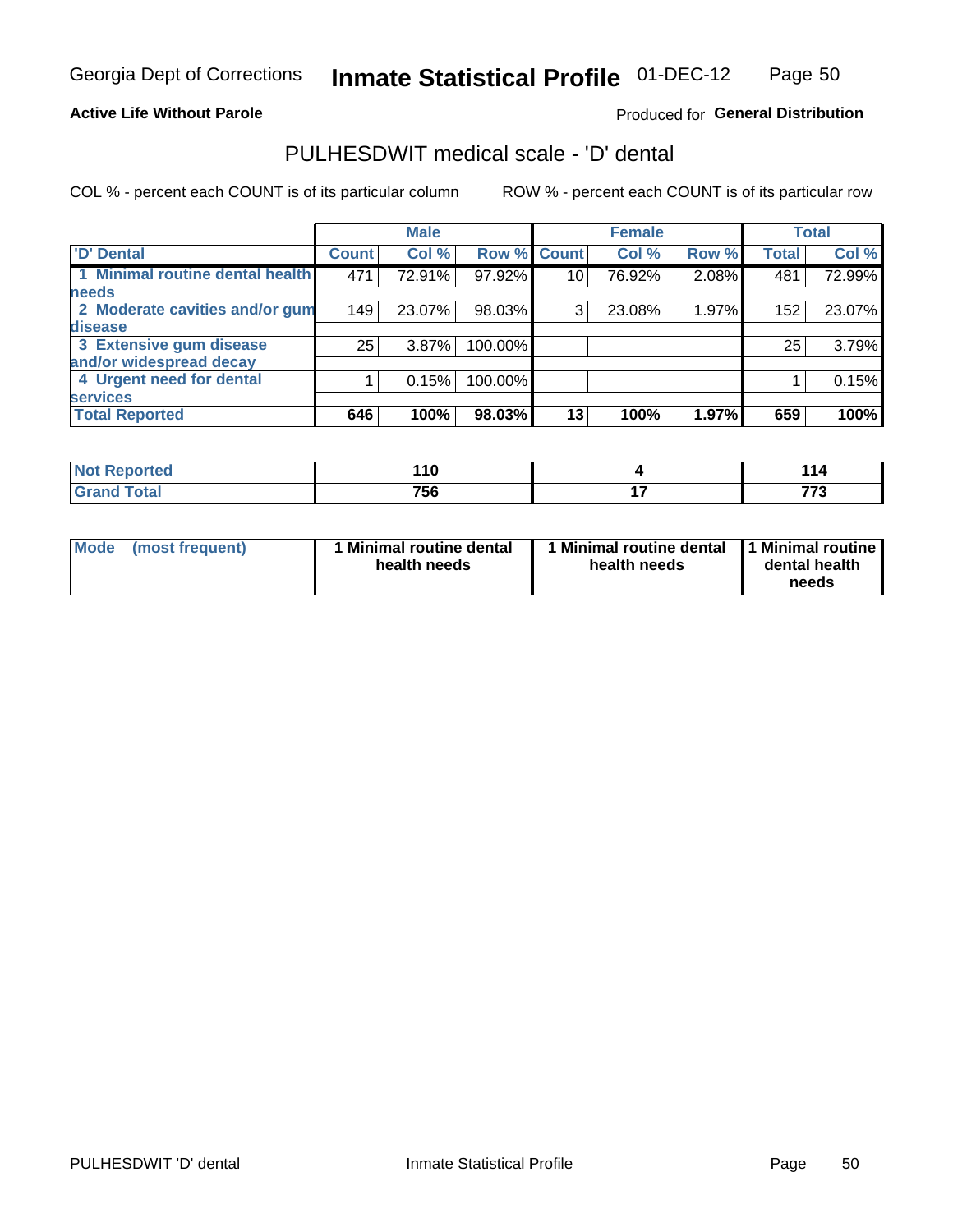# Georgia Dept of Corrections — Inmate Statistical Profile — 01-DEC-12

**Active Life Without Parole**

Produced for **General Distribution**

## PULHESDWIT medical scale - 'D' dental

COL % - percent each COUNT is of its particular column

ROW % - percent each COUNT is of its particular row

| | Male | | | Female | | | Total | |
|---|---|---|---|---|---|---|---|---|
| 'D' Dental | Count | Col % | Row % | Count | Col % | Row % | Total | Col % |
| 1 Minimal routine dental health needs | 471 | 72.91% | 97.92% | 10 | 76.92% | 2.08% | 481 | 72.99% |
| 2 Moderate cavities and/or gum disease | 149 | 23.07% | 98.03% | 3 | 23.08% | 1.97% | 152 | 23.07% |
| 3 Extensive gum disease and/or widespread decay | 25 | 3.87% | 100.00% | | | | 25 | 3.79% |
| 4 Urgent need for dental services | 1 | 0.15% | 100.00% | | | | 1 | 0.15% |
| **Total Reported** | **646** | **100%** | **98.03%** | **13** | **100%** | **1.97%** | **659** | **100%** |

| | Male | Female | Total |
|---|---|---|---|
| Not Reported | 110 | 4 | 114 |
| Grand Total | 756 | 17 | 773 |

| | Male | Female | Total |
|---|---|---|---|
| Mode (most frequent) | 1 Minimal routine dental health needs | 1 Minimal routine dental health needs | 1 Minimal routine dental health needs |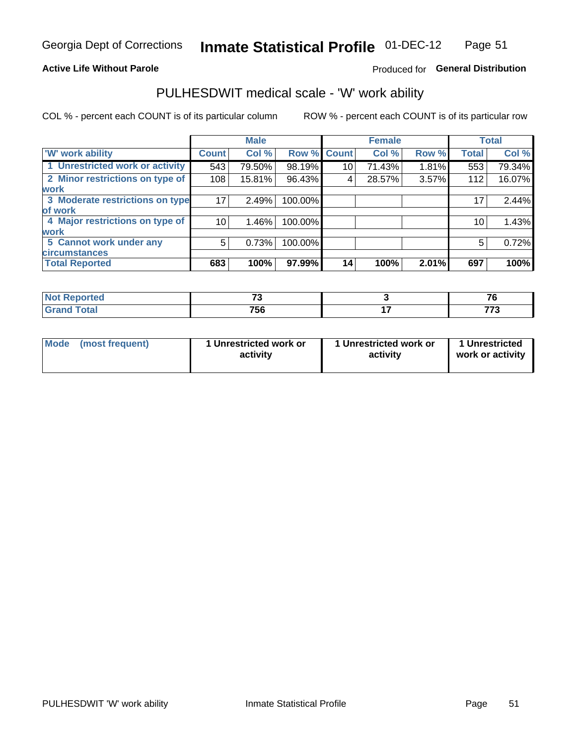Georgia Dept of Corrections **Inmate Statistical Profile** 01-DEC-12

**Active Life Without Parole**

Produced for **General Distribution**

## PULHESDWIT medical scale - 'W' work ability

COL % - percent each COUNT is of its particular column

ROW % - percent each COUNT is of its particular row

| | Male | | | Female | | | Total | |
|---|---|---|---|---|---|---|---|---|
| 'W' work ability | Count | Col % | Row % | Count | Col % | Row % | Total | Col % |
| 1 Unrestricted work or activity | 543 | 79.50% | 98.19% | 10 | 71.43% | 1.81% | 553 | 79.34% |
| 2 Minor restrictions on type of work | 108 | 15.81% | 96.43% | 4 | 28.57% | 3.57% | 112 | 16.07% |
| 3 Moderate restrictions on type of work | 17 | 2.49% | 100.00% | | | | 17 | 2.44% |
| 4 Major restrictions on type of work | 10 | 1.46% | 100.00% | | | | 10 | 1.43% |
| 5 Cannot work under any circumstances | 5 | 0.73% | 100.00% | | | | 5 | 0.72% |
| **Total Reported** | **683** | **100%** | **97.99%** | **14** | **100%** | **2.01%** | **697** | **100%** |

| | Male | Female | Total |
|---|---|---|---|
| Not Reported | 73 | 3 | 76 |
| Grand Total | 756 | 17 | 773 |

| | Male | Female | Total |
|---|---|---|---|
| Mode (most frequent) | 1 Unrestricted work or activity | 1 Unrestricted work or activity | 1 Unrestricted work or activity |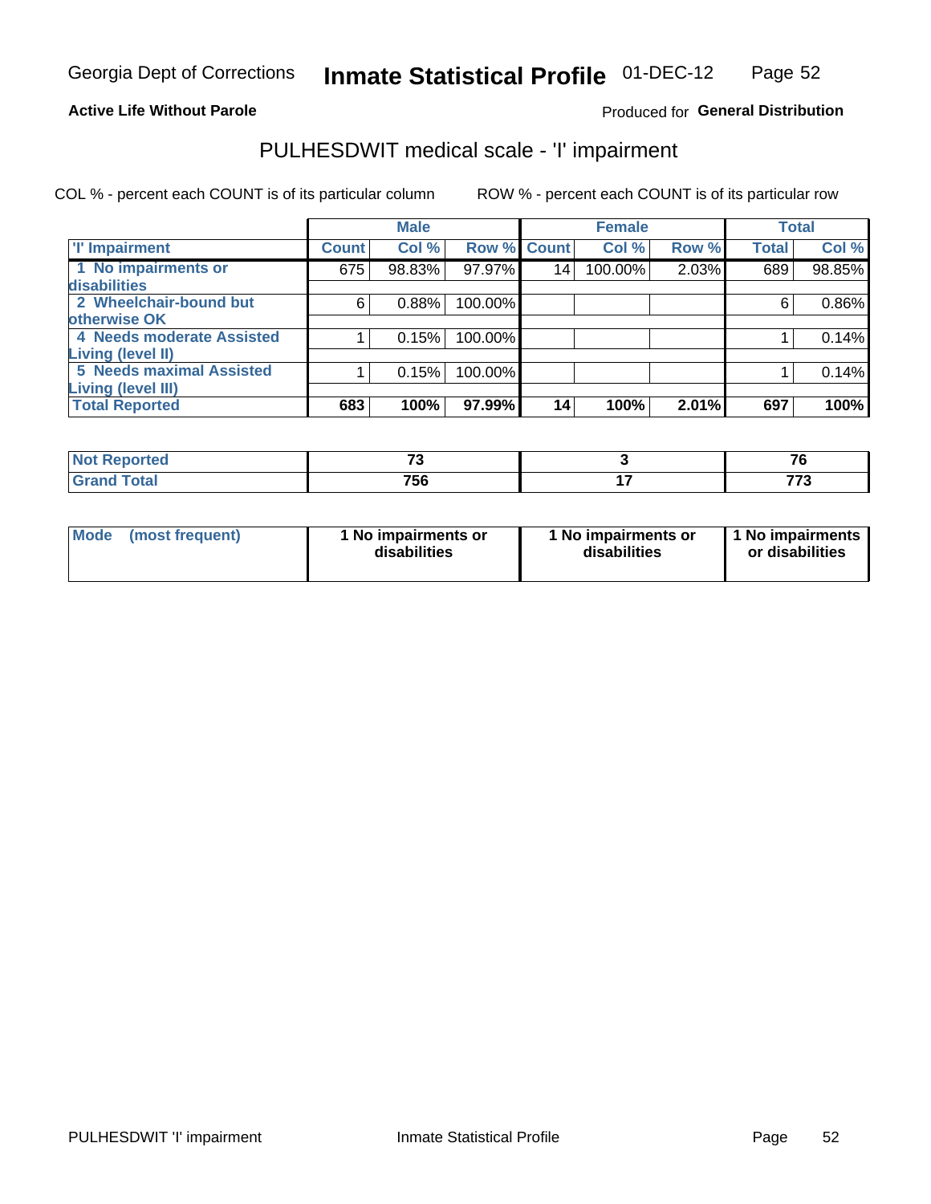Georgia Dept of Corrections **Inmate Statistical Profile** 01-DEC-12

**Active Life Without Parole**

Produced for **General Distribution**

## PULHESDWIT medical scale - 'I' impairment

COL % - percent each COUNT is of its particular column

ROW % - percent each COUNT is of its particular row

| | Male | | | Female | | | Total | |
|---|---|---|---|---|---|---|---|---|
| 'I' Impairment | Count | Col % | Row % | Count | Col % | Row % | Total | Col % |
| 1 No impairments or disabilities | 675 | 98.83% | 97.97% | 14 | 100.00% | 2.03% | 689 | 98.85% |
| 2 Wheelchair-bound but otherwise OK | 6 | 0.88% | 100.00% | | | | 6 | 0.86% |
| 4 Needs moderate Assisted Living (level II) | 1 | 0.15% | 100.00% | | | | 1 | 0.14% |
| 5 Needs maximal Assisted Living (level III) | 1 | 0.15% | 100.00% | | | | 1 | 0.14% |
| **Total Reported** | **683** | **100%** | **97.99%** | **14** | **100%** | **2.01%** | **697** | **100%** |

| | Male | Female | Total |
|---|---|---|---|
| Not Reported | 73 | 3 | 76 |
| Grand Total | 756 | 17 | 773 |

| | Male | Female | Total |
|---|---|---|---|
| Mode (most frequent) | 1 No impairments or disabilities | 1 No impairments or disabilities | 1 No impairments or disabilities |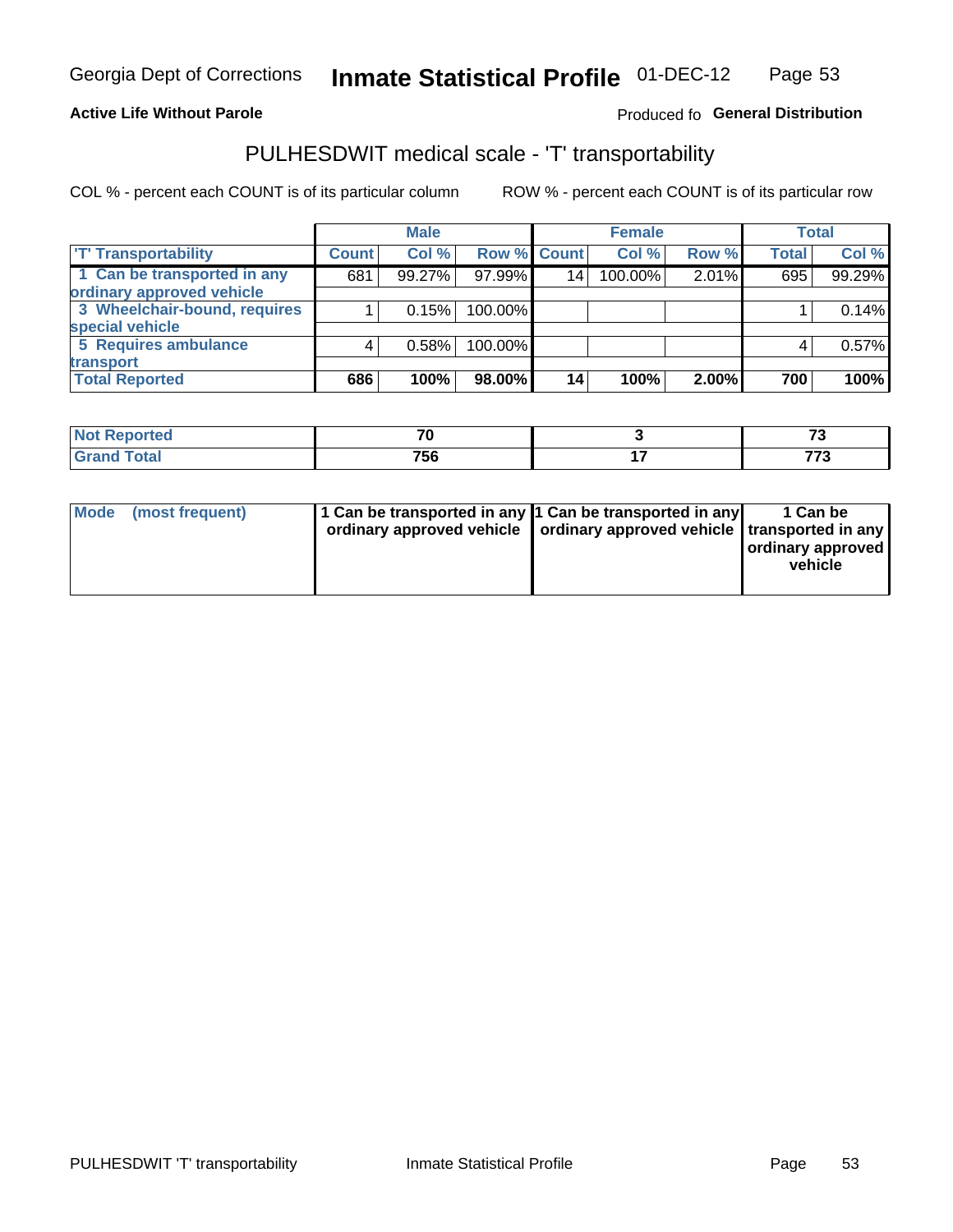Georgia Dept of Corrections **Inmate Statistical Profile** 01-DEC-12

**Active Life Without Parole**

Produced fo **General Distribution**

## PULHESDWIT medical scale - 'T' transportability

COL % - percent each COUNT is of its particular column

ROW % - percent each COUNT is of its particular row

| | Male | | | Female | | | Total | |
|---|---|---|---|---|---|---|---|---|
| 'T' Transportability | Count | Col % | Row % | Count | Col % | Row % | Total | Col % |
| 1 Can be transported in any ordinary approved vehicle | 681 | 99.27% | 97.99% | 14 | 100.00% | 2.01% | 695 | 99.29% |
| 3 Wheelchair-bound, requires special vehicle | 1 | 0.15% | 100.00% | | | | 1 | 0.14% |
| 5 Requires ambulance transport | 4 | 0.58% | 100.00% | | | | 4 | 0.57% |
| **Total Reported** | **686** | **100%** | **98.00%** | **14** | **100%** | **2.00%** | **700** | **100%** |

| | Male | Female | Total |
|---|---|---|---|
| **Not Reported** | **70** | **3** | **73** |
| **Grand Total** | **756** | **17** | **773** |

| | Male | Female | Total |
|---|---|---|---|
| **Mode (most frequent)** | **1 Can be transported in any ordinary approved vehicle** | **1 Can be transported in any ordinary approved vehicle** | **1 Can be transported in any ordinary approved vehicle** |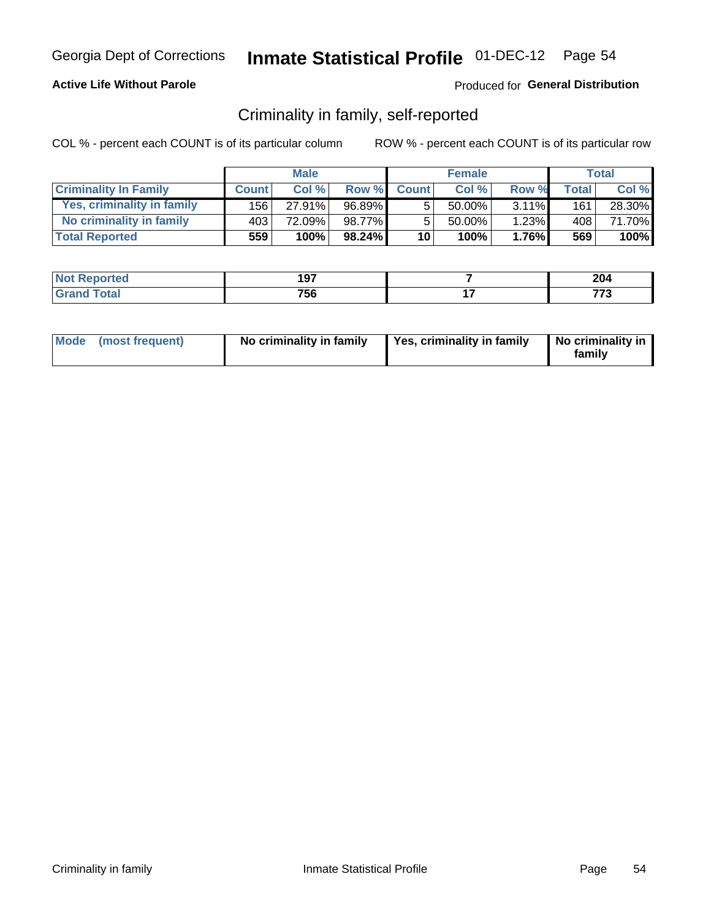Georgia Dept of Corrections **Inmate Statistical Profile** 01-DEC-12

**Active Life Without Parole**

Produced for **General Distribution**

## Criminality in family, self-reported

COL % - percent each COUNT is of its particular column

ROW % - percent each COUNT is of its particular row

| | Male | | | Female | | | Total | |
|---|---|---|---|---|---|---|---|---|
| **Criminality In Family** | **Count** | **Col %** | **Row %** | **Count** | **Col %** | **Row %** | **Total** | **Col %** |
| Yes, criminality in family | 156 | 27.91% | 96.89% | 5 | 50.00% | 3.11% | 161 | 28.30% |
| No criminality in family | 403 | 72.09% | 98.77% | 5 | 50.00% | 1.23% | 408 | 71.70% |
| **Total Reported** | **559** | **100%** | **98.24%** | **10** | **100%** | **1.76%** | **569** | **100%** |

| | Male | Female | Total |
|---|---|---|---|
| **Not Reported** | **197** | **7** | **204** |
| **Grand Total** | **756** | **17** | **773** |

| | Male | Female | Total |
|---|---|---|---|
| **Mode (most frequent)** | **No criminality in family** | **Yes, criminality in family** | **No criminality in family** |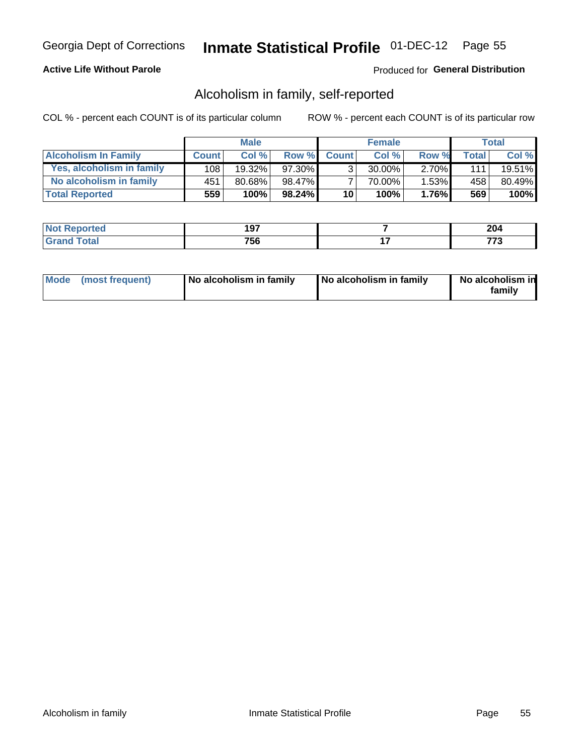Georgia Dept of Corrections **Inmate Statistical Profile** 01-DEC-12

**Active Life Without Parole**

Produced for **General Distribution**

## Alcoholism in family, self-reported

COL % - percent each COUNT is of its particular column

ROW % - percent each COUNT is of its particular row

| | Male | | | Female | | | Total | |
|---|---|---|---|---|---|---|---|---|
| **Alcoholism In Family** | **Count** | **Col %** | **Row %** | **Count** | **Col %** | **Row %** | **Total** | **Col %** |
| **Yes, alcoholism in family** | 108 | 19.32% | 97.30% | 3 | 30.00% | 2.70% | 111 | 19.51% |
| **No alcoholism in family** | 451 | 80.68% | 98.47% | 7 | 70.00% | 1.53% | 458 | 80.49% |
| **Total Reported** | **559** | **100%** | **98.24%** | **10** | **100%** | **1.76%** | **569** | **100%** |

| | Male | Female | Total |
|---|---|---|---|
| **Not Reported** | **197** | **7** | **204** |
| **Grand Total** | **756** | **17** | **773** |

| | Male | Female | Total |
|---|---|---|---|
| **Mode (most frequent)** | **No alcoholism in family** | **No alcoholism in family** | **No alcoholism in family** |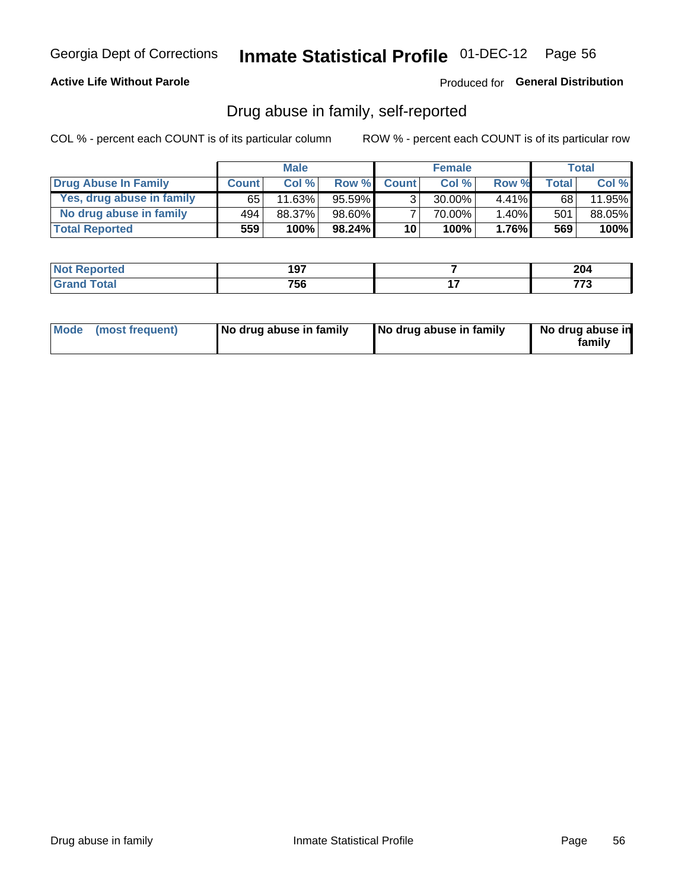Georgia Dept of Corrections **Inmate Statistical Profile** 01-DEC-12

**Active Life Without Parole**

Produced for **General Distribution**

## Drug abuse in family, self-reported

COL % - percent each COUNT is of its particular column    ROW % - percent each COUNT is of its particular row

| | Male | | | Female | | | Total | |
|---|---|---|---|---|---|---|---|---|
| **Drug Abuse In Family** | **Count** | **Col %** | **Row %** | **Count** | **Col %** | **Row %** | **Total** | **Col %** |
| Yes, drug abuse in family | 65 | 11.63% | 95.59% | 3 | 30.00% | 4.41% | 68 | 11.95% |
| No drug abuse in family | 494 | 88.37% | 98.60% | 7 | 70.00% | 1.40% | 501 | 88.05% |
| **Total Reported** | **559** | **100%** | **98.24%** | **10** | **100%** | **1.76%** | **569** | **100%** |

| | Male | Female | Total |
|---|---|---|---|
| **Not Reported** | **197** | **7** | **204** |
| **Grand Total** | **756** | **17** | **773** |

| | Male | Female | Total |
|---|---|---|---|
| **Mode (most frequent)** | **No drug abuse in family** | **No drug abuse in family** | **No drug abuse in family** |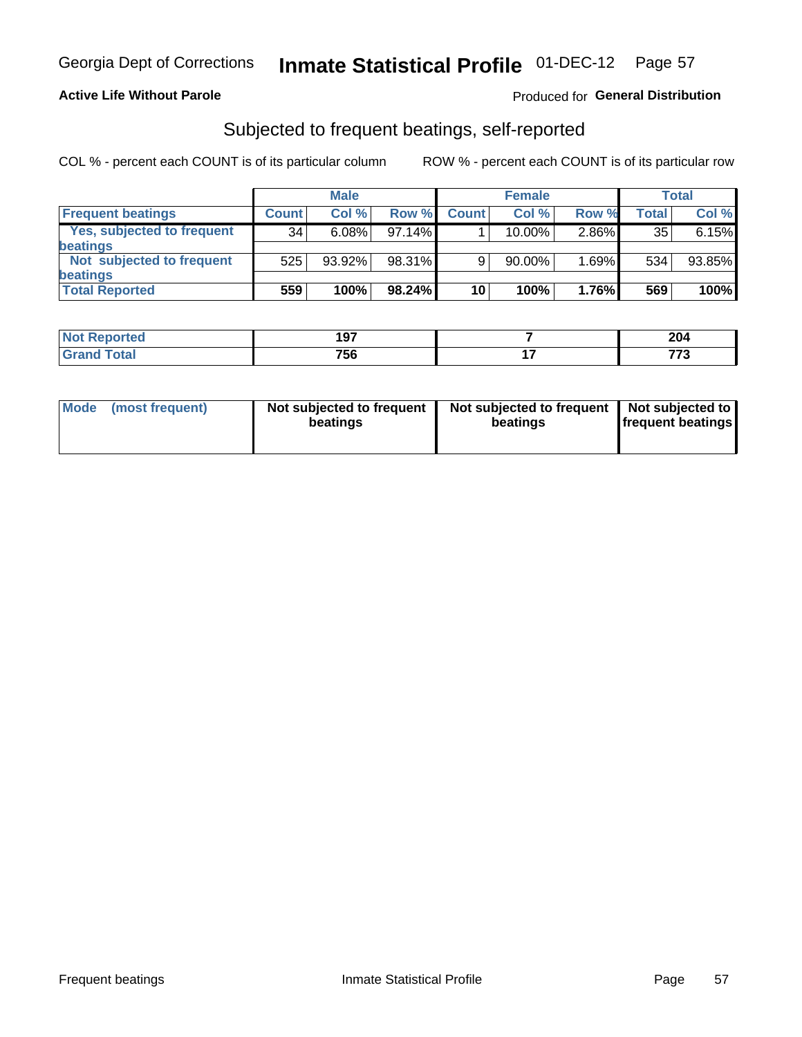Georgia Dept of Corrections **Inmate Statistical Profile** 01-DEC-12

**Active Life Without Parole**

Produced for **General Distribution**

## Subjected to frequent beatings, self-reported

COL % - percent each COUNT is of its particular column     ROW % - percent each COUNT is of its particular row

| | Male | | | Female | | | Total | |
|---|---|---|---|---|---|---|---|---|
| **Frequent beatings** | **Count** | **Col %** | **Row %** | **Count** | **Col %** | **Row %** | **Total** | **Col %** |
| Yes, subjected to frequent beatings | 34 | 6.08% | 97.14% | 1 | 10.00% | 2.86% | 35 | 6.15% |
| Not subjected to frequent beatings | 525 | 93.92% | 98.31% | 9 | 90.00% | 1.69% | 534 | 93.85% |
| **Total Reported** | **559** | **100%** | **98.24%** | **10** | **100%** | **1.76%** | **569** | **100%** |

| | Male | Female | Total |
|---|---|---|---|
| **Not Reported** | **197** | **7** | **204** |
| **Grand Total** | **756** | **17** | **773** |

| | Male | Female | Total |
|---|---|---|---|
| **Mode (most frequent)** | **Not subjected to frequent beatings** | **Not subjected to frequent beatings** | **Not subjected to frequent beatings** |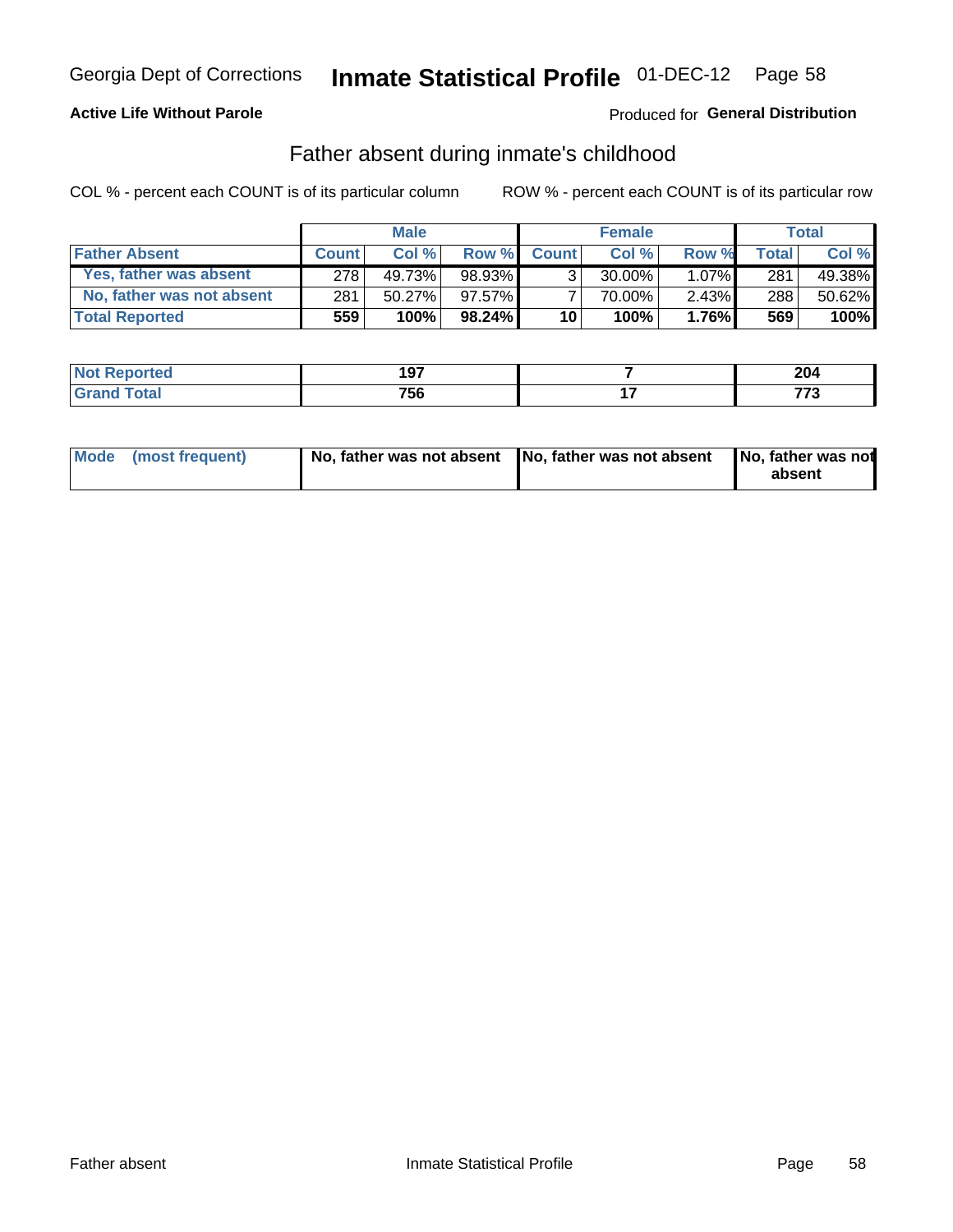Georgia Dept of Corrections **Inmate Statistical Profile** 01-DEC-12

**Active Life Without Parole**

Produced for **General Distribution**

## Father absent during inmate's childhood

COL % - percent each COUNT is of its particular column

ROW % - percent each COUNT is of its particular row

| | Male | | | Female | | | Total | |
|---|---|---|---|---|---|---|---|---|
| **Father Absent** | **Count** | **Col %** | **Row %** | **Count** | **Col %** | **Row %** | **Total** | **Col %** |
| Yes, father was absent | 278 | 49.73% | 98.93% | 3 | 30.00% | 1.07% | 281 | 49.38% |
| No, father was not absent | 281 | 50.27% | 97.57% | 7 | 70.00% | 2.43% | 288 | 50.62% |
| **Total Reported** | **559** | **100%** | **98.24%** | **10** | **100%** | **1.76%** | **569** | **100%** |

| | Male | Female | Total |
|---|---|---|---|
| **Not Reported** | **197** | **7** | **204** |
| **Grand Total** | **756** | **17** | **773** |

| | Male | Female | Total |
|---|---|---|---|
| **Mode (most frequent)** | **No, father was not absent** | **No, father was not absent** | **No, father was not absent** |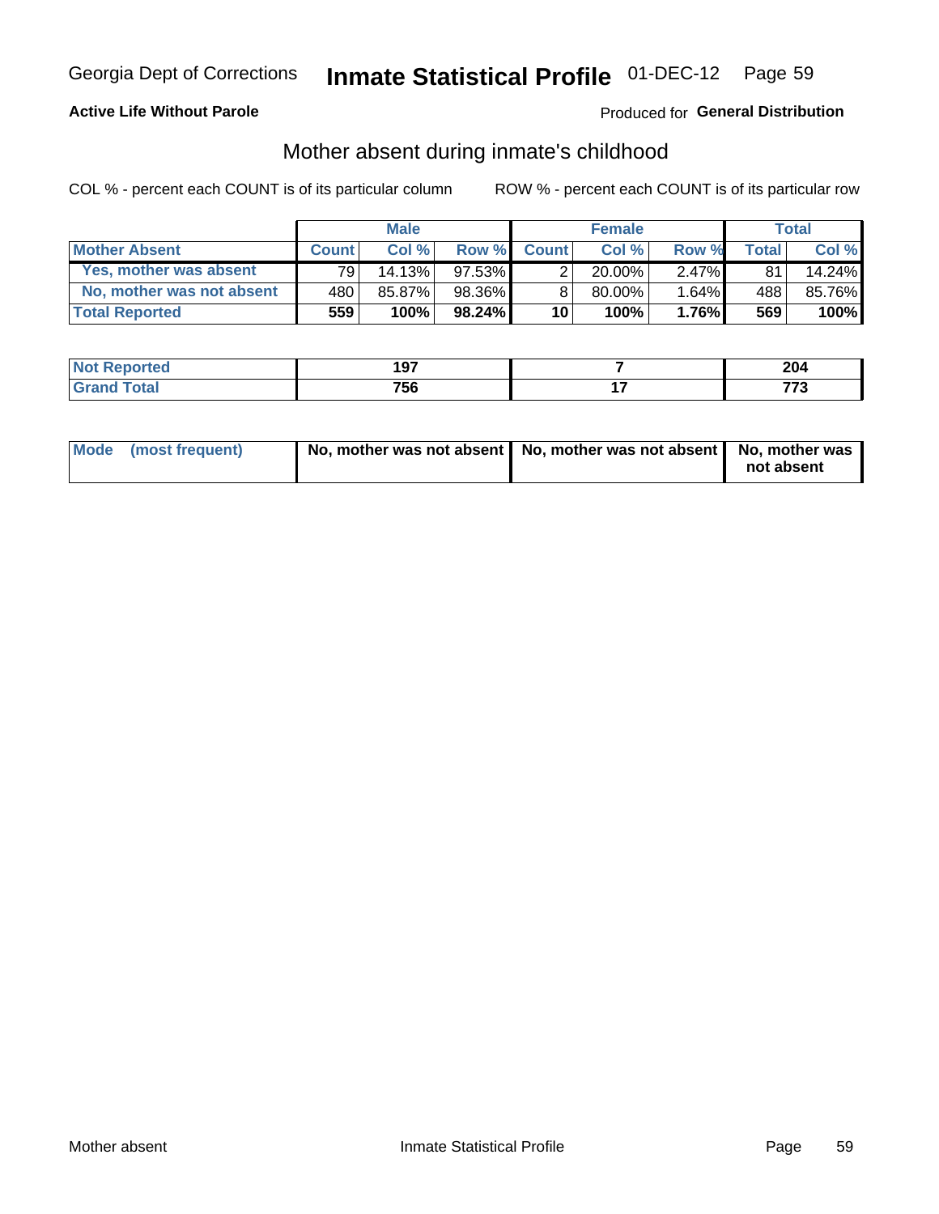Georgia Dept of Corrections **Inmate Statistical Profile** 01-DEC-12

**Active Life Without Parole**

Produced for **General Distribution**

## Mother absent during inmate's childhood

COL % - percent each COUNT is of its particular column ROW % - percent each COUNT is of its particular row

| | Male | | | Female | | | Total | |
|---|---|---|---|---|---|---|---|---|
| **Mother Absent** | **Count** | **Col %** | **Row %** | **Count** | **Col %** | **Row %** | **Total** | **Col %** |
| **Yes, mother was absent** | 79 | 14.13% | 97.53% | 2 | 20.00% | 2.47% | 81 | 14.24% |
| **No, mother was not absent** | 480 | 85.87% | 98.36% | 8 | 80.00% | 1.64% | 488 | 85.76% |
| **Total Reported** | **559** | **100%** | **98.24%** | **10** | **100%** | **1.76%** | **569** | **100%** |

| | Male | Female | Total |
|---|---|---|---|
| **Not Reported** | **197** | **7** | **204** |
| **Grand Total** | **756** | **17** | **773** |

| | Male | Female | Total |
|---|---|---|---|
| **Mode (most frequent)** | **No, mother was not absent** | **No, mother was not absent** | **No, mother was not absent** |

Mother absent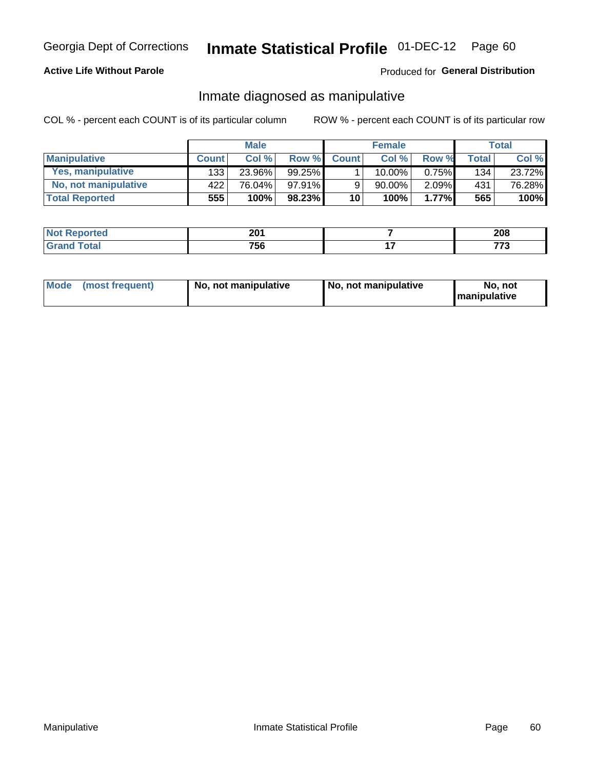Georgia Dept of Corrections **Inmate Statistical Profile** 01-DEC-12

**Active Life Without Parole**

Produced for **General Distribution**

## Inmate diagnosed as manipulative

COL % - percent each COUNT is of its particular column

ROW % - percent each COUNT is of its particular row

| | Male | | | Female | | | Total | |
|---|---|---|---|---|---|---|---|---|
| **Manipulative** | **Count** | **Col %** | **Row %** | **Count** | **Col %** | **Row %** | **Total** | **Col %** |
| **Yes, manipulative** | 133 | 23.96% | 99.25% | 1 | 10.00% | 0.75% | 134 | 23.72% |
| **No, not manipulative** | 422 | 76.04% | 97.91% | 9 | 90.00% | 2.09% | 431 | 76.28% |
| **Total Reported** | **555** | **100%** | **98.23%** | **10** | **100%** | **1.77%** | **565** | **100%** |

| | Male | Female | Total |
|---|---|---|---|
| **Not Reported** | **201** | **7** | **208** |
| **Grand Total** | **756** | **17** | **773** |

| | Male | Female | Total |
|---|---|---|---|
| **Mode (most frequent)** | **No, not manipulative** | **No, not manipulative** | **No, not manipulative** |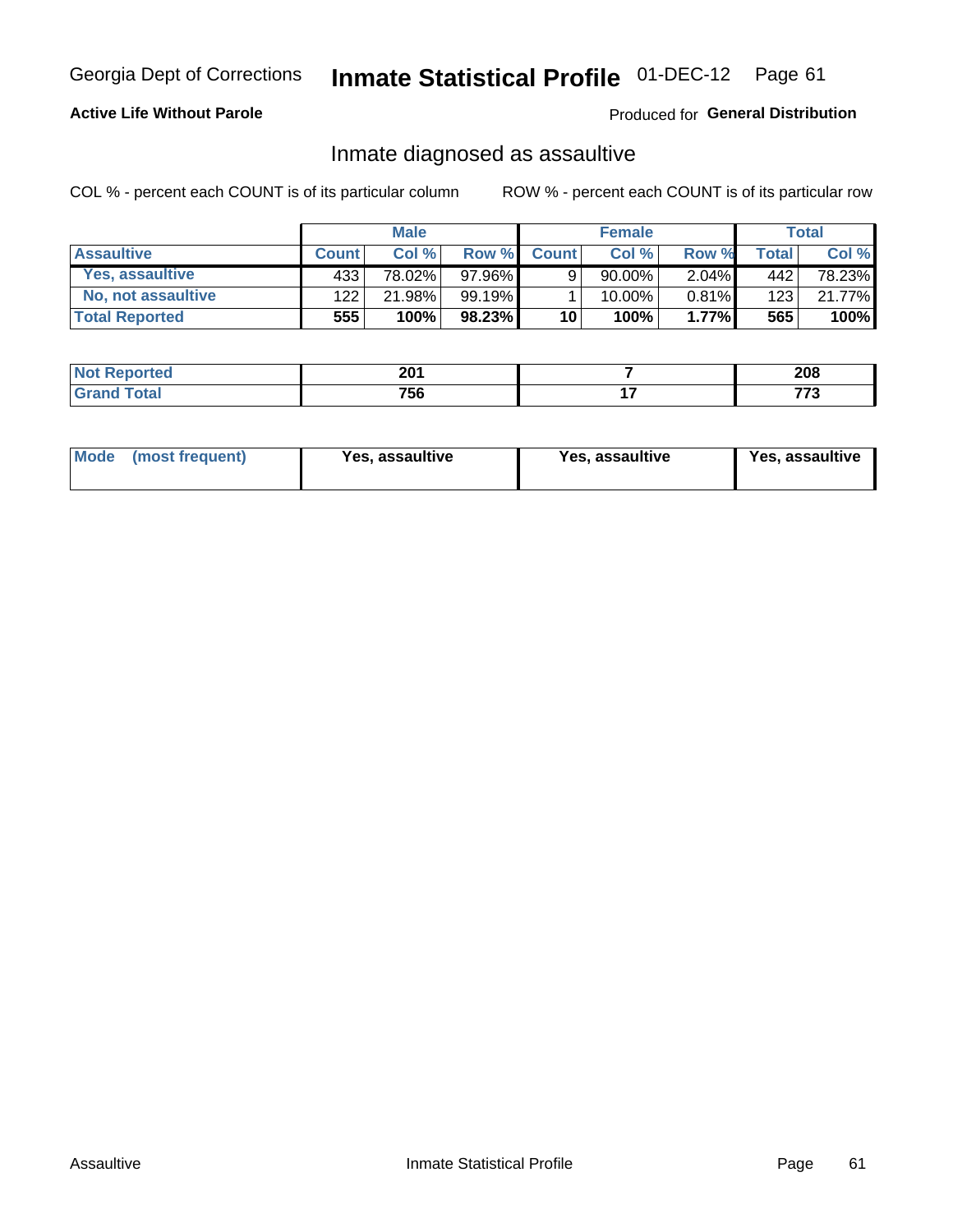Georgia Dept of Corrections **Inmate Statistical Profile** 01-DEC-12

**Active Life Without Parole**

Produced for **General Distribution**

## Inmate diagnosed as assaultive

COL % - percent each COUNT is of its particular column

ROW % - percent each COUNT is of its particular row

| | Male | | | Female | | | Total | |
|---|---|---|---|---|---|---|---|---|
| **Assaultive** | **Count** | **Col %** | **Row %** | **Count** | **Col %** | **Row %** | **Total** | **Col %** |
| **Yes, assaultive** | 433 | 78.02% | 97.96% | 9 | 90.00% | 2.04% | 442 | 78.23% |
| **No, not assaultive** | 122 | 21.98% | 99.19% | 1 | 10.00% | 0.81% | 123 | 21.77% |
| **Total Reported** | **555** | **100%** | **98.23%** | **10** | **100%** | **1.77%** | **565** | **100%** |

| | Male | Female | Total |
|---|---|---|---|
| **Not Reported** | **201** | **7** | **208** |
| **Grand Total** | **756** | **17** | **773** |

| | Male | Female | Total |
|---|---|---|---|
| **Mode (most frequent)** | **Yes, assaultive** | **Yes, assaultive** | **Yes, assaultive** |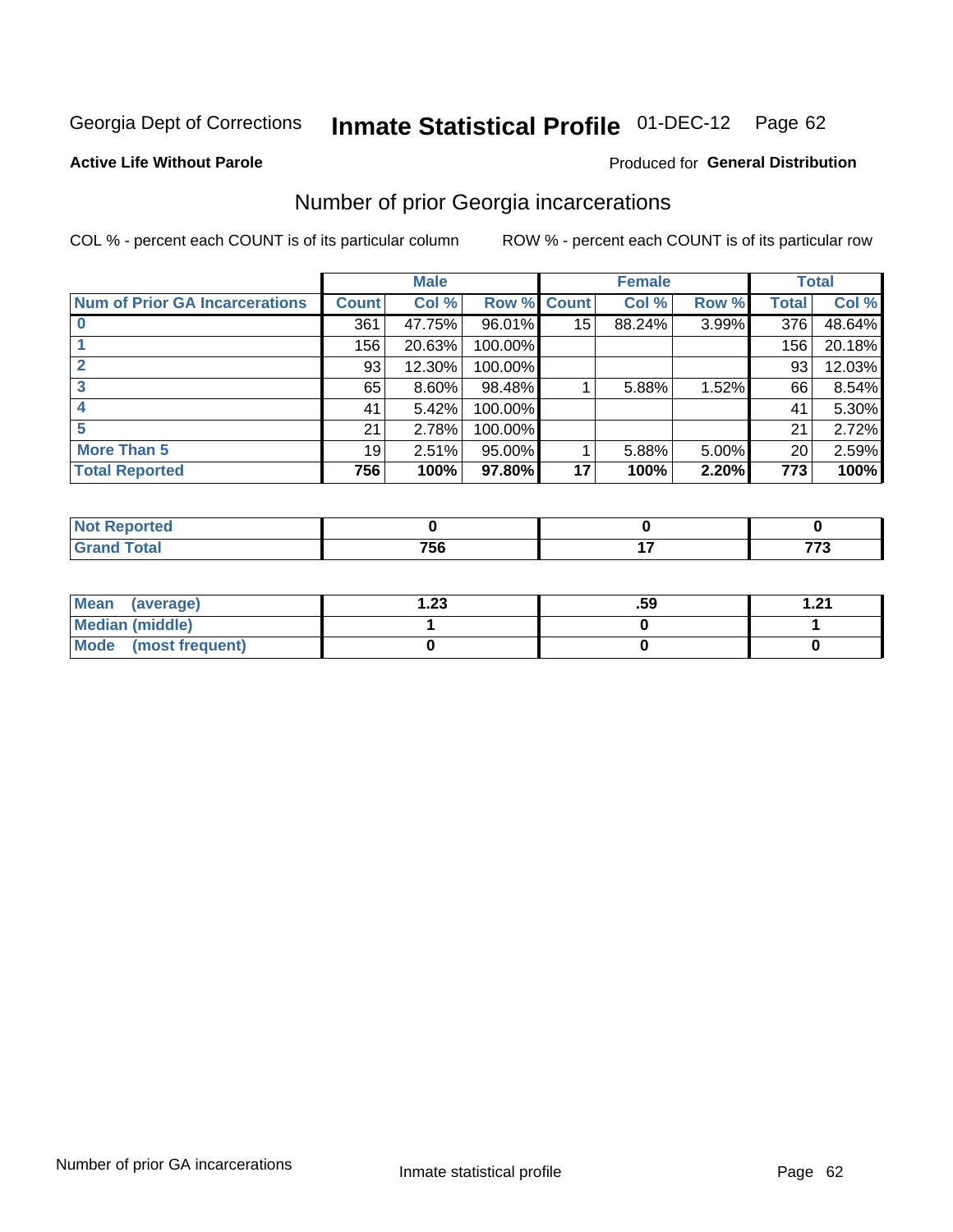Georgia Dept of Corrections **Inmate Statistical Profile** 01-DEC-12

**Active Life Without Parole**

Produced for **General Distribution**

## Number of prior Georgia incarcerations

COL % - percent each COUNT is of its particular column

ROW % - percent each COUNT is of its particular row

| | Male | | | Female | | | Total | |
|---|---|---|---|---|---|---|---|---|
| **Num of Prior GA Incarcerations** | **Count** | **Col %** | **Row %** | **Count** | **Col %** | **Row %** | **Total** | **Col %** |
| **0** | 361 | 47.75% | 96.01% | 15 | 88.24% | 3.99% | 376 | 48.64% |
| **1** | 156 | 20.63% | 100.00% | | | | 156 | 20.18% |
| **2** | 93 | 12.30% | 100.00% | | | | 93 | 12.03% |
| **3** | 65 | 8.60% | 98.48% | 1 | 5.88% | 1.52% | 66 | 8.54% |
| **4** | 41 | 5.42% | 100.00% | | | | 41 | 5.30% |
| **5** | 21 | 2.78% | 100.00% | | | | 21 | 2.72% |
| **More Than 5** | 19 | 2.51% | 95.00% | 1 | 5.88% | 5.00% | 20 | 2.59% |
| **Total Reported** | **756** | **100%** | **97.80%** | **17** | **100%** | **2.20%** | **773** | **100%** |

| | Male | Female | Total |
|---|---|---|---|
| **Not Reported** | **0** | **0** | **0** |
| **Grand Total** | **756** | **17** | **773** |

| | Male | Female | Total |
|---|---|---|---|
| **Mean (average)** | **1.23** | **.59** | **1.21** |
| **Median (middle)** | **1** | **0** | **1** |
| **Mode (most frequent)** | **0** | **0** | **0** |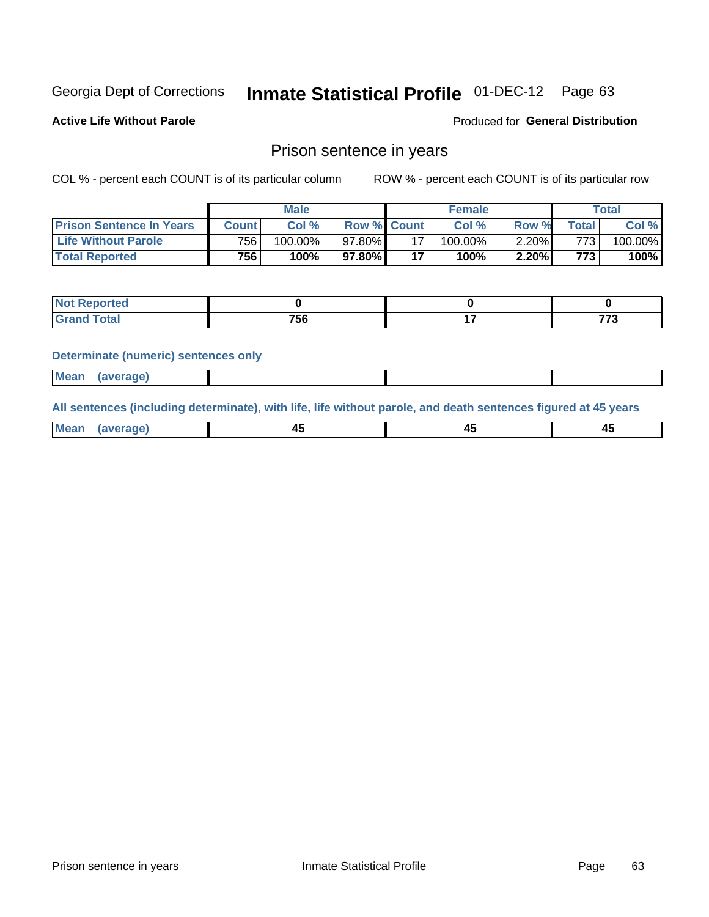Georgia Dept of Corrections **Inmate Statistical Profile** 01-DEC-12

**Active Life Without Parole**

Produced for **General Distribution**

## Prison sentence in years

COL % - percent each COUNT is of its particular column ROW % - percent each COUNT is of its particular row

| | Male | | | Female | | | Total | |
|---|---|---|---|---|---|---|---|---|
| **Prison Sentence In Years** | **Count** | **Col %** | **Row %** | **Count** | **Col %** | **Row %** | **Total** | **Col %** |
| **Life Without Parole** | 756 | 100.00% | 97.80% | 17 | 100.00% | 2.20% | 773 | 100.00% |
| **Total Reported** | **756** | **100%** | **97.80%** | **17** | **100%** | **2.20%** | **773** | **100%** |

| | Male | Female | Total |
|---|---|---|---|
| **Not Reported** | **0** | **0** | **0** |
| **Grand Total** | **756** | **17** | **773** |

**Determinate (numeric) sentences only**

| | Male | Female | Total |
|---|---|---|---|
| **Mean (average)** | | | |

**All sentences (including determinate), with life, life without parole, and death sentences figured at 45 years**

| | Male | Female | Total |
|---|---|---|---|
| **Mean (average)** | **45** | **45** | **45** |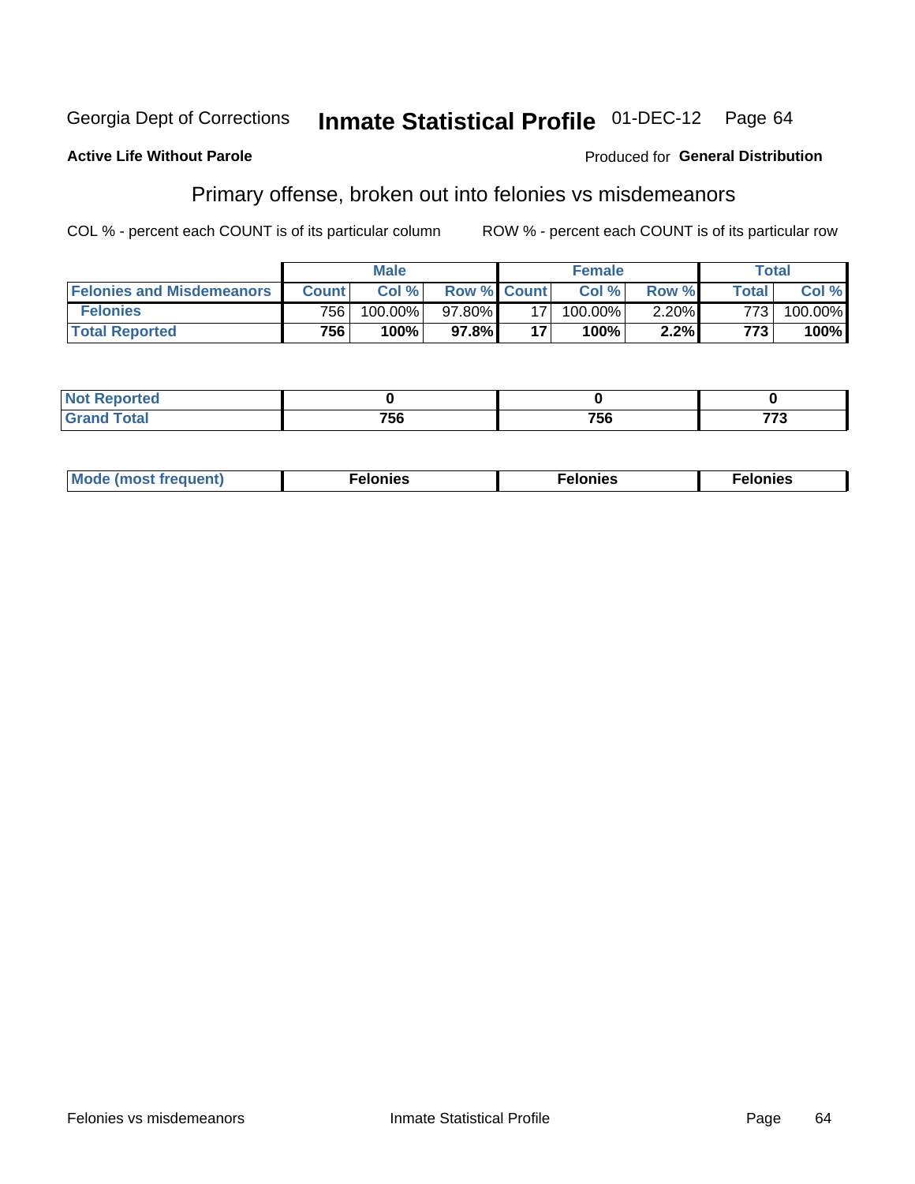Georgia Dept of Corrections **Inmate Statistical Profile** 01-DEC-12

**Active Life Without Parole**

Produced for **General Distribution**

## Primary offense, broken out into felonies vs misdemeanors

COL % - percent each COUNT is of its particular column

ROW % - percent each COUNT is of its particular row

| | Male | | | Female | | | Total | |
|---|---|---|---|---|---|---|---|---|
| **Felonies and Misdemeanors** | **Count** | **Col %** | **Row %** | **Count** | **Col %** | **Row %** | **Total** | **Col %** |
| **Felonies** | 756 | 100.00% | 97.80% | 17 | 100.00% | 2.20% | 773 | 100.00% |
| **Total Reported** | **756** | **100%** | **97.8%** | **17** | **100%** | **2.2%** | **773** | **100%** |

| | Male | Female | Total |
|---|---|---|---|
| **Not Reported** | **0** | **0** | **0** |
| **Grand Total** | **756** | **756** | **773** |

| | Male | Female | Total |
|---|---|---|---|
| **Mode (most frequent)** | **Felonies** | **Felonies** | **Felonies** |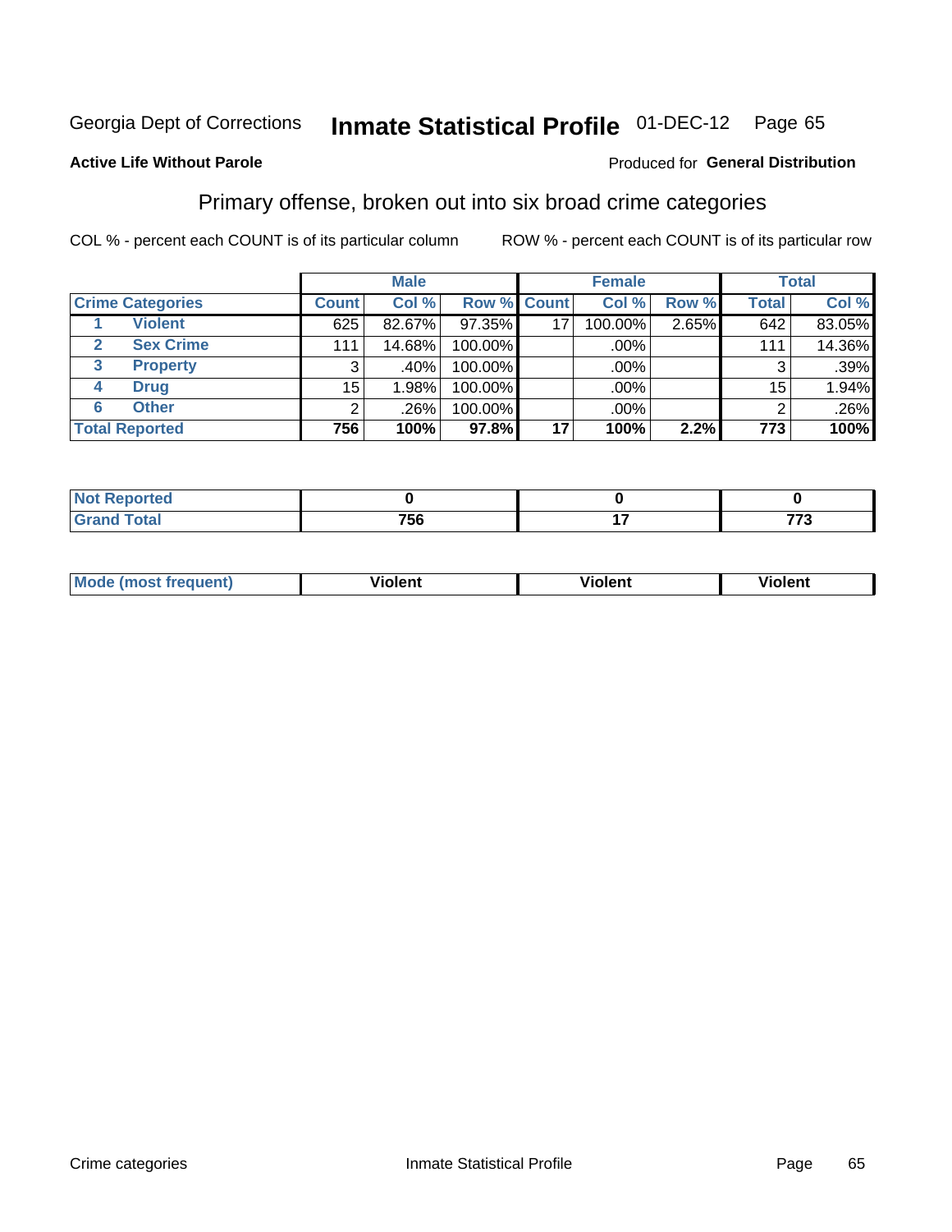Georgia Dept of Corrections **Inmate Statistical Profile** 01-DEC-12

**Active Life Without Parole**

Produced for **General Distribution**

## Primary offense, broken out into six broad crime categories

COL % - percent each COUNT is of its particular column

ROW % - percent each COUNT is of its particular row

| | | Male | | | Female | | | Total | |
|---|---|---|---|---|---|---|---|---|---|
| **Crime Categories** | | **Count** | **Col %** | **Row %** | **Count** | **Col %** | **Row %** | **Total** | **Col %** |
| 1 | **Violent** | 625 | 82.67% | 97.35% | 17 | 100.00% | 2.65% | 642 | 83.05% |
| 2 | **Sex Crime** | 111 | 14.68% | 100.00% | | .00% | | 111 | 14.36% |
| 3 | **Property** | 3 | .40% | 100.00% | | .00% | | 3 | .39% |
| 4 | **Drug** | 15 | 1.98% | 100.00% | | .00% | | 15 | 1.94% |
| 6 | **Other** | 2 | .26% | 100.00% | | .00% | | 2 | .26% |
| **Total Reported** | | **756** | **100%** | **97.8%** | **17** | **100%** | **2.2%** | **773** | **100%** |

| | Male | Female | Total |
|---|---|---|---|
| **Not Reported** | **0** | **0** | **0** |
| **Grand Total** | **756** | **17** | **773** |

| | Male | Female | Total |
|---|---|---|---|
| **Mode (most frequent)** | **Violent** | **Violent** | **Violent** |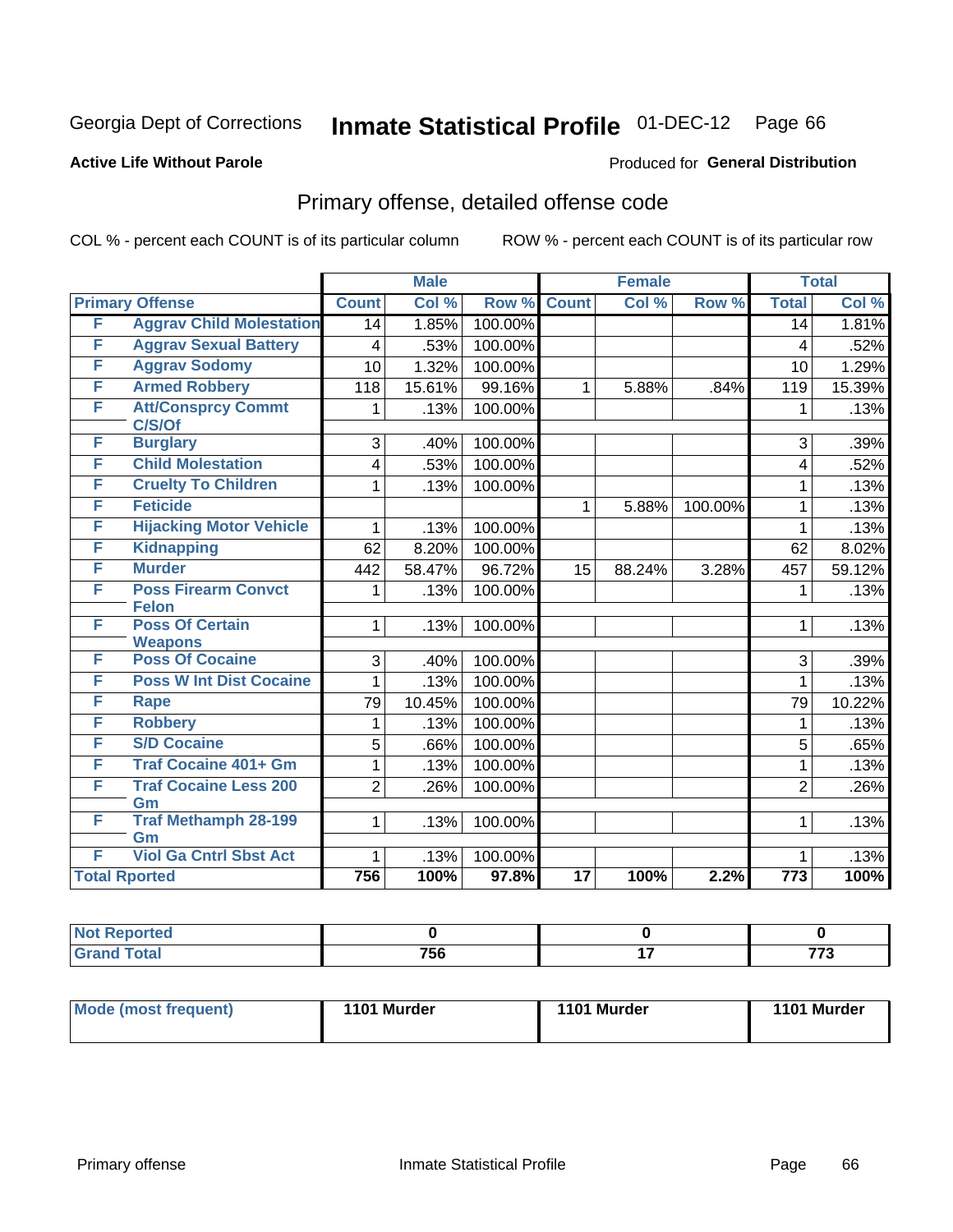Georgia Dept of Corrections

# Inmate Statistical Profile 01-DEC-12

**Active Life Without Parole**

Produced for **General Distribution**

## Primary offense, detailed offense code

COL % - percent each COUNT is of its particular column

ROW % - percent each COUNT is of its particular row

| Primary Offense | | Male | | | Female | | | Total | |
|---|---|---|---|---|---|---|---|---|---|
| | | Count | Col % | Row % | Count | Col % | Row % | Total | Col % |
| F | Aggrav Child Molestation | 14 | 1.85% | 100.00% | | | | 14 | 1.81% |
| F | Aggrav Sexual Battery | 4 | .53% | 100.00% | | | | 4 | .52% |
| F | Aggrav Sodomy | 10 | 1.32% | 100.00% | | | | 10 | 1.29% |
| F | Armed Robbery | 118 | 15.61% | 99.16% | 1 | 5.88% | .84% | 119 | 15.39% |
| F | Att/Consprcy Commt C/S/Of | 1 | .13% | 100.00% | | | | 1 | .13% |
| F | Burglary | 3 | .40% | 100.00% | | | | 3 | .39% |
| F | Child Molestation | 4 | .53% | 100.00% | | | | 4 | .52% |
| F | Cruelty To Children | 1 | .13% | 100.00% | | | | 1 | .13% |
| F | Feticide | | | | 1 | 5.88% | 100.00% | 1 | .13% |
| F | Hijacking Motor Vehicle | 1 | .13% | 100.00% | | | | 1 | .13% |
| F | Kidnapping | 62 | 8.20% | 100.00% | | | | 62 | 8.02% |
| F | Murder | 442 | 58.47% | 96.72% | 15 | 88.24% | 3.28% | 457 | 59.12% |
| F | Poss Firearm Convct Felon | 1 | .13% | 100.00% | | | | 1 | .13% |
| F | Poss Of Certain Weapons | 1 | .13% | 100.00% | | | | 1 | .13% |
| F | Poss Of Cocaine | 3 | .40% | 100.00% | | | | 3 | .39% |
| F | Poss W Int Dist Cocaine | 1 | .13% | 100.00% | | | | 1 | .13% |
| F | Rape | 79 | 10.45% | 100.00% | | | | 79 | 10.22% |
| F | Robbery | 1 | .13% | 100.00% | | | | 1 | .13% |
| F | S/D Cocaine | 5 | .66% | 100.00% | | | | 5 | .65% |
| F | Traf Cocaine 401+ Gm | 1 | .13% | 100.00% | | | | 1 | .13% |
| F | Traf Cocaine Less 200 Gm | 2 | .26% | 100.00% | | | | 2 | .26% |
| F | Traf Methamph 28-199 Gm | 1 | .13% | 100.00% | | | | 1 | .13% |
| F | Viol Ga Cntrl Sbst Act | 1 | .13% | 100.00% | | | | 1 | .13% |
| Total Rported | | 756 | 100% | 97.8% | 17 | 100% | 2.2% | 773 | 100% |

| | Male | Female | Total |
|---|---|---|---|
| Not Reported | 0 | 0 | 0 |
| Grand Total | 756 | 17 | 773 |

| | Male | Female | Total |
|---|---|---|---|
| Mode (most frequent) | 1101 Murder | 1101 Murder | 1101 Murder |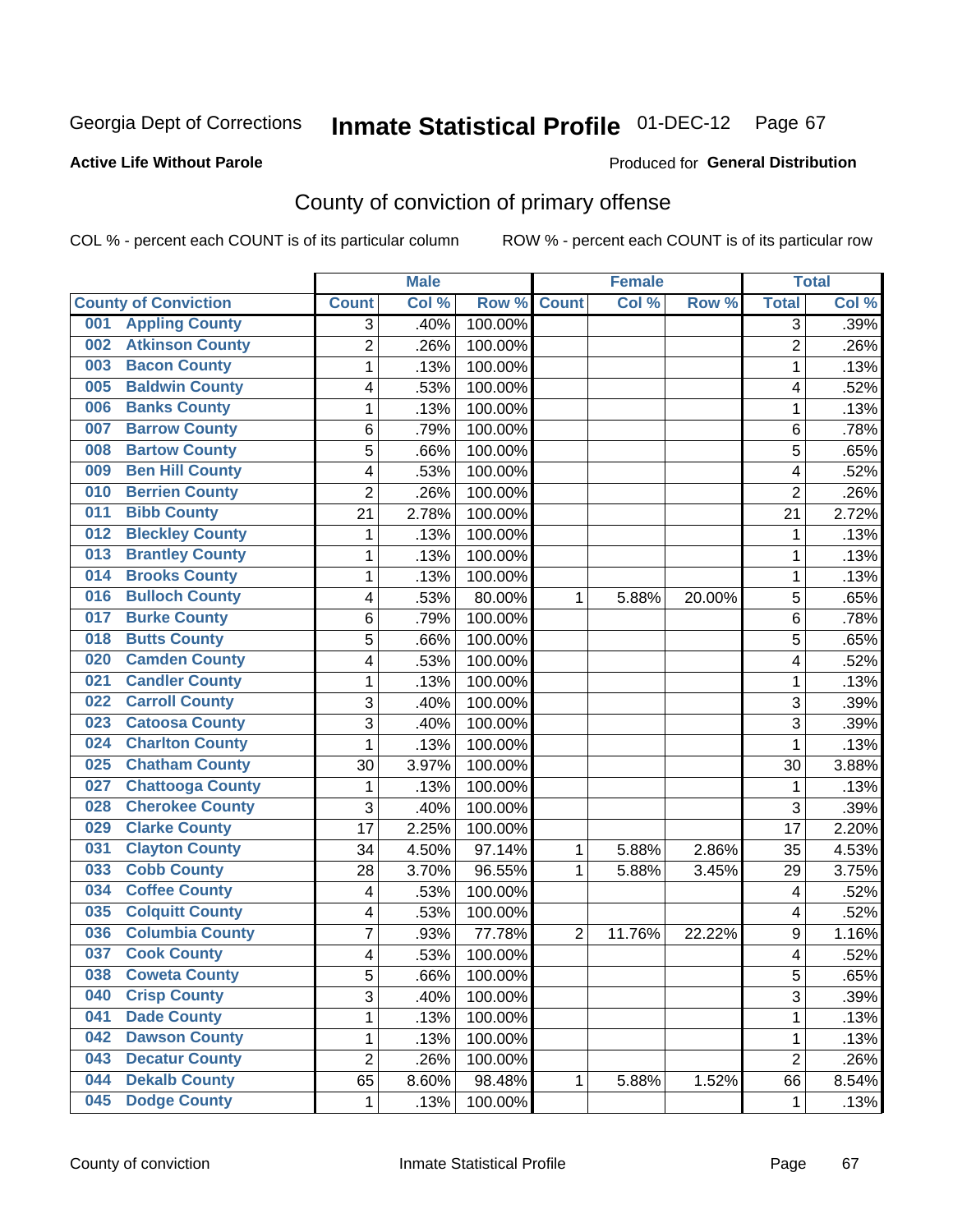Georgia Dept of Corrections **Inmate Statistical Profile** 01-DEC-12

**Active Life Without Parole**

Produced for **General Distribution**

## County of conviction of primary offense

COL % - percent each COUNT is of its particular column ROW % - percent each COUNT is of its particular row

| County of Conviction | Male | | | Female | | | Total | |
|---|---|---|---|---|---|---|---|---|
| | Count | Col % | Row % | Count | Col % | Row % | Total | Col % |
| 001 Appling County | 3 | .40% | 100.00% | | | | 3 | .39% |
| 002 Atkinson County | 2 | .26% | 100.00% | | | | 2 | .26% |
| 003 Bacon County | 1 | .13% | 100.00% | | | | 1 | .13% |
| 005 Baldwin County | 4 | .53% | 100.00% | | | | 4 | .52% |
| 006 Banks County | 1 | .13% | 100.00% | | | | 1 | .13% |
| 007 Barrow County | 6 | .79% | 100.00% | | | | 6 | .78% |
| 008 Bartow County | 5 | .66% | 100.00% | | | | 5 | .65% |
| 009 Ben Hill County | 4 | .53% | 100.00% | | | | 4 | .52% |
| 010 Berrien County | 2 | .26% | 100.00% | | | | 2 | .26% |
| 011 Bibb County | 21 | 2.78% | 100.00% | | | | 21 | 2.72% |
| 012 Bleckley County | 1 | .13% | 100.00% | | | | 1 | .13% |
| 013 Brantley County | 1 | .13% | 100.00% | | | | 1 | .13% |
| 014 Brooks County | 1 | .13% | 100.00% | | | | 1 | .13% |
| 016 Bulloch County | 4 | .53% | 80.00% | 1 | 5.88% | 20.00% | 5 | .65% |
| 017 Burke County | 6 | .79% | 100.00% | | | | 6 | .78% |
| 018 Butts County | 5 | .66% | 100.00% | | | | 5 | .65% |
| 020 Camden County | 4 | .53% | 100.00% | | | | 4 | .52% |
| 021 Candler County | 1 | .13% | 100.00% | | | | 1 | .13% |
| 022 Carroll County | 3 | .40% | 100.00% | | | | 3 | .39% |
| 023 Catoosa County | 3 | .40% | 100.00% | | | | 3 | .39% |
| 024 Charlton County | 1 | .13% | 100.00% | | | | 1 | .13% |
| 025 Chatham County | 30 | 3.97% | 100.00% | | | | 30 | 3.88% |
| 027 Chattooga County | 1 | .13% | 100.00% | | | | 1 | .13% |
| 028 Cherokee County | 3 | .40% | 100.00% | | | | 3 | .39% |
| 029 Clarke County | 17 | 2.25% | 100.00% | | | | 17 | 2.20% |
| 031 Clayton County | 34 | 4.50% | 97.14% | 1 | 5.88% | 2.86% | 35 | 4.53% |
| 033 Cobb County | 28 | 3.70% | 96.55% | 1 | 5.88% | 3.45% | 29 | 3.75% |
| 034 Coffee County | 4 | .53% | 100.00% | | | | 4 | .52% |
| 035 Colquitt County | 4 | .53% | 100.00% | | | | 4 | .52% |
| 036 Columbia County | 7 | .93% | 77.78% | 2 | 11.76% | 22.22% | 9 | 1.16% |
| 037 Cook County | 4 | .53% | 100.00% | | | | 4 | .52% |
| 038 Coweta County | 5 | .66% | 100.00% | | | | 5 | .65% |
| 040 Crisp County | 3 | .40% | 100.00% | | | | 3 | .39% |
| 041 Dade County | 1 | .13% | 100.00% | | | | 1 | .13% |
| 042 Dawson County | 1 | .13% | 100.00% | | | | 1 | .13% |
| 043 Decatur County | 2 | .26% | 100.00% | | | | 2 | .26% |
| 044 Dekalb County | 65 | 8.60% | 98.48% | 1 | 5.88% | 1.52% | 66 | 8.54% |
| 045 Dodge County | 1 | .13% | 100.00% | | | | 1 | .13% |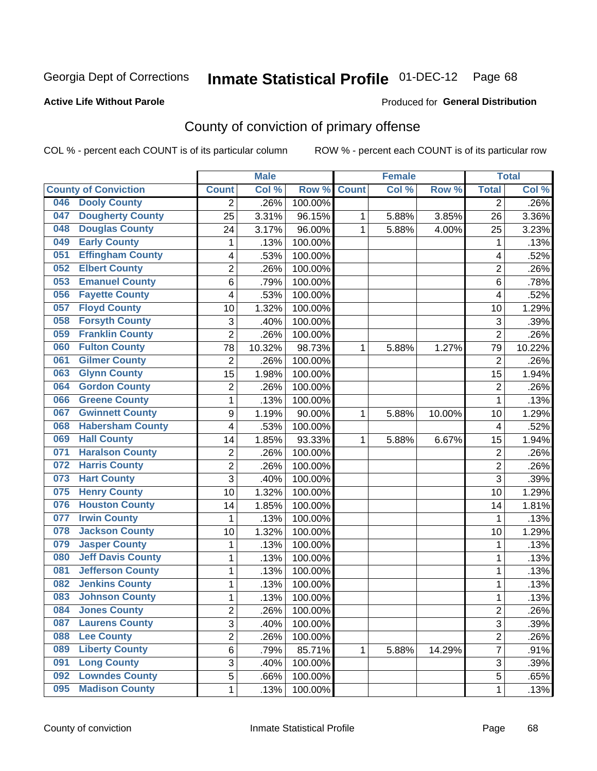Georgia Dept of Corrections **Inmate Statistical Profile** 01-DEC-12

**Active Life Without Parole**

Produced for **General Distribution**

## County of conviction of primary offense

COL % - percent each COUNT is of its particular column ROW % - percent each COUNT is of its particular row

| County of Conviction | Male | | | Female | | | Total | |
|---|---|---|---|---|---|---|---|---|
| | Count | Col % | Row % | Count | Col % | Row % | Total | Col % |
| 046 Dooly County | 2 | .26% | 100.00% | | | | 2 | .26% |
| 047 Dougherty County | 25 | 3.31% | 96.15% | 1 | 5.88% | 3.85% | 26 | 3.36% |
| 048 Douglas County | 24 | 3.17% | 96.00% | 1 | 5.88% | 4.00% | 25 | 3.23% |
| 049 Early County | 1 | .13% | 100.00% | | | | 1 | .13% |
| 051 Effingham County | 4 | .53% | 100.00% | | | | 4 | .52% |
| 052 Elbert County | 2 | .26% | 100.00% | | | | 2 | .26% |
| 053 Emanuel County | 6 | .79% | 100.00% | | | | 6 | .78% |
| 056 Fayette County | 4 | .53% | 100.00% | | | | 4 | .52% |
| 057 Floyd County | 10 | 1.32% | 100.00% | | | | 10 | 1.29% |
| 058 Forsyth County | 3 | .40% | 100.00% | | | | 3 | .39% |
| 059 Franklin County | 2 | .26% | 100.00% | | | | 2 | .26% |
| 060 Fulton County | 78 | 10.32% | 98.73% | 1 | 5.88% | 1.27% | 79 | 10.22% |
| 061 Gilmer County | 2 | .26% | 100.00% | | | | 2 | .26% |
| 063 Glynn County | 15 | 1.98% | 100.00% | | | | 15 | 1.94% |
| 064 Gordon County | 2 | .26% | 100.00% | | | | 2 | .26% |
| 066 Greene County | 1 | .13% | 100.00% | | | | 1 | .13% |
| 067 Gwinnett County | 9 | 1.19% | 90.00% | 1 | 5.88% | 10.00% | 10 | 1.29% |
| 068 Habersham County | 4 | .53% | 100.00% | | | | 4 | .52% |
| 069 Hall County | 14 | 1.85% | 93.33% | 1 | 5.88% | 6.67% | 15 | 1.94% |
| 071 Haralson County | 2 | .26% | 100.00% | | | | 2 | .26% |
| 072 Harris County | 2 | .26% | 100.00% | | | | 2 | .26% |
| 073 Hart County | 3 | .40% | 100.00% | | | | 3 | .39% |
| 075 Henry County | 10 | 1.32% | 100.00% | | | | 10 | 1.29% |
| 076 Houston County | 14 | 1.85% | 100.00% | | | | 14 | 1.81% |
| 077 Irwin County | 1 | .13% | 100.00% | | | | 1 | .13% |
| 078 Jackson County | 10 | 1.32% | 100.00% | | | | 10 | 1.29% |
| 079 Jasper County | 1 | .13% | 100.00% | | | | 1 | .13% |
| 080 Jeff Davis County | 1 | .13% | 100.00% | | | | 1 | .13% |
| 081 Jefferson County | 1 | .13% | 100.00% | | | | 1 | .13% |
| 082 Jenkins County | 1 | .13% | 100.00% | | | | 1 | .13% |
| 083 Johnson County | 1 | .13% | 100.00% | | | | 1 | .13% |
| 084 Jones County | 2 | .26% | 100.00% | | | | 2 | .26% |
| 087 Laurens County | 3 | .40% | 100.00% | | | | 3 | .39% |
| 088 Lee County | 2 | .26% | 100.00% | | | | 2 | .26% |
| 089 Liberty County | 6 | .79% | 85.71% | 1 | 5.88% | 14.29% | 7 | .91% |
| 091 Long County | 3 | .40% | 100.00% | | | | 3 | .39% |
| 092 Lowndes County | 5 | .66% | 100.00% | | | | 5 | .65% |
| 095 Madison County | 1 | .13% | 100.00% | | | | 1 | .13% |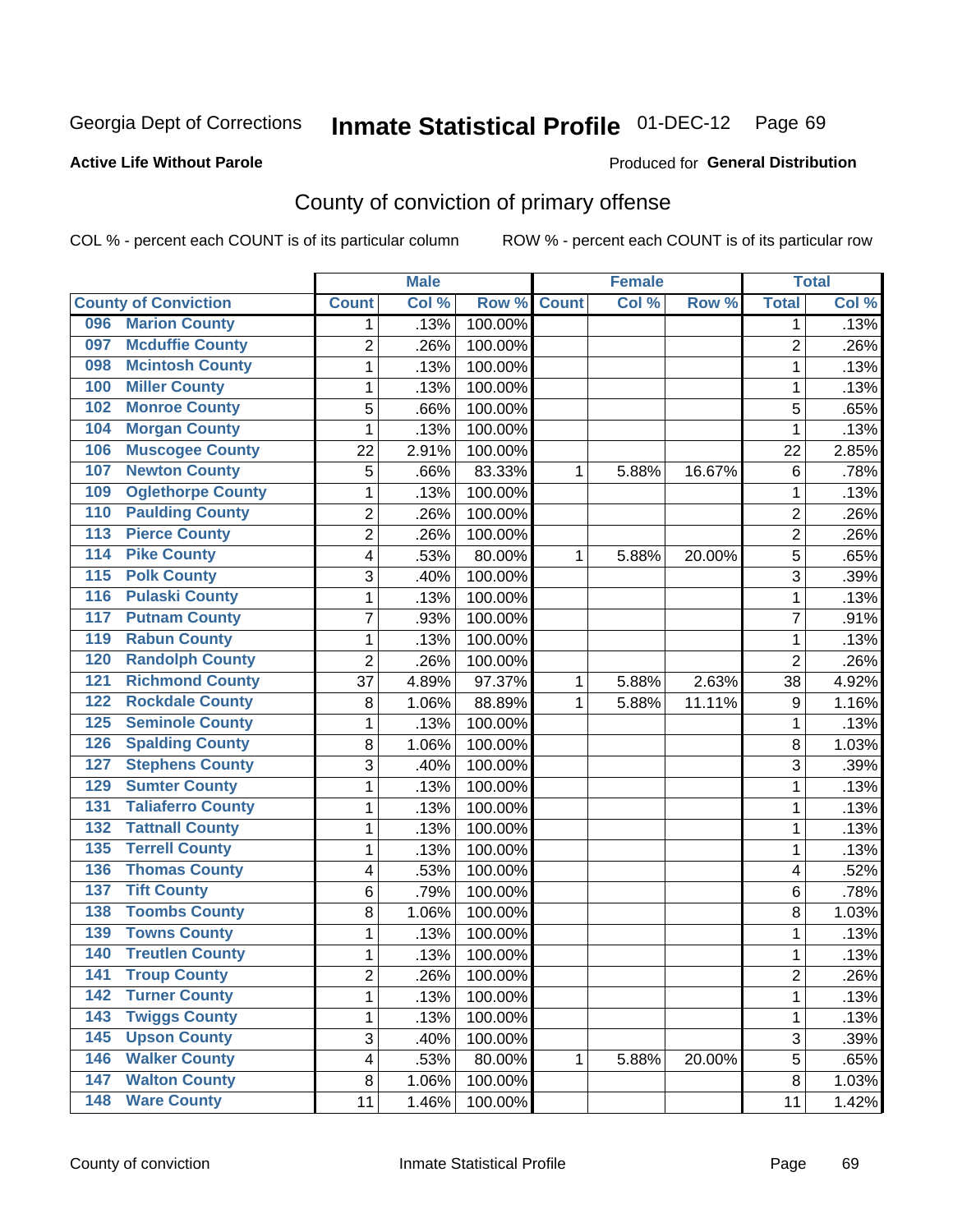Georgia Dept of Corrections **Inmate Statistical Profile** 01-DEC-12 Page 69

**Active Life Without Parole**

Produced for **General Distribution**

## County of conviction of primary offense

COL % - percent each COUNT is of its particular column ROW % - percent each COUNT is of its particular row

| County of Conviction | Male | | | Female | | | Total | |
|---|---|---|---|---|---|---|---|---|
| | Count | Col % | Row % | Count | Col % | Row % | Total | Col % |
| 096 Marion County | 1 | .13% | 100.00% | | | | 1 | .13% |
| 097 Mcduffie County | 2 | .26% | 100.00% | | | | 2 | .26% |
| 098 Mcintosh County | 1 | .13% | 100.00% | | | | 1 | .13% |
| 100 Miller County | 1 | .13% | 100.00% | | | | 1 | .13% |
| 102 Monroe County | 5 | .66% | 100.00% | | | | 5 | .65% |
| 104 Morgan County | 1 | .13% | 100.00% | | | | 1 | .13% |
| 106 Muscogee County | 22 | 2.91% | 100.00% | | | | 22 | 2.85% |
| 107 Newton County | 5 | .66% | 83.33% | 1 | 5.88% | 16.67% | 6 | .78% |
| 109 Oglethorpe County | 1 | .13% | 100.00% | | | | 1 | .13% |
| 110 Paulding County | 2 | .26% | 100.00% | | | | 2 | .26% |
| 113 Pierce County | 2 | .26% | 100.00% | | | | 2 | .26% |
| 114 Pike County | 4 | .53% | 80.00% | 1 | 5.88% | 20.00% | 5 | .65% |
| 115 Polk County | 3 | .40% | 100.00% | | | | 3 | .39% |
| 116 Pulaski County | 1 | .13% | 100.00% | | | | 1 | .13% |
| 117 Putnam County | 7 | .93% | 100.00% | | | | 7 | .91% |
| 119 Rabun County | 1 | .13% | 100.00% | | | | 1 | .13% |
| 120 Randolph County | 2 | .26% | 100.00% | | | | 2 | .26% |
| 121 Richmond County | 37 | 4.89% | 97.37% | 1 | 5.88% | 2.63% | 38 | 4.92% |
| 122 Rockdale County | 8 | 1.06% | 88.89% | 1 | 5.88% | 11.11% | 9 | 1.16% |
| 125 Seminole County | 1 | .13% | 100.00% | | | | 1 | .13% |
| 126 Spalding County | 8 | 1.06% | 100.00% | | | | 8 | 1.03% |
| 127 Stephens County | 3 | .40% | 100.00% | | | | 3 | .39% |
| 129 Sumter County | 1 | .13% | 100.00% | | | | 1 | .13% |
| 131 Taliaferro County | 1 | .13% | 100.00% | | | | 1 | .13% |
| 132 Tattnall County | 1 | .13% | 100.00% | | | | 1 | .13% |
| 135 Terrell County | 1 | .13% | 100.00% | | | | 1 | .13% |
| 136 Thomas County | 4 | .53% | 100.00% | | | | 4 | .52% |
| 137 Tift County | 6 | .79% | 100.00% | | | | 6 | .78% |
| 138 Toombs County | 8 | 1.06% | 100.00% | | | | 8 | 1.03% |
| 139 Towns County | 1 | .13% | 100.00% | | | | 1 | .13% |
| 140 Treutlen County | 1 | .13% | 100.00% | | | | 1 | .13% |
| 141 Troup County | 2 | .26% | 100.00% | | | | 2 | .26% |
| 142 Turner County | 1 | .13% | 100.00% | | | | 1 | .13% |
| 143 Twiggs County | 1 | .13% | 100.00% | | | | 1 | .13% |
| 145 Upson County | 3 | .40% | 100.00% | | | | 3 | .39% |
| 146 Walker County | 4 | .53% | 80.00% | 1 | 5.88% | 20.00% | 5 | .65% |
| 147 Walton County | 8 | 1.06% | 100.00% | | | | 8 | 1.03% |
| 148 Ware County | 11 | 1.46% | 100.00% | | | | 11 | 1.42% |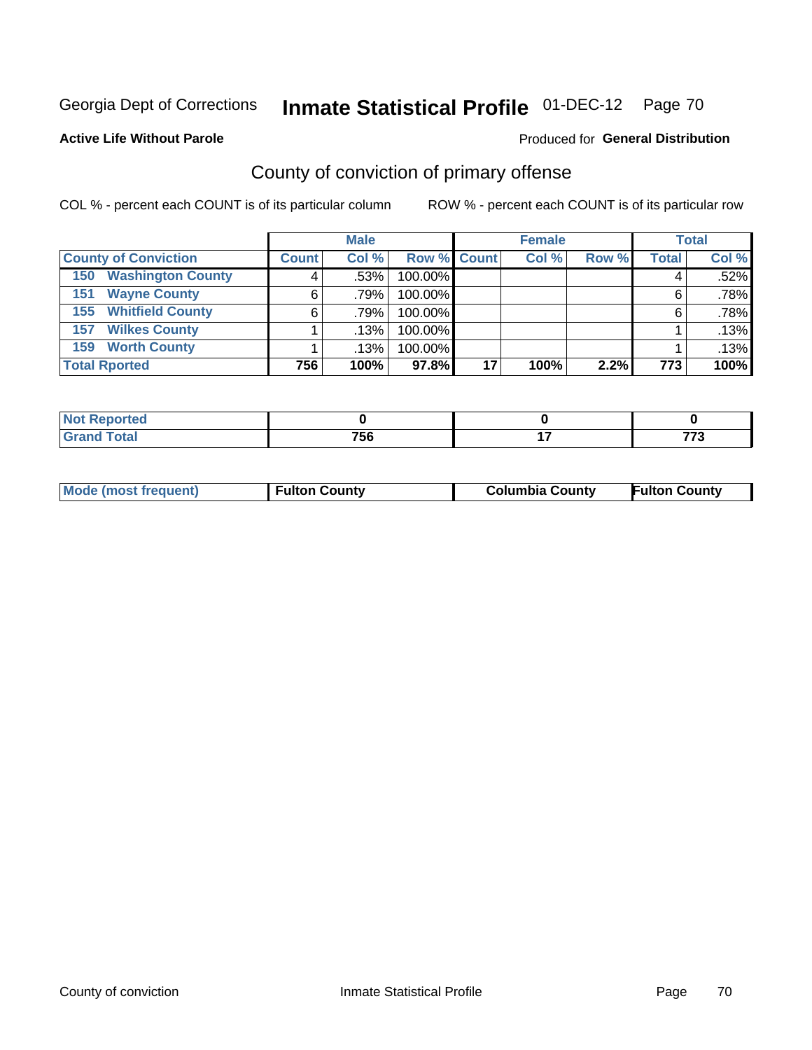Georgia Dept of Corrections **Inmate Statistical Profile** 01-DEC-12

**Active Life Without Parole**

Produced for **General Distribution**

## County of conviction of primary offense

COL % - percent each COUNT is of its particular column

ROW % - percent each COUNT is of its particular row

| | Male | | | Female | | | Total | |
|---|---|---|---|---|---|---|---|---|
| **County of Conviction** | **Count** | **Col %** | **Row %** | **Count** | **Col %** | **Row %** | **Total** | **Col %** |
| 150 Washington County | 4 | .53% | 100.00% | | | | 4 | .52% |
| 151 Wayne County | 6 | .79% | 100.00% | | | | 6 | .78% |
| 155 Whitfield County | 6 | .79% | 100.00% | | | | 6 | .78% |
| 157 Wilkes County | 1 | .13% | 100.00% | | | | 1 | .13% |
| 159 Worth County | 1 | .13% | 100.00% | | | | 1 | .13% |
| **Total Rported** | **756** | **100%** | **97.8%** | **17** | **100%** | **2.2%** | **773** | **100%** |

| | Male | Female | Total |
|---|---|---|---|
| **Not Reported** | **0** | **0** | **0** |
| **Grand Total** | **756** | **17** | **773** |

| | Male | Female | Total |
|---|---|---|---|
| **Mode (most frequent)** | **Fulton County** | **Columbia County** | **Fulton County** |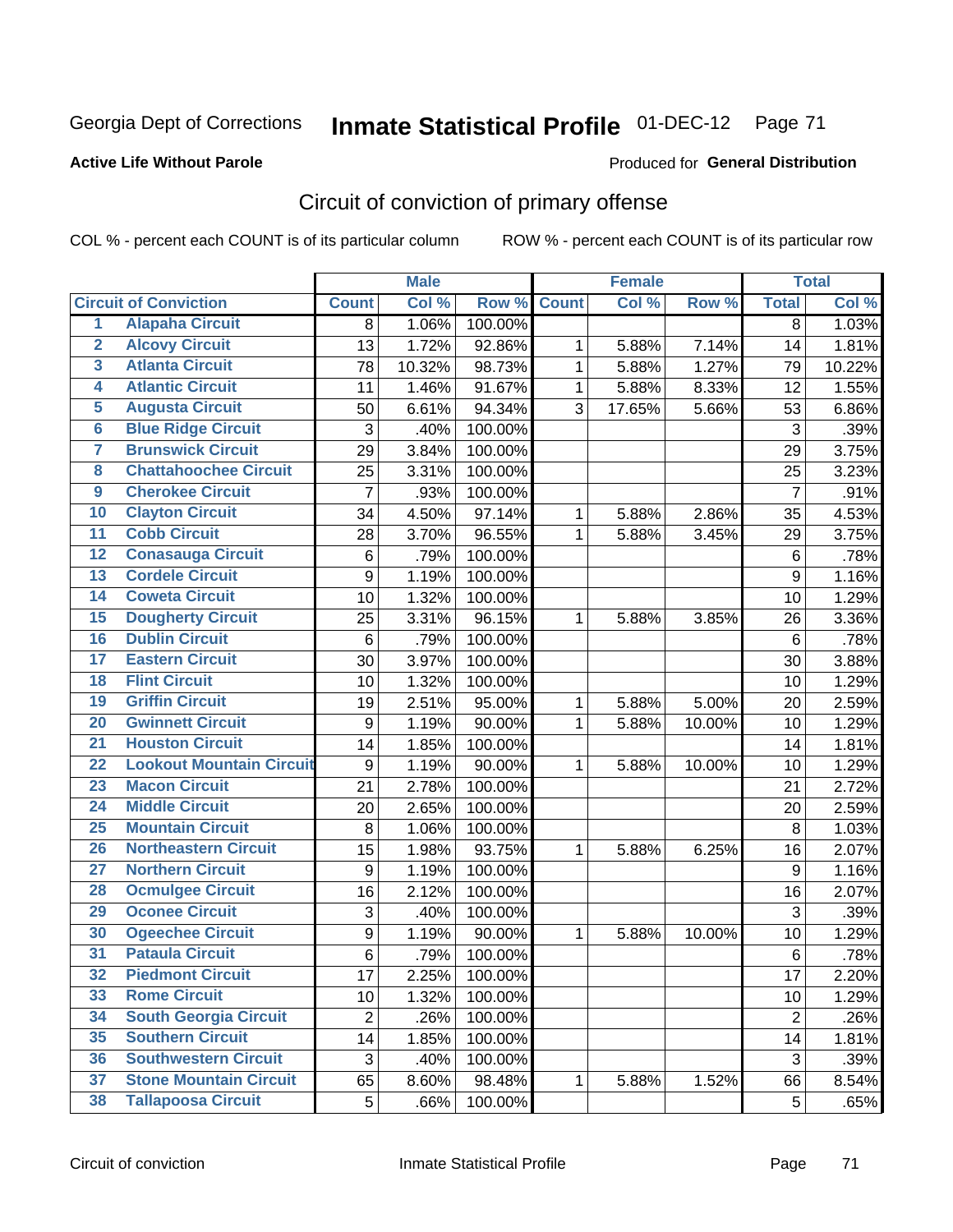Georgia Dept of Corrections **Inmate Statistical Profile** 01-DEC-12

**Active Life Without Parole**

Produced for **General Distribution**

## Circuit of conviction of primary offense

COL % - percent each COUNT is of its particular column     ROW % - percent each COUNT is of its particular row

| | | Male | | | Female | | | Total | |
|---|---|---|---|---|---|---|---|---|---|
| **Circuit of Conviction** | | **Count** | **Col %** | **Row %** | **Count** | **Col %** | **Row %** | **Total** | **Col %** |
| 1 | Alapaha Circuit | 8 | 1.06% | 100.00% | | | | 8 | 1.03% |
| 2 | Alcovy Circuit | 13 | 1.72% | 92.86% | 1 | 5.88% | 7.14% | 14 | 1.81% |
| 3 | Atlanta Circuit | 78 | 10.32% | 98.73% | 1 | 5.88% | 1.27% | 79 | 10.22% |
| 4 | Atlantic Circuit | 11 | 1.46% | 91.67% | 1 | 5.88% | 8.33% | 12 | 1.55% |
| 5 | Augusta Circuit | 50 | 6.61% | 94.34% | 3 | 17.65% | 5.66% | 53 | 6.86% |
| 6 | Blue Ridge Circuit | 3 | .40% | 100.00% | | | | 3 | .39% |
| 7 | Brunswick Circuit | 29 | 3.84% | 100.00% | | | | 29 | 3.75% |
| 8 | Chattahoochee Circuit | 25 | 3.31% | 100.00% | | | | 25 | 3.23% |
| 9 | Cherokee Circuit | 7 | .93% | 100.00% | | | | 7 | .91% |
| 10 | Clayton Circuit | 34 | 4.50% | 97.14% | 1 | 5.88% | 2.86% | 35 | 4.53% |
| 11 | Cobb Circuit | 28 | 3.70% | 96.55% | 1 | 5.88% | 3.45% | 29 | 3.75% |
| 12 | Conasauga Circuit | 6 | .79% | 100.00% | | | | 6 | .78% |
| 13 | Cordele Circuit | 9 | 1.19% | 100.00% | | | | 9 | 1.16% |
| 14 | Coweta Circuit | 10 | 1.32% | 100.00% | | | | 10 | 1.29% |
| 15 | Dougherty Circuit | 25 | 3.31% | 96.15% | 1 | 5.88% | 3.85% | 26 | 3.36% |
| 16 | Dublin Circuit | 6 | .79% | 100.00% | | | | 6 | .78% |
| 17 | Eastern Circuit | 30 | 3.97% | 100.00% | | | | 30 | 3.88% |
| 18 | Flint Circuit | 10 | 1.32% | 100.00% | | | | 10 | 1.29% |
| 19 | Griffin Circuit | 19 | 2.51% | 95.00% | 1 | 5.88% | 5.00% | 20 | 2.59% |
| 20 | Gwinnett Circuit | 9 | 1.19% | 90.00% | 1 | 5.88% | 10.00% | 10 | 1.29% |
| 21 | Houston Circuit | 14 | 1.85% | 100.00% | | | | 14 | 1.81% |
| 22 | Lookout Mountain Circuit | 9 | 1.19% | 90.00% | 1 | 5.88% | 10.00% | 10 | 1.29% |
| 23 | Macon Circuit | 21 | 2.78% | 100.00% | | | | 21 | 2.72% |
| 24 | Middle Circuit | 20 | 2.65% | 100.00% | | | | 20 | 2.59% |
| 25 | Mountain Circuit | 8 | 1.06% | 100.00% | | | | 8 | 1.03% |
| 26 | Northeastern Circuit | 15 | 1.98% | 93.75% | 1 | 5.88% | 6.25% | 16 | 2.07% |
| 27 | Northern Circuit | 9 | 1.19% | 100.00% | | | | 9 | 1.16% |
| 28 | Ocmulgee Circuit | 16 | 2.12% | 100.00% | | | | 16 | 2.07% |
| 29 | Oconee Circuit | 3 | .40% | 100.00% | | | | 3 | .39% |
| 30 | Ogeechee Circuit | 9 | 1.19% | 90.00% | 1 | 5.88% | 10.00% | 10 | 1.29% |
| 31 | Pataula Circuit | 6 | .79% | 100.00% | | | | 6 | .78% |
| 32 | Piedmont Circuit | 17 | 2.25% | 100.00% | | | | 17 | 2.20% |
| 33 | Rome Circuit | 10 | 1.32% | 100.00% | | | | 10 | 1.29% |
| 34 | South Georgia Circuit | 2 | .26% | 100.00% | | | | 2 | .26% |
| 35 | Southern Circuit | 14 | 1.85% | 100.00% | | | | 14 | 1.81% |
| 36 | Southwestern Circuit | 3 | .40% | 100.00% | | | | 3 | .39% |
| 37 | Stone Mountain Circuit | 65 | 8.60% | 98.48% | 1 | 5.88% | 1.52% | 66 | 8.54% |
| 38 | Tallapoosa Circuit | 5 | .66% | 100.00% | | | | 5 | .65% |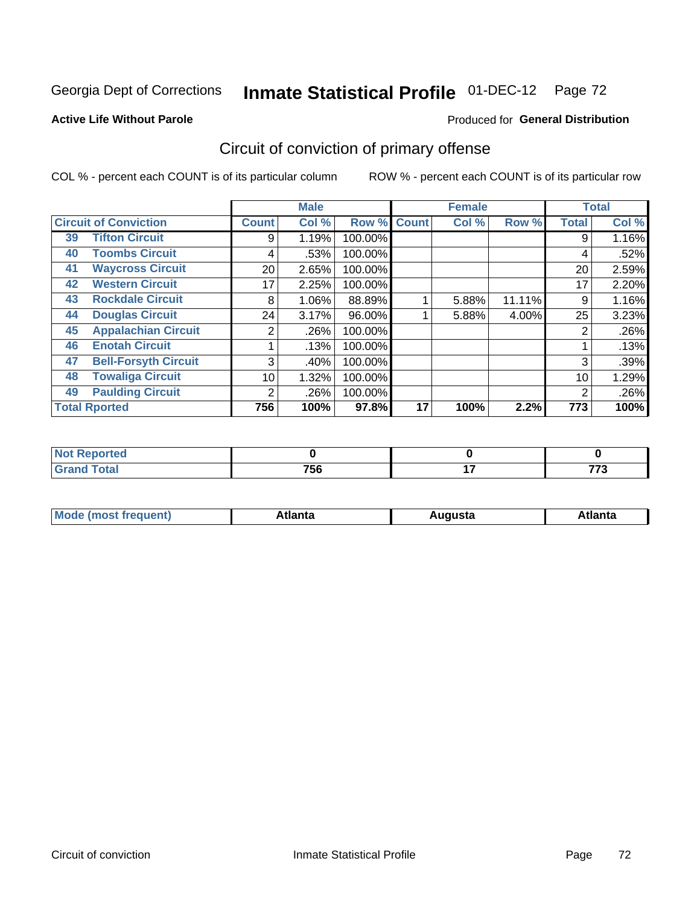Georgia Dept of Corrections **Inmate Statistical Profile** 01-DEC-12

**Active Life Without Parole**

Produced for **General Distribution**

## Circuit of conviction of primary offense

COL % - percent each COUNT is of its particular column ROW % - percent each COUNT is of its particular row

| Circuit of Conviction | | Male | | | Female | | | Total | |
|---|---|---|---|---|---|---|---|---|---|
| | | Count | Col % | Row % | Count | Col % | Row % | Total | Col % |
| 39 | Tifton Circuit | 9 | 1.19% | 100.00% | | | | 9 | 1.16% |
| 40 | Toombs Circuit | 4 | .53% | 100.00% | | | | 4 | .52% |
| 41 | Waycross Circuit | 20 | 2.65% | 100.00% | | | | 20 | 2.59% |
| 42 | Western Circuit | 17 | 2.25% | 100.00% | | | | 17 | 2.20% |
| 43 | Rockdale Circuit | 8 | 1.06% | 88.89% | 1 | 5.88% | 11.11% | 9 | 1.16% |
| 44 | Douglas Circuit | 24 | 3.17% | 96.00% | 1 | 5.88% | 4.00% | 25 | 3.23% |
| 45 | Appalachian Circuit | 2 | .26% | 100.00% | | | | 2 | .26% |
| 46 | Enotah Circuit | 1 | .13% | 100.00% | | | | 1 | .13% |
| 47 | Bell-Forsyth Circuit | 3 | .40% | 100.00% | | | | 3 | .39% |
| 48 | Towaliga Circuit | 10 | 1.32% | 100.00% | | | | 10 | 1.29% |
| 49 | Paulding Circuit | 2 | .26% | 100.00% | | | | 2 | .26% |
| **Total Rported** | | **756** | **100%** | **97.8%** | **17** | **100%** | **2.2%** | **773** | **100%** |

| | Male | Female | Total |
|---|---|---|---|
| Not Reported | 0 | 0 | 0 |
| Grand Total | 756 | 17 | 773 |

| | Male | Female | Total |
|---|---|---|---|
| Mode (most frequent) | Atlanta | Augusta | Atlanta |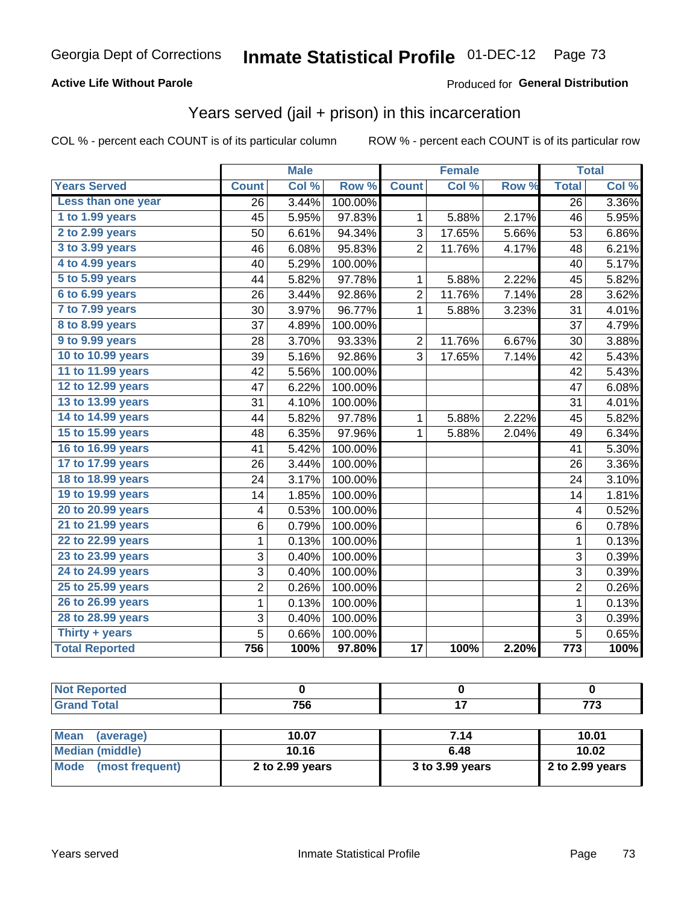Georgia Dept of Corrections **Inmate Statistical Profile** 01-DEC-12

**Active Life Without Parole**

Produced for **General Distribution**

## Years served (jail + prison) in this incarceration

COL % - percent each COUNT is of its particular column      ROW % - percent each COUNT is of its particular row

| | Male | | | Female | | | Total | |
|---|---|---|---|---|---|---|---|---|
| **Years Served** | **Count** | **Col %** | **Row %** | **Count** | **Col %** | **Row %** | **Total** | **Col %** |
| Less than one year | 26 | 3.44% | 100.00% | | | | 26 | 3.36% |
| 1 to 1.99 years | 45 | 5.95% | 97.83% | 1 | 5.88% | 2.17% | 46 | 5.95% |
| 2 to 2.99 years | 50 | 6.61% | 94.34% | 3 | 17.65% | 5.66% | 53 | 6.86% |
| 3 to 3.99 years | 46 | 6.08% | 95.83% | 2 | 11.76% | 4.17% | 48 | 6.21% |
| 4 to 4.99 years | 40 | 5.29% | 100.00% | | | | 40 | 5.17% |
| 5 to 5.99 years | 44 | 5.82% | 97.78% | 1 | 5.88% | 2.22% | 45 | 5.82% |
| 6 to 6.99 years | 26 | 3.44% | 92.86% | 2 | 11.76% | 7.14% | 28 | 3.62% |
| 7 to 7.99 years | 30 | 3.97% | 96.77% | 1 | 5.88% | 3.23% | 31 | 4.01% |
| 8 to 8.99 years | 37 | 4.89% | 100.00% | | | | 37 | 4.79% |
| 9 to 9.99 years | 28 | 3.70% | 93.33% | 2 | 11.76% | 6.67% | 30 | 3.88% |
| 10 to 10.99 years | 39 | 5.16% | 92.86% | 3 | 17.65% | 7.14% | 42 | 5.43% |
| 11 to 11.99 years | 42 | 5.56% | 100.00% | | | | 42 | 5.43% |
| 12 to 12.99 years | 47 | 6.22% | 100.00% | | | | 47 | 6.08% |
| 13 to 13.99 years | 31 | 4.10% | 100.00% | | | | 31 | 4.01% |
| 14 to 14.99 years | 44 | 5.82% | 97.78% | 1 | 5.88% | 2.22% | 45 | 5.82% |
| 15 to 15.99 years | 48 | 6.35% | 97.96% | 1 | 5.88% | 2.04% | 49 | 6.34% |
| 16 to 16.99 years | 41 | 5.42% | 100.00% | | | | 41 | 5.30% |
| 17 to 17.99 years | 26 | 3.44% | 100.00% | | | | 26 | 3.36% |
| 18 to 18.99 years | 24 | 3.17% | 100.00% | | | | 24 | 3.10% |
| 19 to 19.99 years | 14 | 1.85% | 100.00% | | | | 14 | 1.81% |
| 20 to 20.99 years | 4 | 0.53% | 100.00% | | | | 4 | 0.52% |
| 21 to 21.99 years | 6 | 0.79% | 100.00% | | | | 6 | 0.78% |
| 22 to 22.99 years | 1 | 0.13% | 100.00% | | | | 1 | 0.13% |
| 23 to 23.99 years | 3 | 0.40% | 100.00% | | | | 3 | 0.39% |
| 24 to 24.99 years | 3 | 0.40% | 100.00% | | | | 3 | 0.39% |
| 25 to 25.99 years | 2 | 0.26% | 100.00% | | | | 2 | 0.26% |
| 26 to 26.99 years | 1 | 0.13% | 100.00% | | | | 1 | 0.13% |
| 28 to 28.99 years | 3 | 0.40% | 100.00% | | | | 3 | 0.39% |
| Thirty + years | 5 | 0.66% | 100.00% | | | | 5 | 0.65% |
| **Total Reported** | **756** | **100%** | **97.80%** | **17** | **100%** | **2.20%** | **773** | **100%** |

| | Male | Female | Total |
|---|---|---|---|
| Not Reported | 0 | 0 | 0 |
| Grand Total | 756 | 17 | 773 |

| | Male | Female | Total |
|---|---|---|---|
| Mean (average) | 10.07 | 7.14 | 10.01 |
| Median (middle) | 10.16 | 6.48 | 10.02 |
| Mode (most frequent) | 2 to 2.99 years | 3 to 3.99 years | 2 to 2.99 years |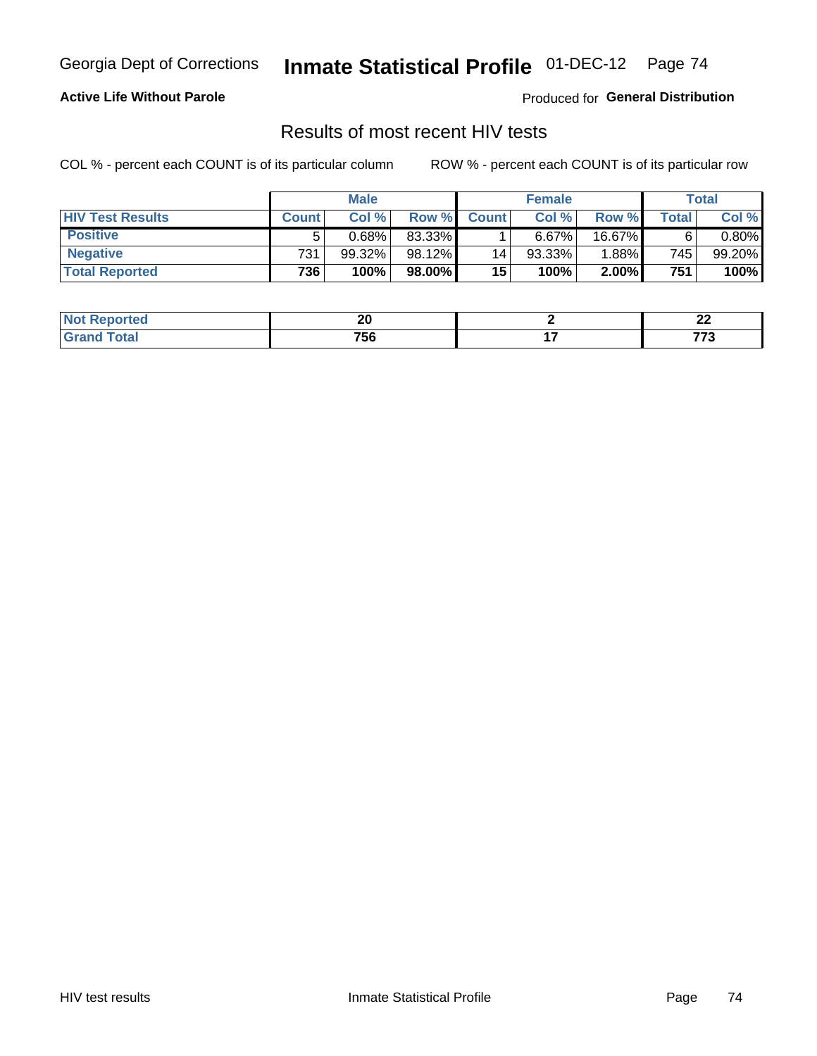Georgia Dept of Corrections **Inmate Statistical Profile** 01-DEC-12

**Active Life Without Parole**

Produced for **General Distribution**

## Results of most recent HIV tests

COL % - percent each COUNT is of its particular column

ROW % - percent each COUNT is of its particular row

| | Male | | | Female | | | Total | |
|---|---|---|---|---|---|---|---|---|
| **HIV Test Results** | **Count** | **Col %** | **Row %** | **Count** | **Col %** | **Row %** | **Total** | **Col %** |
| **Positive** | 5 | 0.68% | 83.33% | 1 | 6.67% | 16.67% | 6 | 0.80% |
| **Negative** | 731 | 99.32% | 98.12% | 14 | 93.33% | 1.88% | 745 | 99.20% |
| **Total Reported** | **736** | **100%** | **98.00%** | **15** | **100%** | **2.00%** | **751** | **100%** |

| | Male | Female | Total |
|---|---|---|---|
| **Not Reported** | **20** | **2** | **22** |
| **Grand Total** | **756** | **17** | **773** |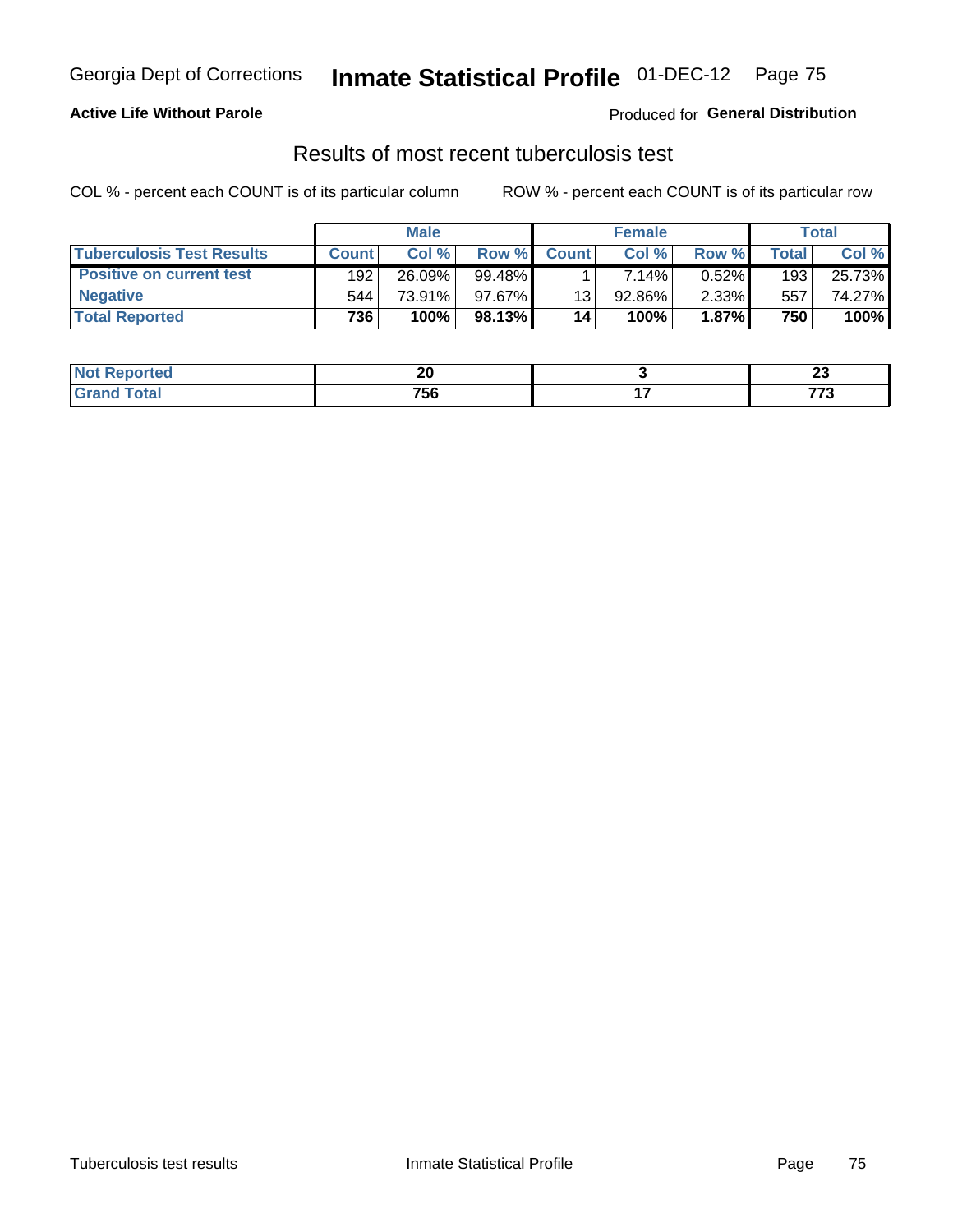Georgia Dept of Corrections **Inmate Statistical Profile** 01-DEC-12

**Active Life Without Parole**

Produced for **General Distribution**

## Results of most recent tuberculosis test

COL % - percent each COUNT is of its particular column

ROW % - percent each COUNT is of its particular row

| | Male | | | Female | | | Total | |
|---|---|---|---|---|---|---|---|---|
| **Tuberculosis Test Results** | **Count** | **Col %** | **Row %** | **Count** | **Col %** | **Row %** | **Total** | **Col %** |
| **Positive on current test** | 192 | 26.09% | 99.48% | 1 | 7.14% | 0.52% | 193 | 25.73% |
| **Negative** | 544 | 73.91% | 97.67% | 13 | 92.86% | 2.33% | 557 | 74.27% |
| **Total Reported** | **736** | **100%** | **98.13%** | **14** | **100%** | **1.87%** | **750** | **100%** |

| | Male | Female | Total |
|---|---|---|---|
| **Not Reported** | **20** | **3** | **23** |
| **Grand Total** | **756** | **17** | **773** |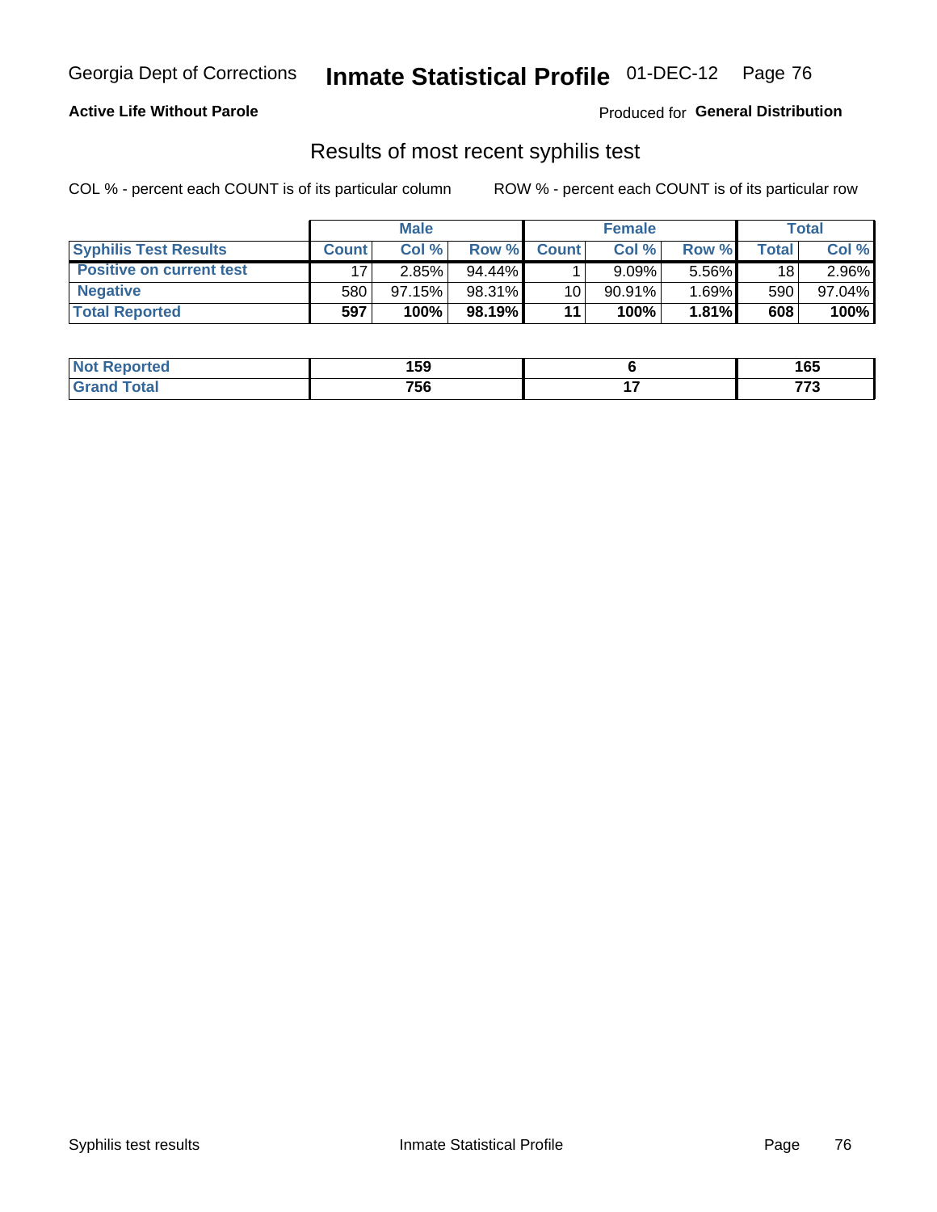Georgia Dept of Corrections **Inmate Statistical Profile** 01-DEC-12

**Active Life Without Parole**

Produced for **General Distribution**

## Results of most recent syphilis test

COL % - percent each COUNT is of its particular column     ROW % - percent each COUNT is of its particular row

| | Male | | | Female | | | Total | |
|---|---|---|---|---|---|---|---|---|
| **Syphilis Test Results** | **Count** | **Col %** | **Row %** | **Count** | **Col %** | **Row %** | **Total** | **Col %** |
| **Positive on current test** | 17 | 2.85% | 94.44% | 1 | 9.09% | 5.56% | 18 | 2.96% |
| **Negative** | 580 | 97.15% | 98.31% | 10 | 90.91% | 1.69% | 590 | 97.04% |
| **Total Reported** | **597** | **100%** | **98.19%** | **11** | **100%** | **1.81%** | **608** | **100%** |

| | Male | Female | Total |
|---|---|---|---|
| **Not Reported** | **159** | **6** | **165** |
| **Grand Total** | **756** | **17** | **773** |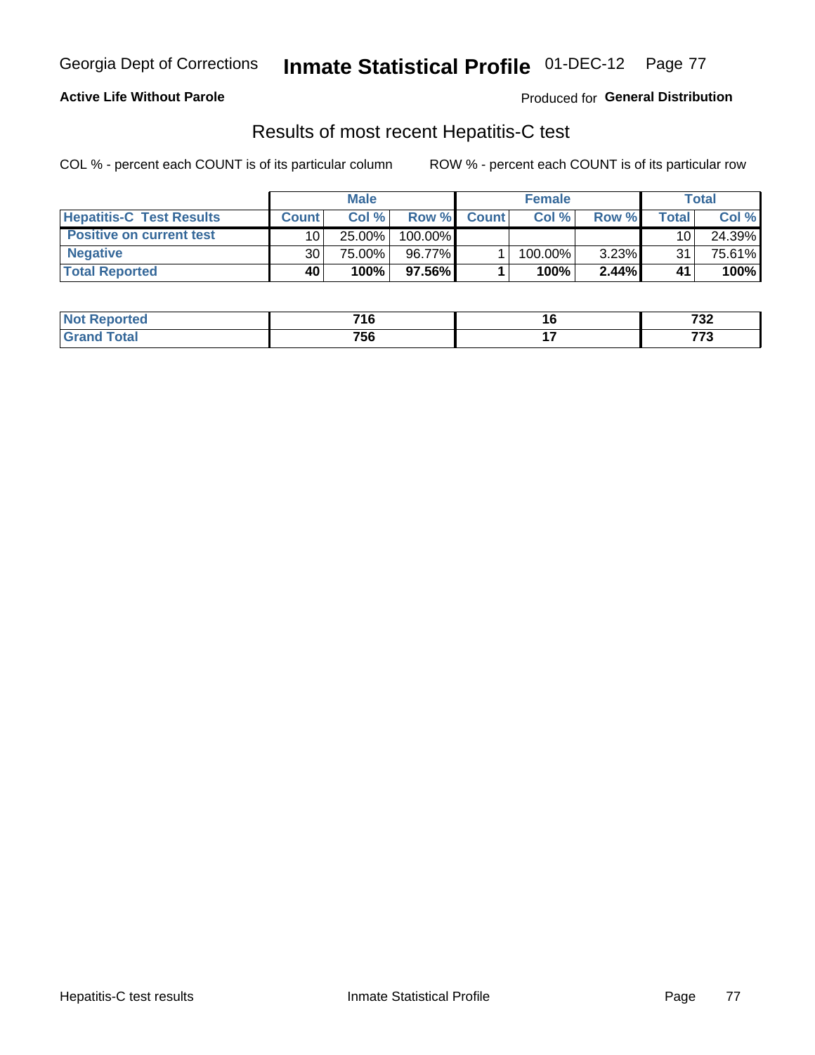Georgia Dept of Corrections **Inmate Statistical Profile** 01-DEC-12

**Active Life Without Parole**

Produced for **General Distribution**

## Results of most recent Hepatitis-C test

COL % - percent each COUNT is of its particular column ROW % - percent each COUNT is of its particular row

| | Male | | | Female | | | Total | |
|---|---|---|---|---|---|---|---|---|
| **Hepatitis-C Test Results** | **Count** | **Col %** | **Row %** | **Count** | **Col %** | **Row %** | **Total** | **Col %** |
| **Positive on current test** | 10 | 25.00% | 100.00% | | | | 10 | 24.39% |
| **Negative** | 30 | 75.00% | 96.77% | 1 | 100.00% | 3.23% | 31 | 75.61% |
| **Total Reported** | **40** | **100%** | **97.56%** | **1** | **100%** | **2.44%** | **41** | **100%** |

| | Male | Female | Total |
|---|---|---|---|
| **Not Reported** | **716** | **16** | **732** |
| **Grand Total** | **756** | **17** | **773** |

Hepatitis-C test results